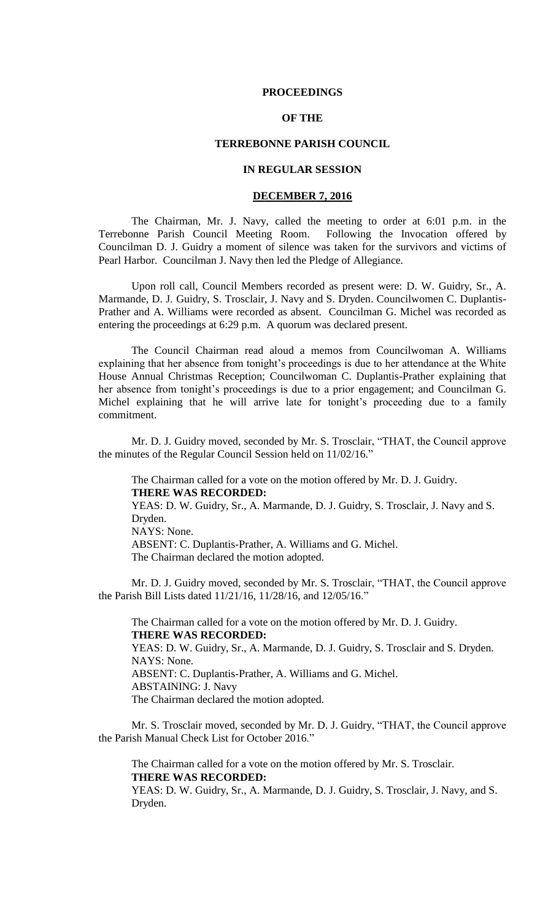# PROCEEDINGS

# OF THE

# TERREBONNE PARISH COUNCIL

# IN REGULAR SESSION

## DECEMBER 7, 2016

The Chairman, Mr. J. Navy, called the meeting to order at 6:01 p.m. in the Terrebonne Parish Council Meeting Room. Following the Invocation offered by Councilman D. J. Guidry a moment of silence was taken for the survivors and victims of Pearl Harbor. Councilman J. Navy then led the Pledge of Allegiance.

Upon roll call, Council Members recorded as present were: D. W. Guidry, Sr., A. Marmande, D. J. Guidry, S. Trosclair, J. Navy and S. Dryden. Councilwomen C. Duplantis-Prather and A. Williams were recorded as absent. Councilman G. Michel was recorded as entering the proceedings at 6:29 p.m. A quorum was declared present.

The Council Chairman read aloud a memos from Councilwoman A. Williams explaining that her absence from tonight's proceedings is due to her attendance at the White House Annual Christmas Reception; Councilwoman C. Duplantis-Prather explaining that her absence from tonight's proceedings is due to a prior engagement; and Councilman G. Michel explaining that he will arrive late for tonight's proceeding due to a family commitment.

Mr. D. J. Guidry moved, seconded by Mr. S. Trosclair, "THAT, the Council approve the minutes of the Regular Council Session held on 11/02/16."

The Chairman called for a vote on the motion offered by Mr. D. J. Guidry.
**THERE WAS RECORDED:**
YEAS: D. W. Guidry, Sr., A. Marmande, D. J. Guidry, S. Trosclair, J. Navy and S. Dryden.
NAYS: None.
ABSENT: C. Duplantis-Prather, A. Williams and G. Michel.
The Chairman declared the motion adopted.

Mr. D. J. Guidry moved, seconded by Mr. S. Trosclair, "THAT, the Council approve the Parish Bill Lists dated 11/21/16, 11/28/16, and 12/05/16."

The Chairman called for a vote on the motion offered by Mr. D. J. Guidry.
**THERE WAS RECORDED:**
YEAS: D. W. Guidry, Sr., A. Marmande, D. J. Guidry, S. Trosclair and S. Dryden.
NAYS: None.
ABSENT: C. Duplantis-Prather, A. Williams and G. Michel.
ABSTAINING: J. Navy
The Chairman declared the motion adopted.

Mr. S. Trosclair moved, seconded by Mr. D. J. Guidry, "THAT, the Council approve the Parish Manual Check List for October 2016."

The Chairman called for a vote on the motion offered by Mr. S. Trosclair.
**THERE WAS RECORDED:**
YEAS: D. W. Guidry, Sr., A. Marmande, D. J. Guidry, S. Trosclair, J. Navy, and S. Dryden.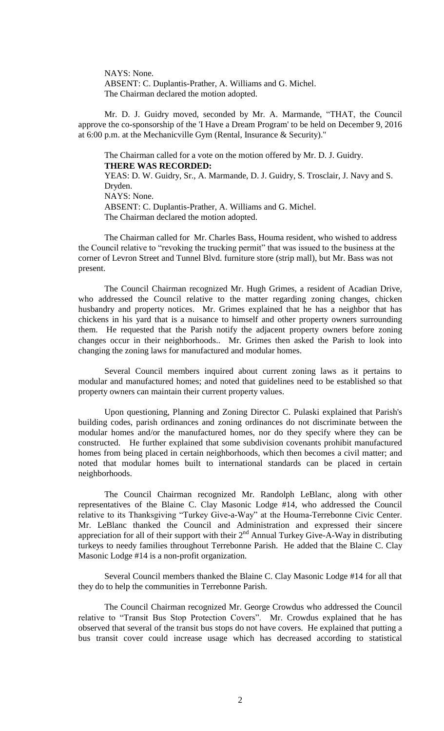NAYS: None.
ABSENT: C. Duplantis-Prather, A. Williams and G. Michel.
The Chairman declared the motion adopted.

Mr. D. J. Guidry moved, seconded by Mr. A. Marmande, "THAT, the Council approve the co-sponsorship of the 'I Have a Dream Program' to be held on December 9, 2016 at 6:00 p.m. at the Mechanicville Gym (Rental, Insurance & Security)."

The Chairman called for a vote on the motion offered by Mr. D. J. Guidry.
**THERE WAS RECORDED:**
YEAS: D. W. Guidry, Sr., A. Marmande, D. J. Guidry, S. Trosclair, J. Navy and S. Dryden.
NAYS: None.
ABSENT: C. Duplantis-Prather, A. Williams and G. Michel.
The Chairman declared the motion adopted.

The Chairman called for Mr. Charles Bass, Houma resident, who wished to address the Council relative to "revoking the trucking permit" that was issued to the business at the corner of Levron Street and Tunnel Blvd. furniture store (strip mall), but Mr. Bass was not present.

The Council Chairman recognized Mr. Hugh Grimes, a resident of Acadian Drive, who addressed the Council relative to the matter regarding zoning changes, chicken husbandry and property notices. Mr. Grimes explained that he has a neighbor that has chickens in his yard that is a nuisance to himself and other property owners surrounding them. He requested that the Parish notify the adjacent property owners before zoning changes occur in their neighborhoods.. Mr. Grimes then asked the Parish to look into changing the zoning laws for manufactured and modular homes.

Several Council members inquired about current zoning laws as it pertains to modular and manufactured homes; and noted that guidelines need to be established so that property owners can maintain their current property values.

Upon questioning, Planning and Zoning Director C. Pulaski explained that Parish's building codes, parish ordinances and zoning ordinances do not discriminate between the modular homes and/or the manufactured homes, nor do they specify where they can be constructed. He further explained that some subdivision covenants prohibit manufactured homes from being placed in certain neighborhoods, which then becomes a civil matter; and noted that modular homes built to international standards can be placed in certain neighborhoods.

The Council Chairman recognized Mr. Randolph LeBlanc, along with other representatives of the Blaine C. Clay Masonic Lodge #14, who addressed the Council relative to its Thanksgiving "Turkey Give-a-Way" at the Houma-Terrebonne Civic Center. Mr. LeBlanc thanked the Council and Administration and expressed their sincere appreciation for all of their support with their 2nd Annual Turkey Give-A-Way in distributing turkeys to needy families throughout Terrebonne Parish. He added that the Blaine C. Clay Masonic Lodge #14 is a non-profit organization.

Several Council members thanked the Blaine C. Clay Masonic Lodge #14 for all that they do to help the communities in Terrebonne Parish.

The Council Chairman recognized Mr. George Crowdus who addressed the Council relative to "Transit Bus Stop Protection Covers". Mr. Crowdus explained that he has observed that several of the transit bus stops do not have covers. He explained that putting a bus transit cover could increase usage which has decreased according to statistical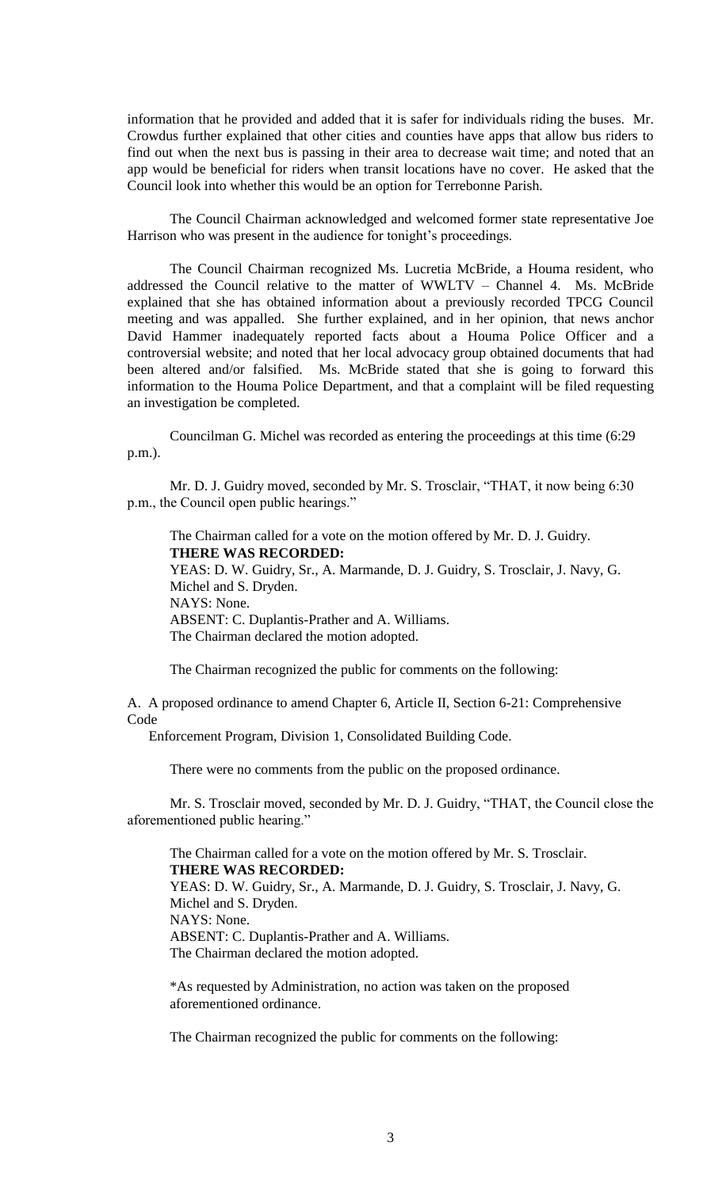information that he provided and added that it is safer for individuals riding the buses. Mr. Crowdus further explained that other cities and counties have apps that allow bus riders to find out when the next bus is passing in their area to decrease wait time; and noted that an app would be beneficial for riders when transit locations have no cover. He asked that the Council look into whether this would be an option for Terrebonne Parish.

The Council Chairman acknowledged and welcomed former state representative Joe Harrison who was present in the audience for tonight's proceedings.

The Council Chairman recognized Ms. Lucretia McBride, a Houma resident, who addressed the Council relative to the matter of WWLTV – Channel 4. Ms. McBride explained that she has obtained information about a previously recorded TPCG Council meeting and was appalled. She further explained, and in her opinion, that news anchor David Hammer inadequately reported facts about a Houma Police Officer and a controversial website; and noted that her local advocacy group obtained documents that had been altered and/or falsified. Ms. McBride stated that she is going to forward this information to the Houma Police Department, and that a complaint will be filed requesting an investigation be completed.

Councilman G. Michel was recorded as entering the proceedings at this time (6:29 p.m.).

Mr. D. J. Guidry moved, seconded by Mr. S. Trosclair, "THAT, it now being 6:30 p.m., the Council open public hearings."

The Chairman called for a vote on the motion offered by Mr. D. J. Guidry.
**THERE WAS RECORDED:**
YEAS: D. W. Guidry, Sr., A. Marmande, D. J. Guidry, S. Trosclair, J. Navy, G. Michel and S. Dryden.
NAYS: None.
ABSENT: C. Duplantis-Prather and A. Williams.
The Chairman declared the motion adopted.

The Chairman recognized the public for comments on the following:

A. A proposed ordinance to amend Chapter 6, Article II, Section 6-21: Comprehensive Code
Enforcement Program, Division 1, Consolidated Building Code.

There were no comments from the public on the proposed ordinance.

Mr. S. Trosclair moved, seconded by Mr. D. J. Guidry, "THAT, the Council close the aforementioned public hearing."

The Chairman called for a vote on the motion offered by Mr. S. Trosclair.
**THERE WAS RECORDED:**
YEAS: D. W. Guidry, Sr., A. Marmande, D. J. Guidry, S. Trosclair, J. Navy, G. Michel and S. Dryden.
NAYS: None.
ABSENT: C. Duplantis-Prather and A. Williams.
The Chairman declared the motion adopted.

*As requested by Administration, no action was taken on the proposed aforementioned ordinance.

The Chairman recognized the public for comments on the following: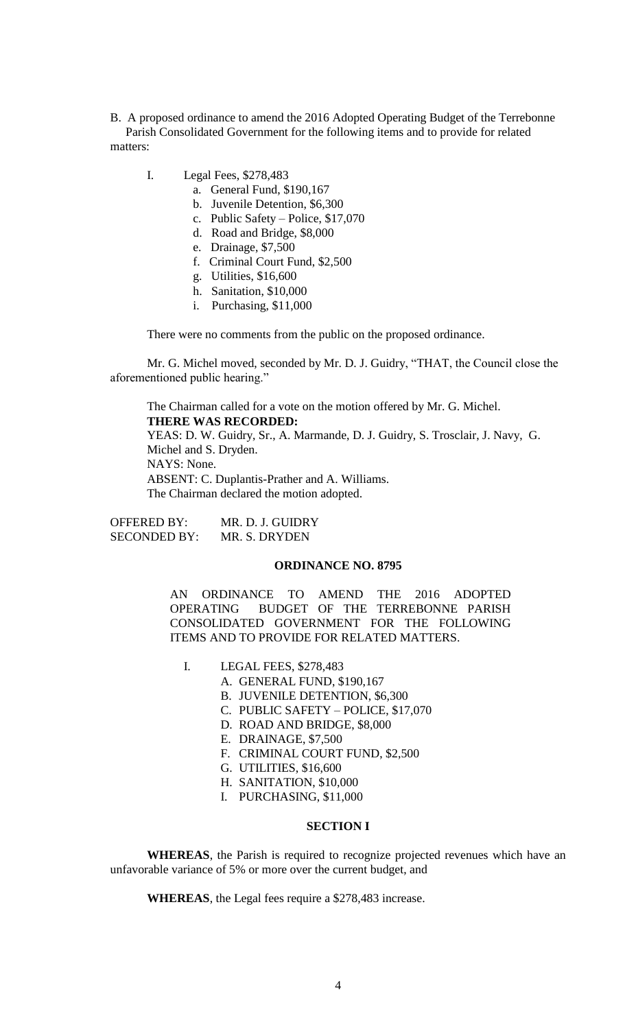B. A proposed ordinance to amend the 2016 Adopted Operating Budget of the Terrebonne Parish Consolidated Government for the following items and to provide for related matters:

- I. Legal Fees, $278,483
  - a. General Fund, $190,167
  - b. Juvenile Detention, $6,300
  - c. Public Safety – Police, $17,070
  - d. Road and Bridge, $8,000
  - e. Drainage, $7,500
  - f. Criminal Court Fund, $2,500
  - g. Utilities, $16,600
  - h. Sanitation, $10,000
  - i. Purchasing, $11,000

There were no comments from the public on the proposed ordinance.

Mr. G. Michel moved, seconded by Mr. D. J. Guidry, "THAT, the Council close the aforementioned public hearing."

The Chairman called for a vote on the motion offered by Mr. G. Michel.
**THERE WAS RECORDED:**
YEAS: D. W. Guidry, Sr., A. Marmande, D. J. Guidry, S. Trosclair, J. Navy, G. Michel and S. Dryden.
NAYS: None.
ABSENT: C. Duplantis-Prather and A. Williams.
The Chairman declared the motion adopted.

OFFERED BY: MR. D. J. GUIDRY
SECONDED BY: MR. S. DRYDEN

**ORDINANCE NO. 8795**

AN ORDINANCE TO AMEND THE 2016 ADOPTED OPERATING BUDGET OF THE TERREBONNE PARISH CONSOLIDATED GOVERNMENT FOR THE FOLLOWING ITEMS AND TO PROVIDE FOR RELATED MATTERS.

- I. LEGAL FEES, $278,483
  - A. GENERAL FUND, $190,167
  - B. JUVENILE DETENTION, $6,300
  - C. PUBLIC SAFETY – POLICE, $17,070
  - D. ROAD AND BRIDGE, $8,000
  - E. DRAINAGE, $7,500
  - F. CRIMINAL COURT FUND, $2,500
  - G. UTILITIES, $16,600
  - H. SANITATION, $10,000
  - I. PURCHASING, $11,000

**SECTION I**

**WHEREAS**, the Parish is required to recognize projected revenues which have an unfavorable variance of 5% or more over the current budget, and

**WHEREAS**, the Legal fees require a $278,483 increase.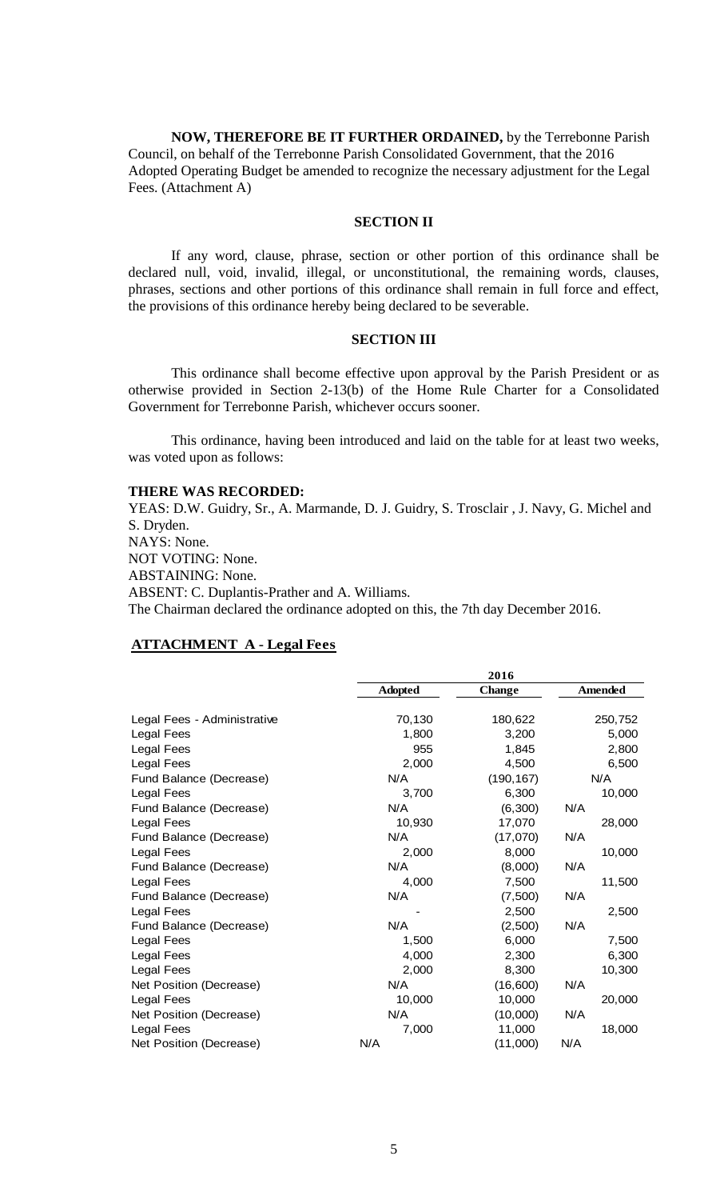**NOW, THEREFORE BE IT FURTHER ORDAINED,** by the Terrebonne Parish Council, on behalf of the Terrebonne Parish Consolidated Government, that the 2016 Adopted Operating Budget be amended to recognize the necessary adjustment for the Legal Fees. (Attachment A)

**SECTION II**

If any word, clause, phrase, section or other portion of this ordinance shall be declared null, void, invalid, illegal, or unconstitutional, the remaining words, clauses, phrases, sections and other portions of this ordinance shall remain in full force and effect, the provisions of this ordinance hereby being declared to be severable.

**SECTION III**

This ordinance shall become effective upon approval by the Parish President or as otherwise provided in Section 2-13(b) of the Home Rule Charter for a Consolidated Government for Terrebonne Parish, whichever occurs sooner.

This ordinance, having been introduced and laid on the table for at least two weeks, was voted upon as follows:

**THERE WAS RECORDED:**
YEAS: D.W. Guidry, Sr., A. Marmande, D. J. Guidry, S. Trosclair , J. Navy, G. Michel and S. Dryden.
NAYS: None.
NOT VOTING: None.
ABSTAINING: None.
ABSENT: C. Duplantis-Prather and A. Williams.
The Chairman declared the ordinance adopted on this, the 7th day December 2016.

**ATTACHMENT A - Legal Fees**

| | 2016 | | |
|---|---|---|---|
| | **Adopted** | **Change** | **Amended** |
| Legal Fees - Administrative | 70,130 | 180,622 | 250,752 |
| Legal Fees | 1,800 | 3,200 | 5,000 |
| Legal Fees | 955 | 1,845 | 2,800 |
| Legal Fees | 2,000 | 4,500 | 6,500 |
| Fund Balance (Decrease) | N/A | (190,167) | N/A |
| Legal Fees | 3,700 | 6,300 | 10,000 |
| Fund Balance (Decrease) | N/A | (6,300) | N/A |
| Legal Fees | 10,930 | 17,070 | 28,000 |
| Fund Balance (Decrease) | N/A | (17,070) | N/A |
| Legal Fees | 2,000 | 8,000 | 10,000 |
| Fund Balance (Decrease) | N/A | (8,000) | N/A |
| Legal Fees | 4,000 | 7,500 | 11,500 |
| Fund Balance (Decrease) | N/A | (7,500) | N/A |
| Legal Fees | - | 2,500 | 2,500 |
| Fund Balance (Decrease) | N/A | (2,500) | N/A |
| Legal Fees | 1,500 | 6,000 | 7,500 |
| Legal Fees | 4,000 | 2,300 | 6,300 |
| Legal Fees | 2,000 | 8,300 | 10,300 |
| Net Position (Decrease) | N/A | (16,600) | N/A |
| Legal Fees | 10,000 | 10,000 | 20,000 |
| Net Position (Decrease) | N/A | (10,000) | N/A |
| Legal Fees | 7,000 | 11,000 | 18,000 |
| Net Position (Decrease) | N/A | (11,000) | N/A |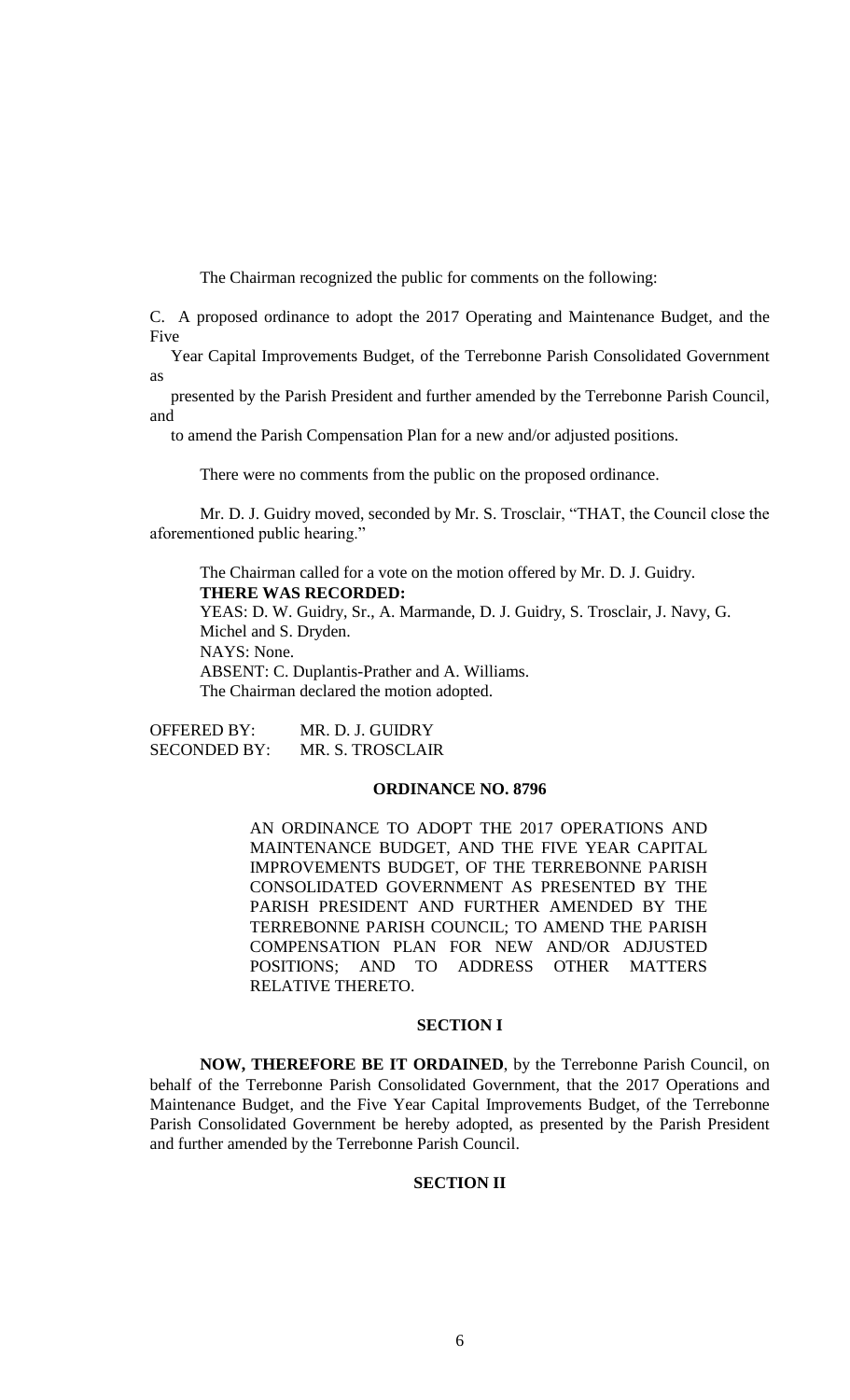The Chairman recognized the public for comments on the following:

C. A proposed ordinance to adopt the 2017 Operating and Maintenance Budget, and the Five Year Capital Improvements Budget, of the Terrebonne Parish Consolidated Government as presented by the Parish President and further amended by the Terrebonne Parish Council, and to amend the Parish Compensation Plan for a new and/or adjusted positions.

There were no comments from the public on the proposed ordinance.

Mr. D. J. Guidry moved, seconded by Mr. S. Trosclair, "THAT, the Council close the aforementioned public hearing."

The Chairman called for a vote on the motion offered by Mr. D. J. Guidry.

**THERE WAS RECORDED:**

YEAS: D. W. Guidry, Sr., A. Marmande, D. J. Guidry, S. Trosclair, J. Navy, G. Michel and S. Dryden.

NAYS: None.

ABSENT: C. Duplantis-Prather and A. Williams.

The Chairman declared the motion adopted.

OFFERED BY: MR. D. J. GUIDRY
SECONDED BY: MR. S. TROSCLAIR

**ORDINANCE NO. 8796**

AN ORDINANCE TO ADOPT THE 2017 OPERATIONS AND MAINTENANCE BUDGET, AND THE FIVE YEAR CAPITAL IMPROVEMENTS BUDGET, OF THE TERREBONNE PARISH CONSOLIDATED GOVERNMENT AS PRESENTED BY THE PARISH PRESIDENT AND FURTHER AMENDED BY THE TERREBONNE PARISH COUNCIL; TO AMEND THE PARISH COMPENSATION PLAN FOR NEW AND/OR ADJUSTED POSITIONS; AND TO ADDRESS OTHER MATTERS RELATIVE THERETO.

**SECTION I**

**NOW, THEREFORE BE IT ORDAINED**, by the Terrebonne Parish Council, on behalf of the Terrebonne Parish Consolidated Government, that the 2017 Operations and Maintenance Budget, and the Five Year Capital Improvements Budget, of the Terrebonne Parish Consolidated Government be hereby adopted, as presented by the Parish President and further amended by the Terrebonne Parish Council.

**SECTION II**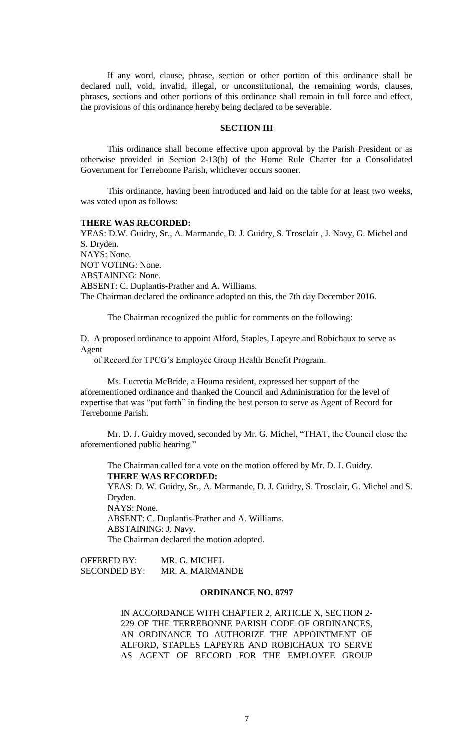If any word, clause, phrase, section or other portion of this ordinance shall be declared null, void, invalid, illegal, or unconstitutional, the remaining words, clauses, phrases, sections and other portions of this ordinance shall remain in full force and effect, the provisions of this ordinance hereby being declared to be severable.

**SECTION III**

This ordinance shall become effective upon approval by the Parish President or as otherwise provided in Section 2-13(b) of the Home Rule Charter for a Consolidated Government for Terrebonne Parish, whichever occurs sooner.

This ordinance, having been introduced and laid on the table for at least two weeks, was voted upon as follows:

**THERE WAS RECORDED:**
YEAS: D.W. Guidry, Sr., A. Marmande, D. J. Guidry, S. Trosclair , J. Navy, G. Michel and S. Dryden.
NAYS: None.
NOT VOTING: None.
ABSTAINING: None.
ABSENT: C. Duplantis-Prather and A. Williams.
The Chairman declared the ordinance adopted on this, the 7th day December 2016.

The Chairman recognized the public for comments on the following:

D. A proposed ordinance to appoint Alford, Staples, Lapeyre and Robichaux to serve as Agent of Record for TPCG's Employee Group Health Benefit Program.

Ms. Lucretia McBride, a Houma resident, expressed her support of the aforementioned ordinance and thanked the Council and Administration for the level of expertise that was "put forth" in finding the best person to serve as Agent of Record for Terrebonne Parish.

Mr. D. J. Guidry moved, seconded by Mr. G. Michel, "THAT, the Council close the aforementioned public hearing."

The Chairman called for a vote on the motion offered by Mr. D. J. Guidry.
**THERE WAS RECORDED:**
YEAS: D. W. Guidry, Sr., A. Marmande, D. J. Guidry, S. Trosclair, G. Michel and S. Dryden.
NAYS: None.
ABSENT: C. Duplantis-Prather and A. Williams.
ABSTAINING: J. Navy.
The Chairman declared the motion adopted.

OFFERED BY: MR. G. MICHEL
SECONDED BY: MR. A. MARMANDE

**ORDINANCE NO. 8797**

IN ACCORDANCE WITH CHAPTER 2, ARTICLE X, SECTION 2-229 OF THE TERREBONNE PARISH CODE OF ORDINANCES, AN ORDINANCE TO AUTHORIZE THE APPOINTMENT OF ALFORD, STAPLES LAPEYRE AND ROBICHAUX TO SERVE AS AGENT OF RECORD FOR THE EMPLOYEE GROUP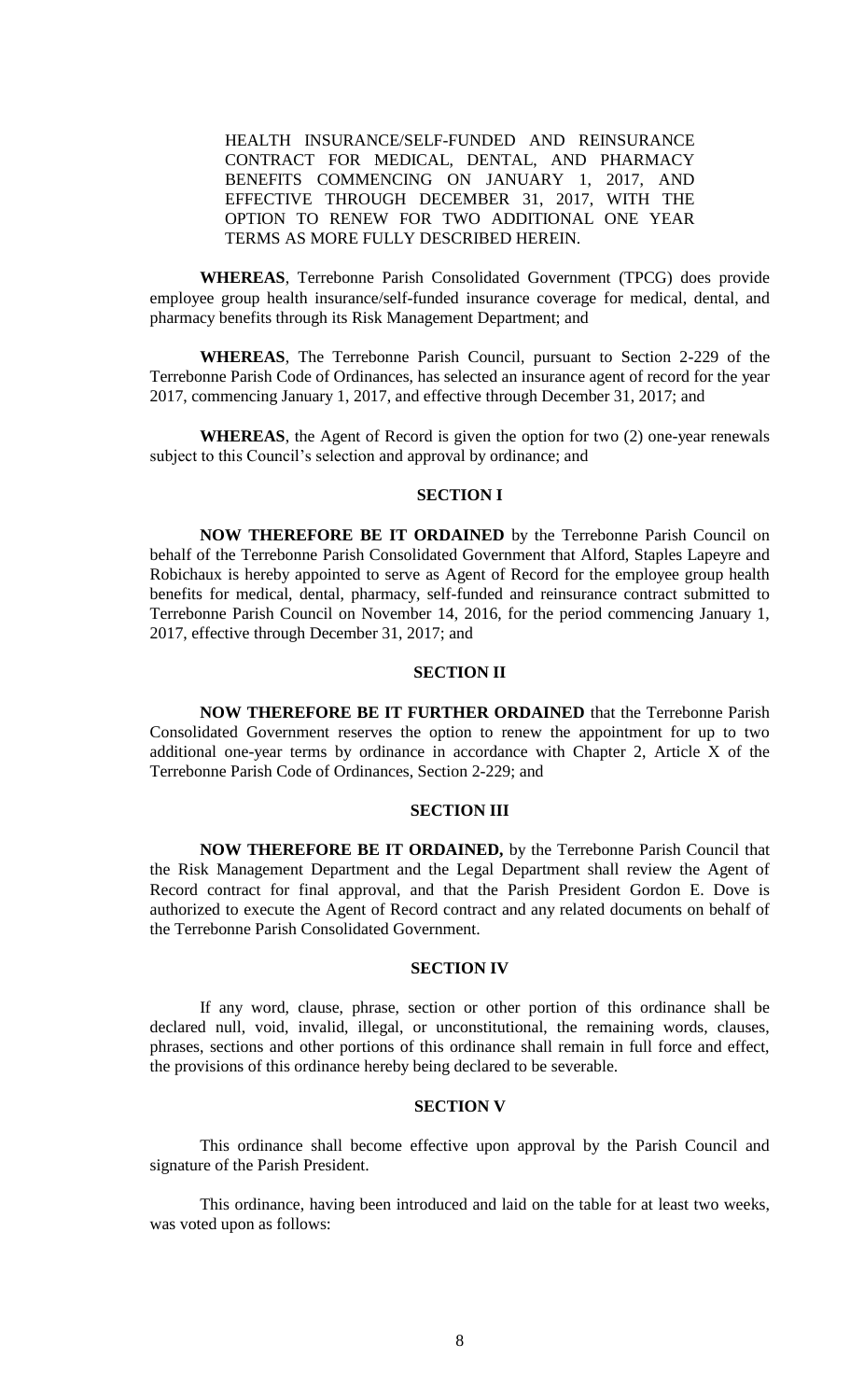HEALTH INSURANCE/SELF-FUNDED AND REINSURANCE CONTRACT FOR MEDICAL, DENTAL, AND PHARMACY BENEFITS COMMENCING ON JANUARY 1, 2017, AND EFFECTIVE THROUGH DECEMBER 31, 2017, WITH THE OPTION TO RENEW FOR TWO ADDITIONAL ONE YEAR TERMS AS MORE FULLY DESCRIBED HEREIN.

**WHEREAS**, Terrebonne Parish Consolidated Government (TPCG) does provide employee group health insurance/self-funded insurance coverage for medical, dental, and pharmacy benefits through its Risk Management Department; and

**WHEREAS**, The Terrebonne Parish Council, pursuant to Section 2-229 of the Terrebonne Parish Code of Ordinances, has selected an insurance agent of record for the year 2017, commencing January 1, 2017, and effective through December 31, 2017; and

**WHEREAS**, the Agent of Record is given the option for two (2) one-year renewals subject to this Council's selection and approval by ordinance; and

**SECTION I**

**NOW THEREFORE BE IT ORDAINED** by the Terrebonne Parish Council on behalf of the Terrebonne Parish Consolidated Government that Alford, Staples Lapeyre and Robichaux is hereby appointed to serve as Agent of Record for the employee group health benefits for medical, dental, pharmacy, self-funded and reinsurance contract submitted to Terrebonne Parish Council on November 14, 2016, for the period commencing January 1, 2017, effective through December 31, 2017; and

**SECTION II**

**NOW THEREFORE BE IT FURTHER ORDAINED** that the Terrebonne Parish Consolidated Government reserves the option to renew the appointment for up to two additional one-year terms by ordinance in accordance with Chapter 2, Article X of the Terrebonne Parish Code of Ordinances, Section 2-229; and

**SECTION III**

**NOW THEREFORE BE IT ORDAINED,** by the Terrebonne Parish Council that the Risk Management Department and the Legal Department shall review the Agent of Record contract for final approval, and that the Parish President Gordon E. Dove is authorized to execute the Agent of Record contract and any related documents on behalf of the Terrebonne Parish Consolidated Government.

**SECTION IV**

If any word, clause, phrase, section or other portion of this ordinance shall be declared null, void, invalid, illegal, or unconstitutional, the remaining words, clauses, phrases, sections and other portions of this ordinance shall remain in full force and effect, the provisions of this ordinance hereby being declared to be severable.

**SECTION V**

This ordinance shall become effective upon approval by the Parish Council and signature of the Parish President.

This ordinance, having been introduced and laid on the table for at least two weeks, was voted upon as follows: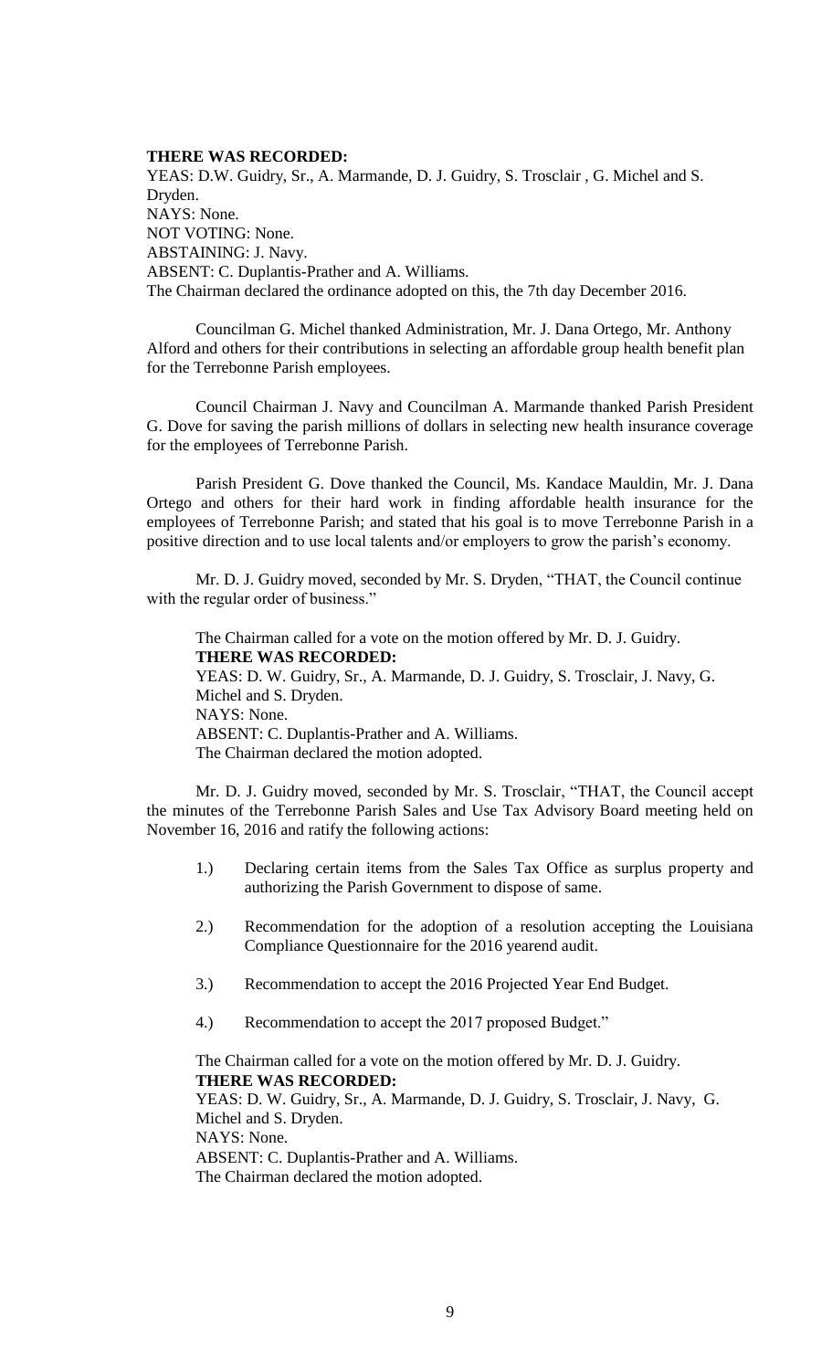**THERE WAS RECORDED:**

YEAS: D.W. Guidry, Sr., A. Marmande, D. J. Guidry, S. Trosclair , G. Michel and S. Dryden.
NAYS: None.
NOT VOTING: None.
ABSTAINING: J. Navy.
ABSENT: C. Duplantis-Prather and A. Williams.
The Chairman declared the ordinance adopted on this, the 7th day December 2016.

Councilman G. Michel thanked Administration, Mr. J. Dana Ortego, Mr. Anthony Alford and others for their contributions in selecting an affordable group health benefit plan for the Terrebonne Parish employees.

Council Chairman J. Navy and Councilman A. Marmande thanked Parish President G. Dove for saving the parish millions of dollars in selecting new health insurance coverage for the employees of Terrebonne Parish.

Parish President G. Dove thanked the Council, Ms. Kandace Mauldin, Mr. J. Dana Ortego and others for their hard work in finding affordable health insurance for the employees of Terrebonne Parish; and stated that his goal is to move Terrebonne Parish in a positive direction and to use local talents and/or employers to grow the parish's economy.

Mr. D. J. Guidry moved, seconded by Mr. S. Dryden, "THAT, the Council continue with the regular order of business."

The Chairman called for a vote on the motion offered by Mr. D. J. Guidry.
**THERE WAS RECORDED:**
YEAS: D. W. Guidry, Sr., A. Marmande, D. J. Guidry, S. Trosclair, J. Navy, G. Michel and S. Dryden.
NAYS: None.
ABSENT: C. Duplantis-Prather and A. Williams.
The Chairman declared the motion adopted.

Mr. D. J. Guidry moved, seconded by Mr. S. Trosclair, "THAT, the Council accept the minutes of the Terrebonne Parish Sales and Use Tax Advisory Board meeting held on November 16, 2016 and ratify the following actions:

1.) Declaring certain items from the Sales Tax Office as surplus property and authorizing the Parish Government to dispose of same.

2.) Recommendation for the adoption of a resolution accepting the Louisiana Compliance Questionnaire for the 2016 yearend audit.

3.) Recommendation to accept the 2016 Projected Year End Budget.

4.) Recommendation to accept the 2017 proposed Budget."

The Chairman called for a vote on the motion offered by Mr. D. J. Guidry.
**THERE WAS RECORDED:**
YEAS: D. W. Guidry, Sr., A. Marmande, D. J. Guidry, S. Trosclair, J. Navy, G. Michel and S. Dryden.
NAYS: None.
ABSENT: C. Duplantis-Prather and A. Williams.
The Chairman declared the motion adopted.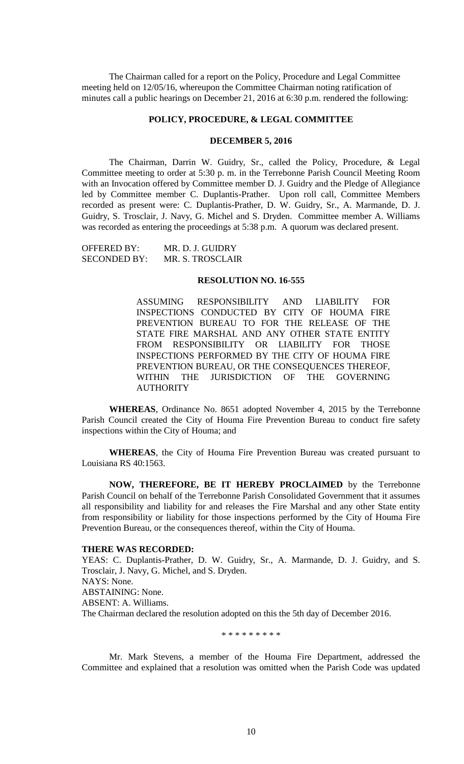The Chairman called for a report on the Policy, Procedure and Legal Committee meeting held on 12/05/16, whereupon the Committee Chairman noting ratification of minutes call a public hearings on December 21, 2016 at 6:30 p.m. rendered the following:

## POLICY, PROCEDURE, & LEGAL COMMITTEE

## DECEMBER 5, 2016

The Chairman, Darrin W. Guidry, Sr., called the Policy, Procedure, & Legal Committee meeting to order at 5:30 p. m. in the Terrebonne Parish Council Meeting Room with an Invocation offered by Committee member D. J. Guidry and the Pledge of Allegiance led by Committee member C. Duplantis-Prather. Upon roll call, Committee Members recorded as present were: C. Duplantis-Prather, D. W. Guidry, Sr., A. Marmande, D. J. Guidry, S. Trosclair, J. Navy, G. Michel and S. Dryden. Committee member A. Williams was recorded as entering the proceedings at 5:38 p.m. A quorum was declared present.

OFFERED BY: MR. D. J. GUIDRY
SECONDED BY: MR. S. TROSCLAIR

**RESOLUTION NO. 16-555**

ASSUMING RESPONSIBILITY AND LIABILITY FOR INSPECTIONS CONDUCTED BY CITY OF HOUMA FIRE PREVENTION BUREAU TO FOR THE RELEASE OF THE STATE FIRE MARSHAL AND ANY OTHER STATE ENTITY FROM RESPONSIBILITY OR LIABILITY FOR THOSE INSPECTIONS PERFORMED BY THE CITY OF HOUMA FIRE PREVENTION BUREAU, OR THE CONSEQUENCES THEREOF, WITHIN THE JURISDICTION OF THE GOVERNING AUTHORITY

**WHEREAS**, Ordinance No. 8651 adopted November 4, 2015 by the Terrebonne Parish Council created the City of Houma Fire Prevention Bureau to conduct fire safety inspections within the City of Houma; and

**WHEREAS**, the City of Houma Fire Prevention Bureau was created pursuant to Louisiana RS 40:1563.

**NOW, THEREFORE, BE IT HEREBY PROCLAIMED** by the Terrebonne Parish Council on behalf of the Terrebonne Parish Consolidated Government that it assumes all responsibility and liability for and releases the Fire Marshal and any other State entity from responsibility or liability for those inspections performed by the City of Houma Fire Prevention Bureau, or the consequences thereof, within the City of Houma.

**THERE WAS RECORDED:**

YEAS: C. Duplantis-Prather, D. W. Guidry, Sr., A. Marmande, D. J. Guidry, and S. Trosclair, J. Navy, G. Michel, and S. Dryden.
NAYS: None.
ABSTAINING: None.
ABSENT: A. Williams.
The Chairman declared the resolution adopted on this the 5th day of December 2016.

\* \* \* \* \* \* \* \* \*

Mr. Mark Stevens, a member of the Houma Fire Department, addressed the Committee and explained that a resolution was omitted when the Parish Code was updated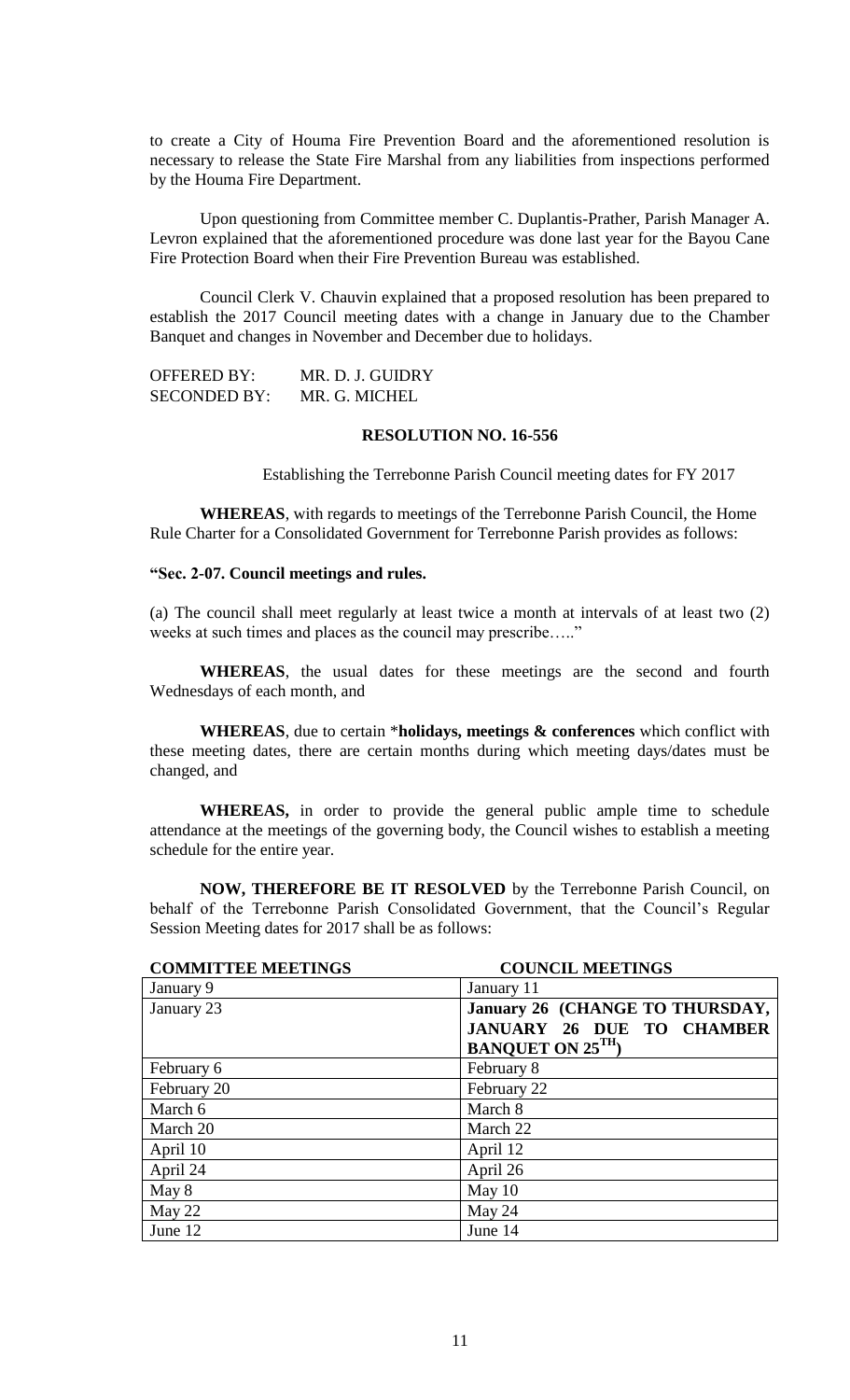to create a City of Houma Fire Prevention Board and the aforementioned resolution is necessary to release the State Fire Marshal from any liabilities from inspections performed by the Houma Fire Department.

Upon questioning from Committee member C. Duplantis-Prather, Parish Manager A. Levron explained that the aforementioned procedure was done last year for the Bayou Cane Fire Protection Board when their Fire Prevention Bureau was established.

Council Clerk V. Chauvin explained that a proposed resolution has been prepared to establish the 2017 Council meeting dates with a change in January due to the Chamber Banquet and changes in November and December due to holidays.

OFFERED BY: MR. D. J. GUIDRY
SECONDED BY: MR. G. MICHEL

**RESOLUTION NO. 16-556**

Establishing the Terrebonne Parish Council meeting dates for FY 2017

**WHEREAS**, with regards to meetings of the Terrebonne Parish Council, the Home Rule Charter for a Consolidated Government for Terrebonne Parish provides as follows:

**"Sec. 2-07. Council meetings and rules.**

(a) The council shall meet regularly at least twice a month at intervals of at least two (2) weeks at such times and places as the council may prescribe….."

**WHEREAS**, the usual dates for these meetings are the second and fourth Wednesdays of each month, and

**WHEREAS**, due to certain ***holidays, meetings & conferences** which conflict with these meeting dates, there are certain months during which meeting days/dates must be changed, and

**WHEREAS,** in order to provide the general public ample time to schedule attendance at the meetings of the governing body, the Council wishes to establish a meeting schedule for the entire year.

**NOW, THEREFORE BE IT RESOLVED** by the Terrebonne Parish Council, on behalf of the Terrebonne Parish Consolidated Government, that the Council's Regular Session Meeting dates for 2017 shall be as follows:

| COMMITTEE MEETINGS | COUNCIL MEETINGS |
|---|---|
| January 9 | January 11 |
| January 23 | **January 26 (CHANGE TO THURSDAY, JANUARY 26 DUE TO CHAMBER BANQUET ON 25TH)** |
| February 6 | February 8 |
| February 20 | February 22 |
| March 6 | March 8 |
| March 20 | March 22 |
| April 10 | April 12 |
| April 24 | April 26 |
| May 8 | May 10 |
| May 22 | May 24 |
| June 12 | June 14 |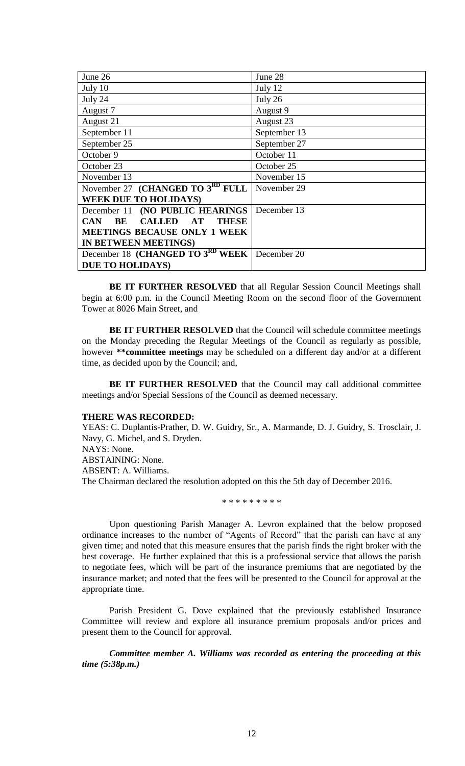| June 26 | June 28 |
|---|---|
| July 10 | July 12 |
| July 24 | July 26 |
| August 7 | August 9 |
| August 21 | August 23 |
| September 11 | September 13 |
| September 25 | September 27 |
| October 9 | October 11 |
| October 23 | October 25 |
| November 13 | November 15 |
| November 27 **(CHANGED TO 3RD FULL WEEK DUE TO HOLIDAYS)** | November 29 |
| December 11 **(NO PUBLIC HEARINGS CAN BE CALLED AT THESE MEETINGS BECAUSE ONLY 1 WEEK IN BETWEEN MEETINGS)** | December 13 |
| December 18 **(CHANGED TO 3RD WEEK DUE TO HOLIDAYS)** | December 20 |

**BE IT FURTHER RESOLVED** that all Regular Session Council Meetings shall begin at 6:00 p.m. in the Council Meeting Room on the second floor of the Government Tower at 8026 Main Street, and

**BE IT FURTHER RESOLVED** that the Council will schedule committee meetings on the Monday preceding the Regular Meetings of the Council as regularly as possible, however **\*\*committee meetings** may be scheduled on a different day and/or at a different time, as decided upon by the Council; and,

**BE IT FURTHER RESOLVED** that the Council may call additional committee meetings and/or Special Sessions of the Council as deemed necessary.

**THERE WAS RECORDED:**
YEAS: C. Duplantis-Prather, D. W. Guidry, Sr., A. Marmande, D. J. Guidry, S. Trosclair, J. Navy, G. Michel, and S. Dryden.
NAYS: None.
ABSTAINING: None.
ABSENT: A. Williams.
The Chairman declared the resolution adopted on this the 5th day of December 2016.

\* \* \* \* \* \* \* \* \*

Upon questioning Parish Manager A. Levron explained that the below proposed ordinance increases to the number of "Agents of Record" that the parish can have at any given time; and noted that this measure ensures that the parish finds the right broker with the best coverage. He further explained that this is a professional service that allows the parish to negotiate fees, which will be part of the insurance premiums that are negotiated by the insurance market; and noted that the fees will be presented to the Council for approval at the appropriate time.

Parish President G. Dove explained that the previously established Insurance Committee will review and explore all insurance premium proposals and/or prices and present them to the Council for approval.

***Committee member A. Williams was recorded as entering the proceeding at this time (5:38p.m.)***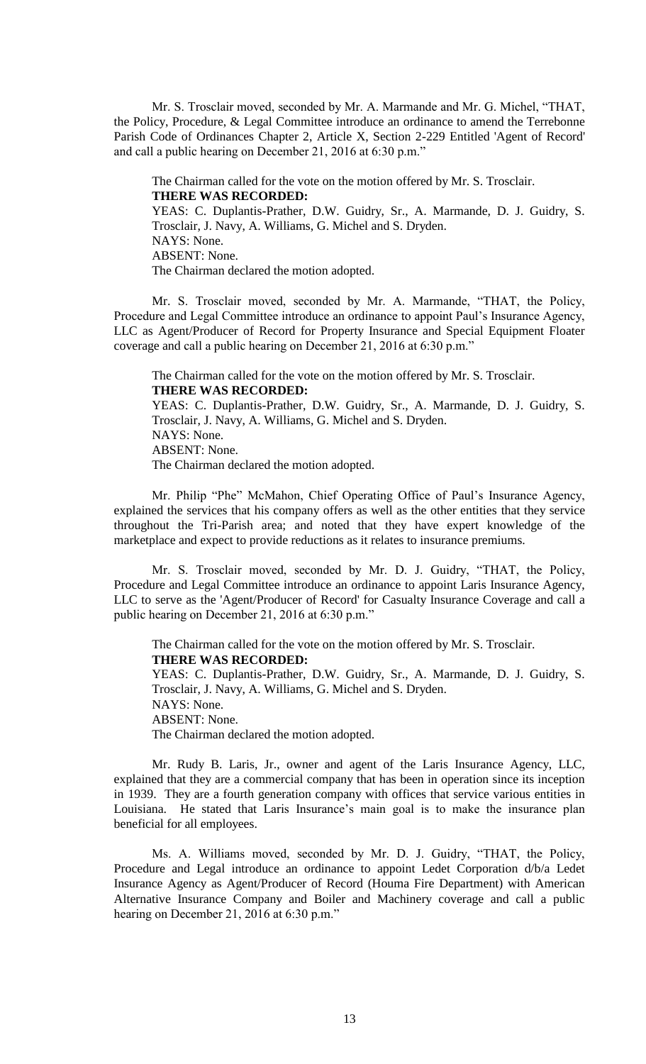Mr. S. Trosclair moved, seconded by Mr. A. Marmande and Mr. G. Michel, "THAT, the Policy, Procedure, & Legal Committee introduce an ordinance to amend the Terrebonne Parish Code of Ordinances Chapter 2, Article X, Section 2-229 Entitled 'Agent of Record' and call a public hearing on December 21, 2016 at 6:30 p.m."

The Chairman called for the vote on the motion offered by Mr. S. Trosclair.

**THERE WAS RECORDED:**

YEAS: C. Duplantis-Prather, D.W. Guidry, Sr., A. Marmande, D. J. Guidry, S. Trosclair, J. Navy, A. Williams, G. Michel and S. Dryden.

NAYS: None.

ABSENT: None.

The Chairman declared the motion adopted.

Mr. S. Trosclair moved, seconded by Mr. A. Marmande, "THAT, the Policy, Procedure and Legal Committee introduce an ordinance to appoint Paul's Insurance Agency, LLC as Agent/Producer of Record for Property Insurance and Special Equipment Floater coverage and call a public hearing on December 21, 2016 at 6:30 p.m."

The Chairman called for the vote on the motion offered by Mr. S. Trosclair.

**THERE WAS RECORDED:**

YEAS: C. Duplantis-Prather, D.W. Guidry, Sr., A. Marmande, D. J. Guidry, S. Trosclair, J. Navy, A. Williams, G. Michel and S. Dryden.

NAYS: None.

ABSENT: None.

The Chairman declared the motion adopted.

Mr. Philip "Phe" McMahon, Chief Operating Office of Paul's Insurance Agency, explained the services that his company offers as well as the other entities that they service throughout the Tri-Parish area; and noted that they have expert knowledge of the marketplace and expect to provide reductions as it relates to insurance premiums.

Mr. S. Trosclair moved, seconded by Mr. D. J. Guidry, "THAT, the Policy, Procedure and Legal Committee introduce an ordinance to appoint Laris Insurance Agency, LLC to serve as the 'Agent/Producer of Record' for Casualty Insurance Coverage and call a public hearing on December 21, 2016 at 6:30 p.m."

The Chairman called for the vote on the motion offered by Mr. S. Trosclair.

**THERE WAS RECORDED:**

YEAS: C. Duplantis-Prather, D.W. Guidry, Sr., A. Marmande, D. J. Guidry, S. Trosclair, J. Navy, A. Williams, G. Michel and S. Dryden.

NAYS: None.

ABSENT: None.

The Chairman declared the motion adopted.

Mr. Rudy B. Laris, Jr., owner and agent of the Laris Insurance Agency, LLC, explained that they are a commercial company that has been in operation since its inception in 1939. They are a fourth generation company with offices that service various entities in Louisiana. He stated that Laris Insurance's main goal is to make the insurance plan beneficial for all employees.

Ms. A. Williams moved, seconded by Mr. D. J. Guidry, "THAT, the Policy, Procedure and Legal introduce an ordinance to appoint Ledet Corporation d/b/a Ledet Insurance Agency as Agent/Producer of Record (Houma Fire Department) with American Alternative Insurance Company and Boiler and Machinery coverage and call a public hearing on December 21, 2016 at 6:30 p.m."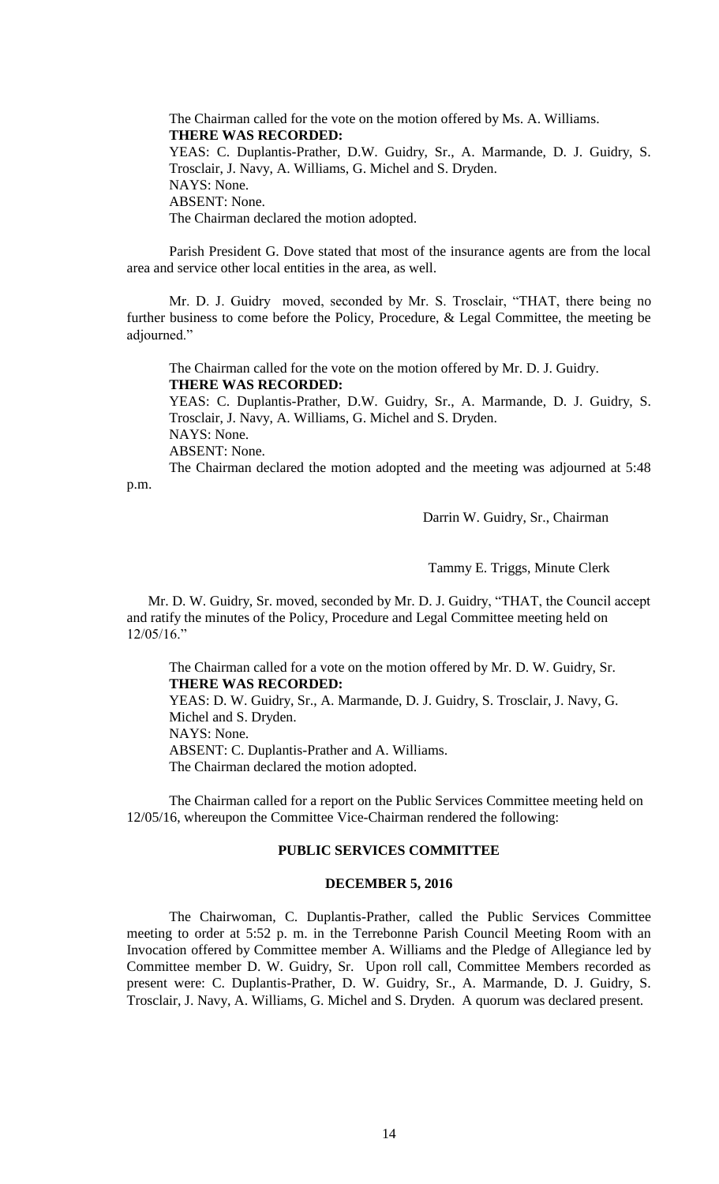The Chairman called for the vote on the motion offered by Ms. A. Williams.

**THERE WAS RECORDED:**

YEAS: C. Duplantis-Prather, D.W. Guidry, Sr., A. Marmande, D. J. Guidry, S. Trosclair, J. Navy, A. Williams, G. Michel and S. Dryden.

NAYS: None.

ABSENT: None.

The Chairman declared the motion adopted.

Parish President G. Dove stated that most of the insurance agents are from the local area and service other local entities in the area, as well.

Mr. D. J. Guidry moved, seconded by Mr. S. Trosclair, "THAT, there being no further business to come before the Policy, Procedure, & Legal Committee, the meeting be adjourned."

The Chairman called for the vote on the motion offered by Mr. D. J. Guidry.

**THERE WAS RECORDED:**

YEAS: C. Duplantis-Prather, D.W. Guidry, Sr., A. Marmande, D. J. Guidry, S. Trosclair, J. Navy, A. Williams, G. Michel and S. Dryden.

NAYS: None.

ABSENT: None.

The Chairman declared the motion adopted and the meeting was adjourned at 5:48 p.m.

Darrin W. Guidry, Sr., Chairman

Tammy E. Triggs, Minute Clerk

Mr. D. W. Guidry, Sr. moved, seconded by Mr. D. J. Guidry, "THAT, the Council accept and ratify the minutes of the Policy, Procedure and Legal Committee meeting held on 12/05/16."

The Chairman called for a vote on the motion offered by Mr. D. W. Guidry, Sr.

**THERE WAS RECORDED:**

YEAS: D. W. Guidry, Sr., A. Marmande, D. J. Guidry, S. Trosclair, J. Navy, G. Michel and S. Dryden.

NAYS: None.

ABSENT: C. Duplantis-Prather and A. Williams.

The Chairman declared the motion adopted.

The Chairman called for a report on the Public Services Committee meeting held on 12/05/16, whereupon the Committee Vice-Chairman rendered the following:

**PUBLIC SERVICES COMMITTEE**

**DECEMBER 5, 2016**

The Chairwoman, C. Duplantis-Prather, called the Public Services Committee meeting to order at 5:52 p. m. in the Terrebonne Parish Council Meeting Room with an Invocation offered by Committee member A. Williams and the Pledge of Allegiance led by Committee member D. W. Guidry, Sr. Upon roll call, Committee Members recorded as present were: C. Duplantis-Prather, D. W. Guidry, Sr., A. Marmande, D. J. Guidry, S. Trosclair, J. Navy, A. Williams, G. Michel and S. Dryden. A quorum was declared present.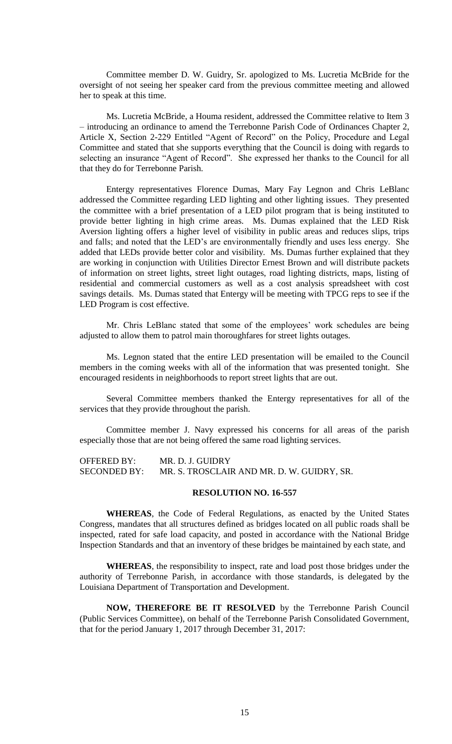Committee member D. W. Guidry, Sr. apologized to Ms. Lucretia McBride for the oversight of not seeing her speaker card from the previous committee meeting and allowed her to speak at this time.

Ms. Lucretia McBride, a Houma resident, addressed the Committee relative to Item 3 – introducing an ordinance to amend the Terrebonne Parish Code of Ordinances Chapter 2, Article X, Section 2-229 Entitled "Agent of Record" on the Policy, Procedure and Legal Committee and stated that she supports everything that the Council is doing with regards to selecting an insurance "Agent of Record". She expressed her thanks to the Council for all that they do for Terrebonne Parish.

Entergy representatives Florence Dumas, Mary Fay Legnon and Chris LeBlanc addressed the Committee regarding LED lighting and other lighting issues. They presented the committee with a brief presentation of a LED pilot program that is being instituted to provide better lighting in high crime areas. Ms. Dumas explained that the LED Risk Aversion lighting offers a higher level of visibility in public areas and reduces slips, trips and falls; and noted that the LED's are environmentally friendly and uses less energy. She added that LEDs provide better color and visibility. Ms. Dumas further explained that they are working in conjunction with Utilities Director Ernest Brown and will distribute packets of information on street lights, street light outages, road lighting districts, maps, listing of residential and commercial customers as well as a cost analysis spreadsheet with cost savings details. Ms. Dumas stated that Entergy will be meeting with TPCG reps to see if the LED Program is cost effective.

Mr. Chris LeBlanc stated that some of the employees' work schedules are being adjusted to allow them to patrol main thoroughfares for street lights outages.

Ms. Legnon stated that the entire LED presentation will be emailed to the Council members in the coming weeks with all of the information that was presented tonight. She encouraged residents in neighborhoods to report street lights that are out.

Several Committee members thanked the Entergy representatives for all of the services that they provide throughout the parish.

Committee member J. Navy expressed his concerns for all areas of the parish especially those that are not being offered the same road lighting services.

OFFERED BY: MR. D. J. GUIDRY
SECONDED BY: MR. S. TROSCLAIR AND MR. D. W. GUIDRY, SR.

**RESOLUTION NO. 16-557**

**WHEREAS**, the Code of Federal Regulations, as enacted by the United States Congress, mandates that all structures defined as bridges located on all public roads shall be inspected, rated for safe load capacity, and posted in accordance with the National Bridge Inspection Standards and that an inventory of these bridges be maintained by each state, and

**WHEREAS**, the responsibility to inspect, rate and load post those bridges under the authority of Terrebonne Parish, in accordance with those standards, is delegated by the Louisiana Department of Transportation and Development.

**NOW, THEREFORE BE IT RESOLVED** by the Terrebonne Parish Council (Public Services Committee), on behalf of the Terrebonne Parish Consolidated Government, that for the period January 1, 2017 through December 31, 2017: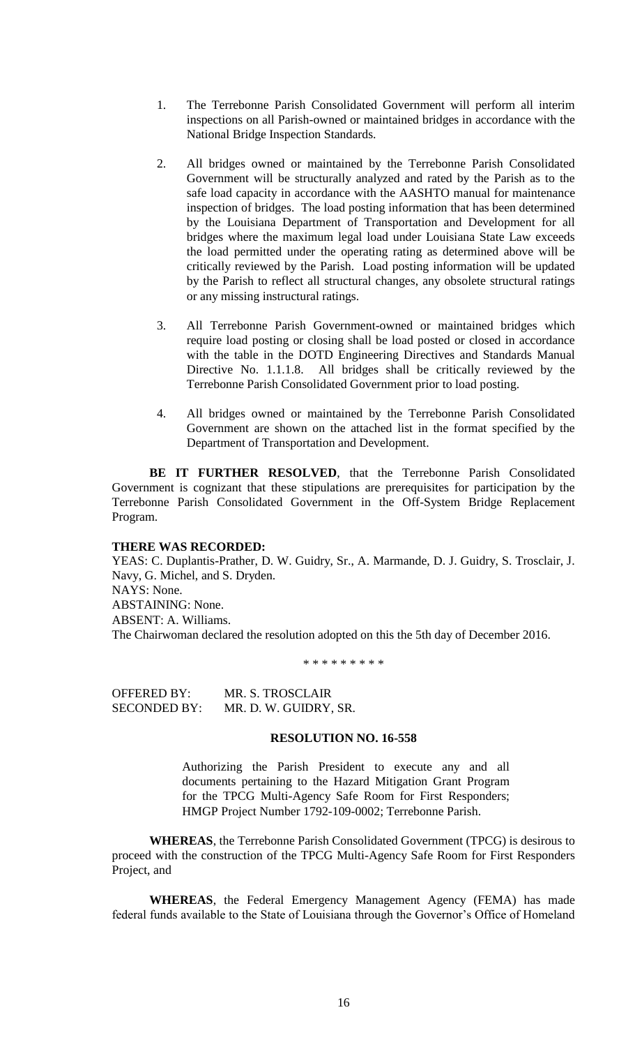1. The Terrebonne Parish Consolidated Government will perform all interim inspections on all Parish-owned or maintained bridges in accordance with the National Bridge Inspection Standards.

2. All bridges owned or maintained by the Terrebonne Parish Consolidated Government will be structurally analyzed and rated by the Parish as to the safe load capacity in accordance with the AASHTO manual for maintenance inspection of bridges. The load posting information that has been determined by the Louisiana Department of Transportation and Development for all bridges where the maximum legal load under Louisiana State Law exceeds the load permitted under the operating rating as determined above will be critically reviewed by the Parish. Load posting information will be updated by the Parish to reflect all structural changes, any obsolete structural ratings or any missing instructural ratings.

3. All Terrebonne Parish Government-owned or maintained bridges which require load posting or closing shall be load posted or closed in accordance with the table in the DOTD Engineering Directives and Standards Manual Directive No. 1.1.1.8. All bridges shall be critically reviewed by the Terrebonne Parish Consolidated Government prior to load posting.

4. All bridges owned or maintained by the Terrebonne Parish Consolidated Government are shown on the attached list in the format specified by the Department of Transportation and Development.

**BE IT FURTHER RESOLVED**, that the Terrebonne Parish Consolidated Government is cognizant that these stipulations are prerequisites for participation by the Terrebonne Parish Consolidated Government in the Off-System Bridge Replacement Program.

**THERE WAS RECORDED:**
YEAS: C. Duplantis-Prather, D. W. Guidry, Sr., A. Marmande, D. J. Guidry, S. Trosclair, J. Navy, G. Michel, and S. Dryden.
NAYS: None.
ABSTAINING: None.
ABSENT: A. Williams.
The Chairwoman declared the resolution adopted on this the 5th day of December 2016.

\* \* \* \* \* \* \* \* \*

OFFERED BY: MR. S. TROSCLAIR
SECONDED BY: MR. D. W. GUIDRY, SR.

**RESOLUTION NO. 16-558**

Authorizing the Parish President to execute any and all documents pertaining to the Hazard Mitigation Grant Program for the TPCG Multi-Agency Safe Room for First Responders; HMGP Project Number 1792-109-0002; Terrebonne Parish.

**WHEREAS**, the Terrebonne Parish Consolidated Government (TPCG) is desirous to proceed with the construction of the TPCG Multi-Agency Safe Room for First Responders Project, and

**WHEREAS**, the Federal Emergency Management Agency (FEMA) has made federal funds available to the State of Louisiana through the Governor's Office of Homeland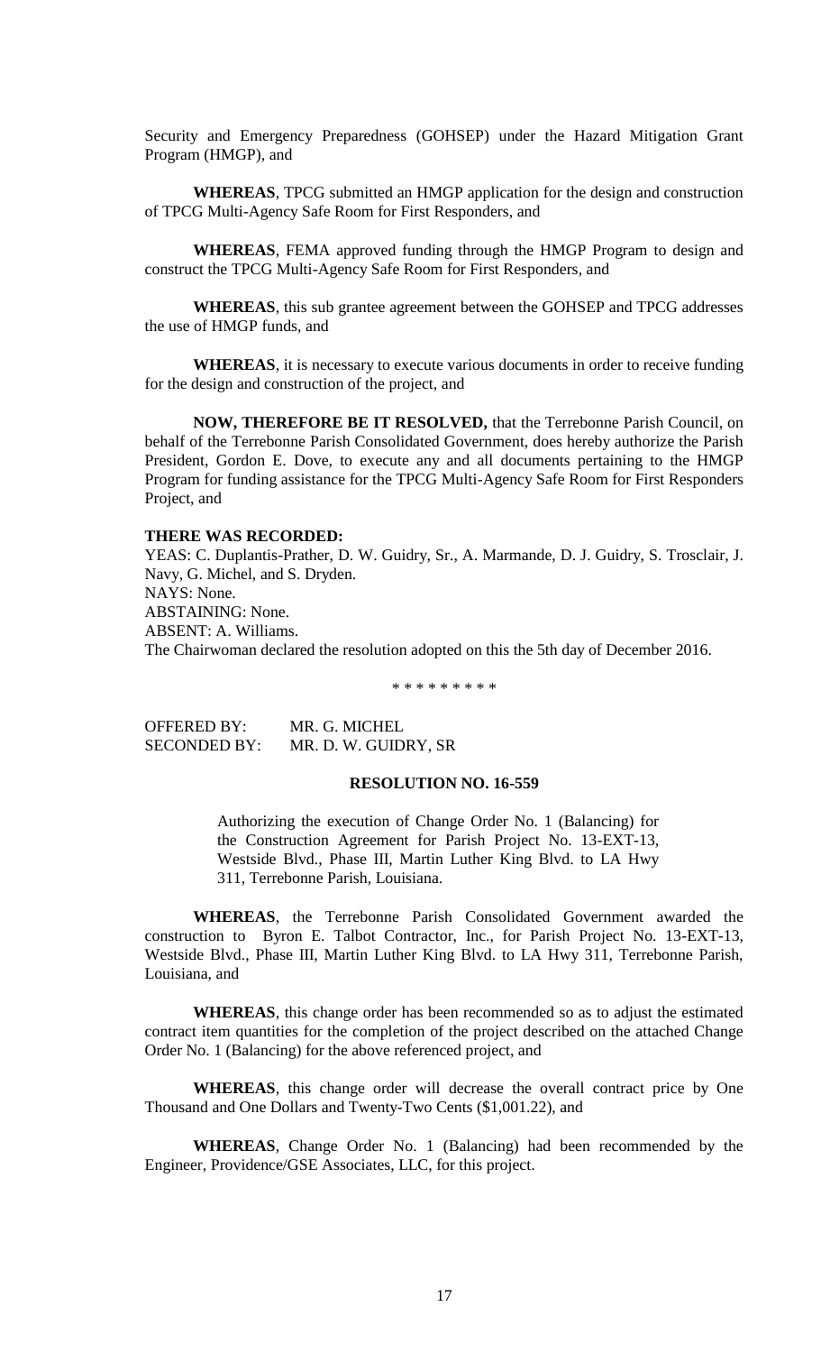Security and Emergency Preparedness (GOHSEP) under the Hazard Mitigation Grant Program (HMGP), and

**WHEREAS**, TPCG submitted an HMGP application for the design and construction of TPCG Multi-Agency Safe Room for First Responders, and

**WHEREAS**, FEMA approved funding through the HMGP Program to design and construct the TPCG Multi-Agency Safe Room for First Responders, and

**WHEREAS**, this sub grantee agreement between the GOHSEP and TPCG addresses the use of HMGP funds, and

**WHEREAS**, it is necessary to execute various documents in order to receive funding for the design and construction of the project, and

**NOW, THEREFORE BE IT RESOLVED,** that the Terrebonne Parish Council, on behalf of the Terrebonne Parish Consolidated Government, does hereby authorize the Parish President, Gordon E. Dove, to execute any and all documents pertaining to the HMGP Program for funding assistance for the TPCG Multi-Agency Safe Room for First Responders Project, and

**THERE WAS RECORDED:**

YEAS: C. Duplantis-Prather, D. W. Guidry, Sr., A. Marmande, D. J. Guidry, S. Trosclair, J. Navy, G. Michel, and S. Dryden.
NAYS: None.
ABSTAINING: None.
ABSENT: A. Williams.
The Chairwoman declared the resolution adopted on this the 5th day of December 2016.

\* \* \* \* \* \* \* \* \*

OFFERED BY: MR. G. MICHEL
SECONDED BY: MR. D. W. GUIDRY, SR

**RESOLUTION NO. 16-559**

Authorizing the execution of Change Order No. 1 (Balancing) for the Construction Agreement for Parish Project No. 13-EXT-13, Westside Blvd., Phase III, Martin Luther King Blvd. to LA Hwy 311, Terrebonne Parish, Louisiana.

**WHEREAS**, the Terrebonne Parish Consolidated Government awarded the construction to Byron E. Talbot Contractor, Inc., for Parish Project No. 13-EXT-13, Westside Blvd., Phase III, Martin Luther King Blvd. to LA Hwy 311, Terrebonne Parish, Louisiana, and

**WHEREAS**, this change order has been recommended so as to adjust the estimated contract item quantities for the completion of the project described on the attached Change Order No. 1 (Balancing) for the above referenced project, and

**WHEREAS**, this change order will decrease the overall contract price by One Thousand and One Dollars and Twenty-Two Cents ($1,001.22), and

**WHEREAS**, Change Order No. 1 (Balancing) had been recommended by the Engineer, Providence/GSE Associates, LLC, for this project.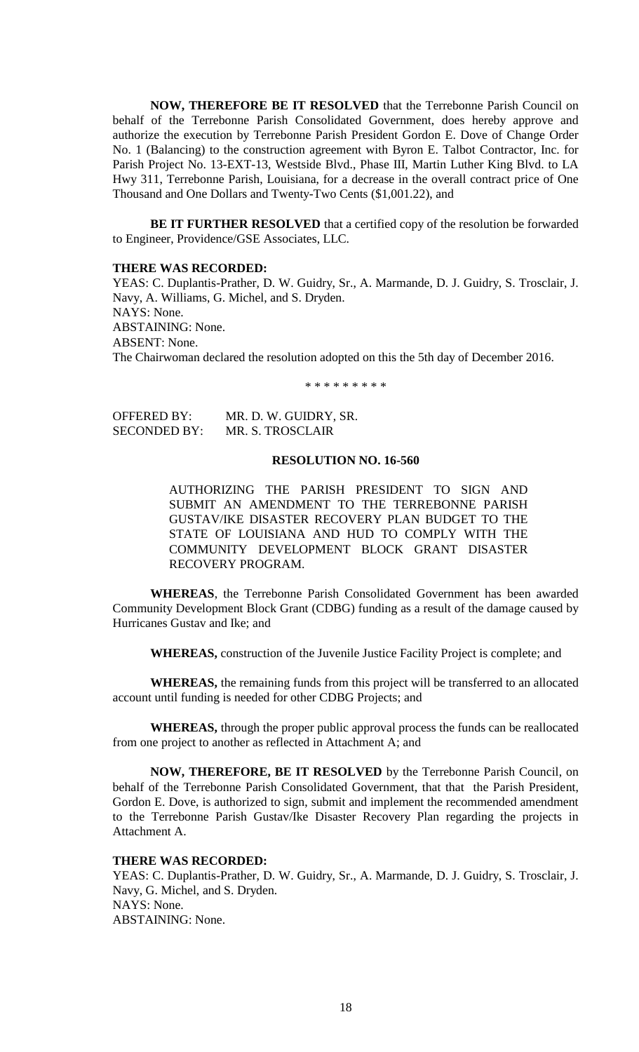**NOW, THEREFORE BE IT RESOLVED** that the Terrebonne Parish Council on behalf of the Terrebonne Parish Consolidated Government, does hereby approve and authorize the execution by Terrebonne Parish President Gordon E. Dove of Change Order No. 1 (Balancing) to the construction agreement with Byron E. Talbot Contractor, Inc. for Parish Project No. 13-EXT-13, Westside Blvd., Phase III, Martin Luther King Blvd. to LA Hwy 311, Terrebonne Parish, Louisiana, for a decrease in the overall contract price of One Thousand and One Dollars and Twenty-Two Cents ($1,001.22), and

**BE IT FURTHER RESOLVED** that a certified copy of the resolution be forwarded to Engineer, Providence/GSE Associates, LLC.

**THERE WAS RECORDED:**

YEAS: C. Duplantis-Prather, D. W. Guidry, Sr., A. Marmande, D. J. Guidry, S. Trosclair, J. Navy, A. Williams, G. Michel, and S. Dryden.
NAYS: None.
ABSTAINING: None.
ABSENT: None.
The Chairwoman declared the resolution adopted on this the 5th day of December 2016.

\* \* \* \* \* \* \* \* \*

OFFERED BY: MR. D. W. GUIDRY, SR.
SECONDED BY: MR. S. TROSCLAIR

**RESOLUTION NO. 16-560**

AUTHORIZING THE PARISH PRESIDENT TO SIGN AND SUBMIT AN AMENDMENT TO THE TERREBONNE PARISH GUSTAV/IKE DISASTER RECOVERY PLAN BUDGET TO THE STATE OF LOUISIANA AND HUD TO COMPLY WITH THE COMMUNITY DEVELOPMENT BLOCK GRANT DISASTER RECOVERY PROGRAM.

**WHEREAS**, the Terrebonne Parish Consolidated Government has been awarded Community Development Block Grant (CDBG) funding as a result of the damage caused by Hurricanes Gustav and Ike; and

**WHEREAS,** construction of the Juvenile Justice Facility Project is complete; and

**WHEREAS,** the remaining funds from this project will be transferred to an allocated account until funding is needed for other CDBG Projects; and

**WHEREAS,** through the proper public approval process the funds can be reallocated from one project to another as reflected in Attachment A; and

**NOW, THEREFORE, BE IT RESOLVED** by the Terrebonne Parish Council, on behalf of the Terrebonne Parish Consolidated Government, that that the Parish President, Gordon E. Dove, is authorized to sign, submit and implement the recommended amendment to the Terrebonne Parish Gustav/Ike Disaster Recovery Plan regarding the projects in Attachment A.

**THERE WAS RECORDED:**

YEAS: C. Duplantis-Prather, D. W. Guidry, Sr., A. Marmande, D. J. Guidry, S. Trosclair, J. Navy, G. Michel, and S. Dryden.
NAYS: None.
ABSTAINING: None.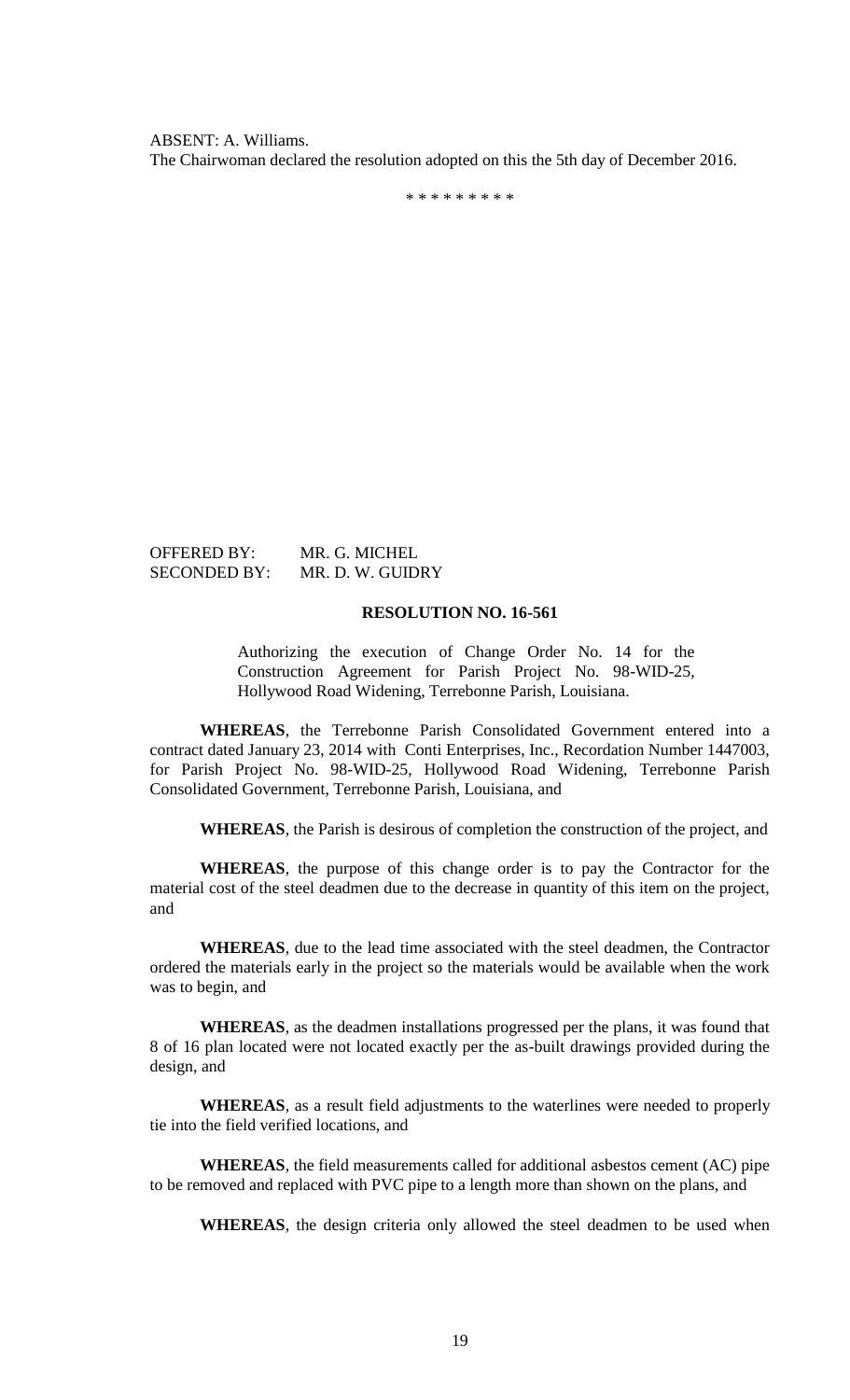ABSENT: A. Williams.
The Chairwoman declared the resolution adopted on this the 5th day of December 2016.

\* \* \* \* \* \* \* \* \*

OFFERED BY: MR. G. MICHEL
SECONDED BY: MR. D. W. GUIDRY

**RESOLUTION NO. 16-561**

Authorizing the execution of Change Order No. 14 for the Construction Agreement for Parish Project No. 98-WID-25, Hollywood Road Widening, Terrebonne Parish, Louisiana.

**WHEREAS**, the Terrebonne Parish Consolidated Government entered into a contract dated January 23, 2014 with Conti Enterprises, Inc., Recordation Number 1447003, for Parish Project No. 98-WID-25, Hollywood Road Widening, Terrebonne Parish Consolidated Government, Terrebonne Parish, Louisiana, and

**WHEREAS**, the Parish is desirous of completion the construction of the project, and

**WHEREAS**, the purpose of this change order is to pay the Contractor for the material cost of the steel deadmen due to the decrease in quantity of this item on the project, and

**WHEREAS**, due to the lead time associated with the steel deadmen, the Contractor ordered the materials early in the project so the materials would be available when the work was to begin, and

**WHEREAS**, as the deadmen installations progressed per the plans, it was found that 8 of 16 plan located were not located exactly per the as-built drawings provided during the design, and

**WHEREAS**, as a result field adjustments to the waterlines were needed to properly tie into the field verified locations, and

**WHEREAS**, the field measurements called for additional asbestos cement (AC) pipe to be removed and replaced with PVC pipe to a length more than shown on the plans, and

**WHEREAS**, the design criteria only allowed the steel deadmen to be used when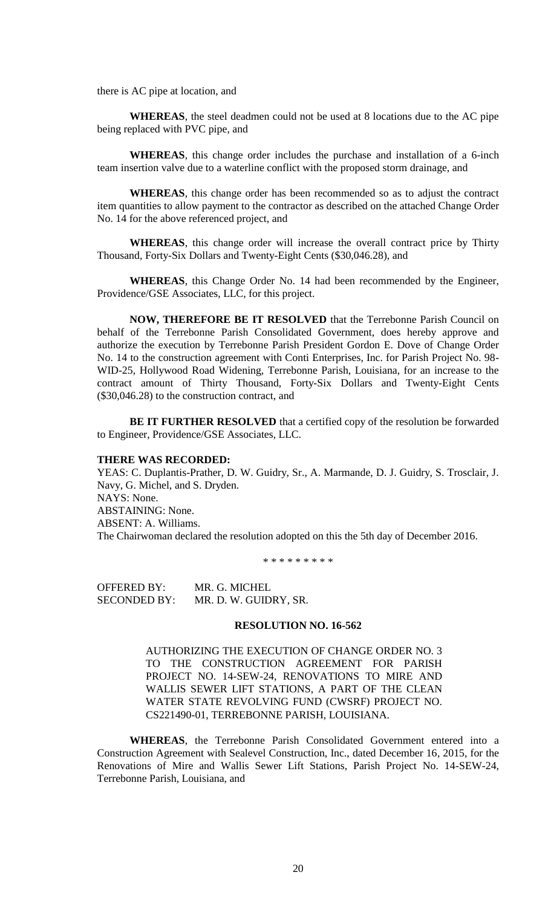there is AC pipe at location, and

**WHEREAS**, the steel deadmen could not be used at 8 locations due to the AC pipe being replaced with PVC pipe, and

**WHEREAS**, this change order includes the purchase and installation of a 6-inch team insertion valve due to a waterline conflict with the proposed storm drainage, and

**WHEREAS**, this change order has been recommended so as to adjust the contract item quantities to allow payment to the contractor as described on the attached Change Order No. 14 for the above referenced project, and

**WHEREAS**, this change order will increase the overall contract price by Thirty Thousand, Forty-Six Dollars and Twenty-Eight Cents ($30,046.28), and

**WHEREAS**, this Change Order No. 14 had been recommended by the Engineer, Providence/GSE Associates, LLC, for this project.

**NOW, THEREFORE BE IT RESOLVED** that the Terrebonne Parish Council on behalf of the Terrebonne Parish Consolidated Government, does hereby approve and authorize the execution by Terrebonne Parish President Gordon E. Dove of Change Order No. 14 to the construction agreement with Conti Enterprises, Inc. for Parish Project No. 98-WID-25, Hollywood Road Widening, Terrebonne Parish, Louisiana, for an increase to the contract amount of Thirty Thousand, Forty-Six Dollars and Twenty-Eight Cents ($30,046.28) to the construction contract, and

**BE IT FURTHER RESOLVED** that a certified copy of the resolution be forwarded to Engineer, Providence/GSE Associates, LLC.

**THERE WAS RECORDED:**

YEAS: C. Duplantis-Prather, D. W. Guidry, Sr., A. Marmande, D. J. Guidry, S. Trosclair, J. Navy, G. Michel, and S. Dryden.

NAYS: None.

ABSTAINING: None.

ABSENT: A. Williams.

The Chairwoman declared the resolution adopted on this the 5th day of December 2016.

\* \* \* \* \* \* \* \* \*

OFFERED BY: MR. G. MICHEL

SECONDED BY: MR. D. W. GUIDRY, SR.

**RESOLUTION NO. 16-562**

AUTHORIZING THE EXECUTION OF CHANGE ORDER NO. 3 TO THE CONSTRUCTION AGREEMENT FOR PARISH PROJECT NO. 14-SEW-24, RENOVATIONS TO MIRE AND WALLIS SEWER LIFT STATIONS, A PART OF THE CLEAN WATER STATE REVOLVING FUND (CWSRF) PROJECT NO. CS221490-01, TERREBONNE PARISH, LOUISIANA.

**WHEREAS**, the Terrebonne Parish Consolidated Government entered into a Construction Agreement with Sealevel Construction, Inc., dated December 16, 2015, for the Renovations of Mire and Wallis Sewer Lift Stations, Parish Project No. 14-SEW-24, Terrebonne Parish, Louisiana, and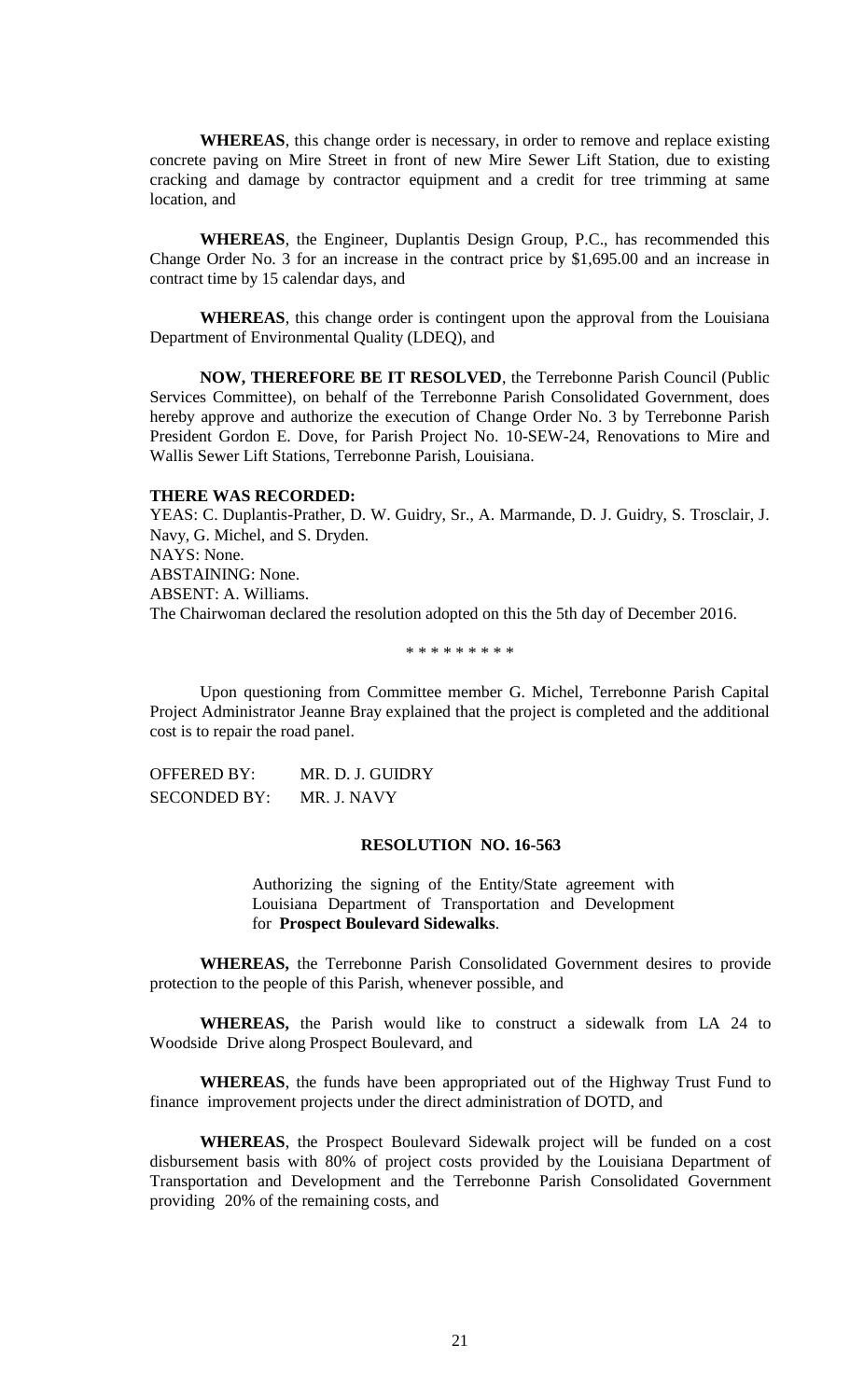**WHEREAS**, this change order is necessary, in order to remove and replace existing concrete paving on Mire Street in front of new Mire Sewer Lift Station, due to existing cracking and damage by contractor equipment and a credit for tree trimming at same location, and

**WHEREAS**, the Engineer, Duplantis Design Group, P.C., has recommended this Change Order No. 3 for an increase in the contract price by $1,695.00 and an increase in contract time by 15 calendar days, and

**WHEREAS**, this change order is contingent upon the approval from the Louisiana Department of Environmental Quality (LDEQ), and

**NOW, THEREFORE BE IT RESOLVED**, the Terrebonne Parish Council (Public Services Committee), on behalf of the Terrebonne Parish Consolidated Government, does hereby approve and authorize the execution of Change Order No. 3 by Terrebonne Parish President Gordon E. Dove, for Parish Project No. 10-SEW-24, Renovations to Mire and Wallis Sewer Lift Stations, Terrebonne Parish, Louisiana.

**THERE WAS RECORDED:**
YEAS: C. Duplantis-Prather, D. W. Guidry, Sr., A. Marmande, D. J. Guidry, S. Trosclair, J. Navy, G. Michel, and S. Dryden.
NAYS: None.
ABSTAINING: None.
ABSENT: A. Williams.
The Chairwoman declared the resolution adopted on this the 5th day of December 2016.

\* \* \* \* \* \* \* \* \*

Upon questioning from Committee member G. Michel, Terrebonne Parish Capital Project Administrator Jeanne Bray explained that the project is completed and the additional cost is to repair the road panel.

OFFERED BY: MR. D. J. GUIDRY
SECONDED BY: MR. J. NAVY

**RESOLUTION NO. 16-563**

Authorizing the signing of the Entity/State agreement with Louisiana Department of Transportation and Development for **Prospect Boulevard Sidewalks**.

**WHEREAS,** the Terrebonne Parish Consolidated Government desires to provide protection to the people of this Parish, whenever possible, and

**WHEREAS,** the Parish would like to construct a sidewalk from LA 24 to Woodside Drive along Prospect Boulevard, and

**WHEREAS**, the funds have been appropriated out of the Highway Trust Fund to finance improvement projects under the direct administration of DOTD, and

**WHEREAS**, the Prospect Boulevard Sidewalk project will be funded on a cost disbursement basis with 80% of project costs provided by the Louisiana Department of Transportation and Development and the Terrebonne Parish Consolidated Government providing 20% of the remaining costs, and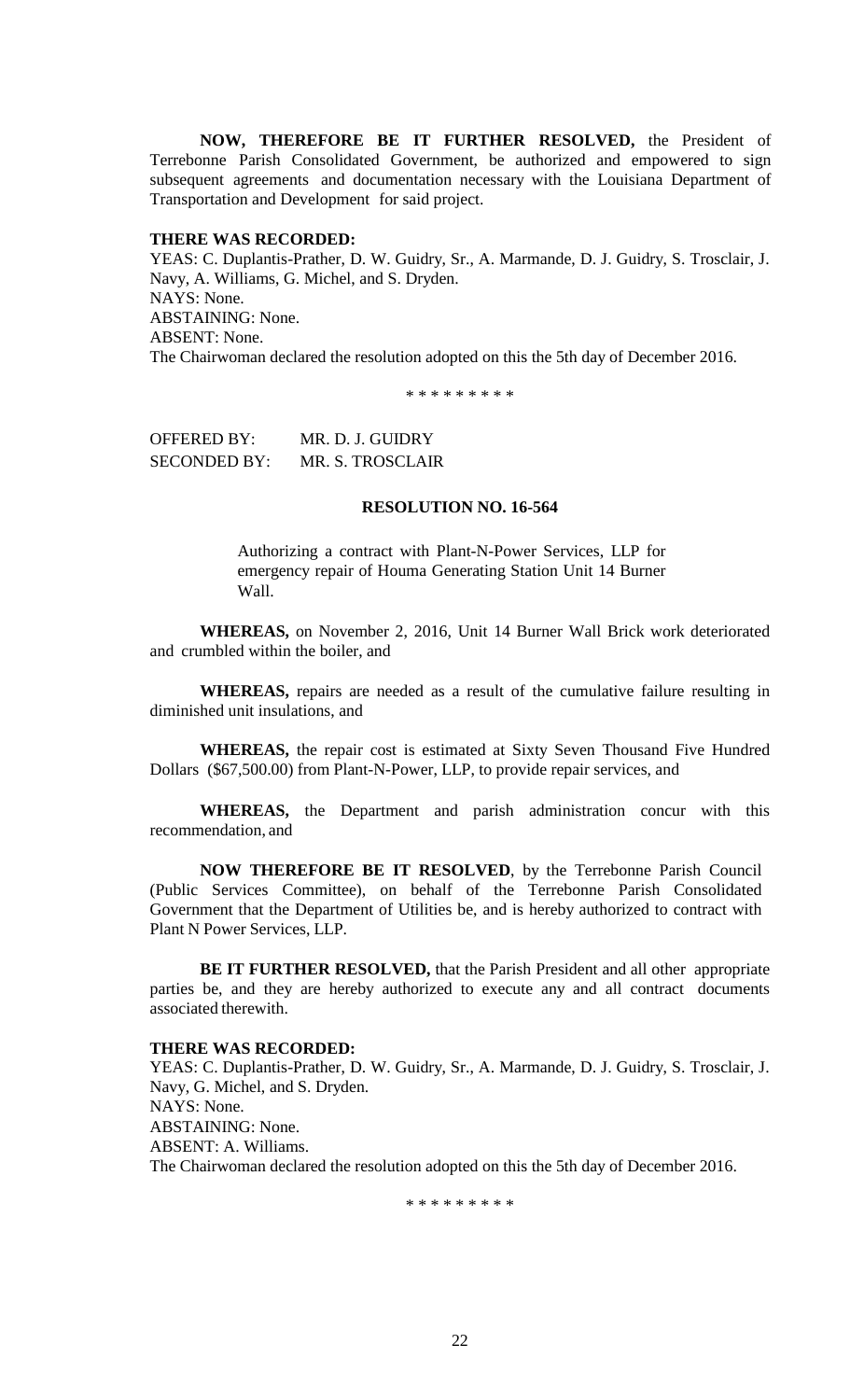**NOW, THEREFORE BE IT FURTHER RESOLVED,** the President of Terrebonne Parish Consolidated Government, be authorized and empowered to sign subsequent agreements and documentation necessary with the Louisiana Department of Transportation and Development for said project.

**THERE WAS RECORDED:**

YEAS: C. Duplantis-Prather, D. W. Guidry, Sr., A. Marmande, D. J. Guidry, S. Trosclair, J. Navy, A. Williams, G. Michel, and S. Dryden.

NAYS: None.

ABSTAINING: None.

ABSENT: None.

The Chairwoman declared the resolution adopted on this the 5th day of December 2016.

\* \* \* \* \* \* \* \* \*

OFFERED BY: MR. D. J. GUIDRY

SECONDED BY: MR. S. TROSCLAIR

**RESOLUTION NO. 16-564**

Authorizing a contract with Plant-N-Power Services, LLP for emergency repair of Houma Generating Station Unit 14 Burner Wall.

**WHEREAS,** on November 2, 2016, Unit 14 Burner Wall Brick work deteriorated and crumbled within the boiler, and

**WHEREAS,** repairs are needed as a result of the cumulative failure resulting in diminished unit insulations, and

**WHEREAS,** the repair cost is estimated at Sixty Seven Thousand Five Hundred Dollars ($67,500.00) from Plant-N-Power, LLP, to provide repair services, and

**WHEREAS,** the Department and parish administration concur with this recommendation, and

**NOW THEREFORE BE IT RESOLVED**, by the Terrebonne Parish Council (Public Services Committee), on behalf of the Terrebonne Parish Consolidated Government that the Department of Utilities be, and is hereby authorized to contract with Plant N Power Services, LLP.

**BE IT FURTHER RESOLVED,** that the Parish President and all other appropriate parties be, and they are hereby authorized to execute any and all contract documents associated therewith.

**THERE WAS RECORDED:**

YEAS: C. Duplantis-Prather, D. W. Guidry, Sr., A. Marmande, D. J. Guidry, S. Trosclair, J. Navy, G. Michel, and S. Dryden.

NAYS: None.

ABSTAINING: None.

ABSENT: A. Williams.

The Chairwoman declared the resolution adopted on this the 5th day of December 2016.

\* \* \* \* \* \* \* \* \*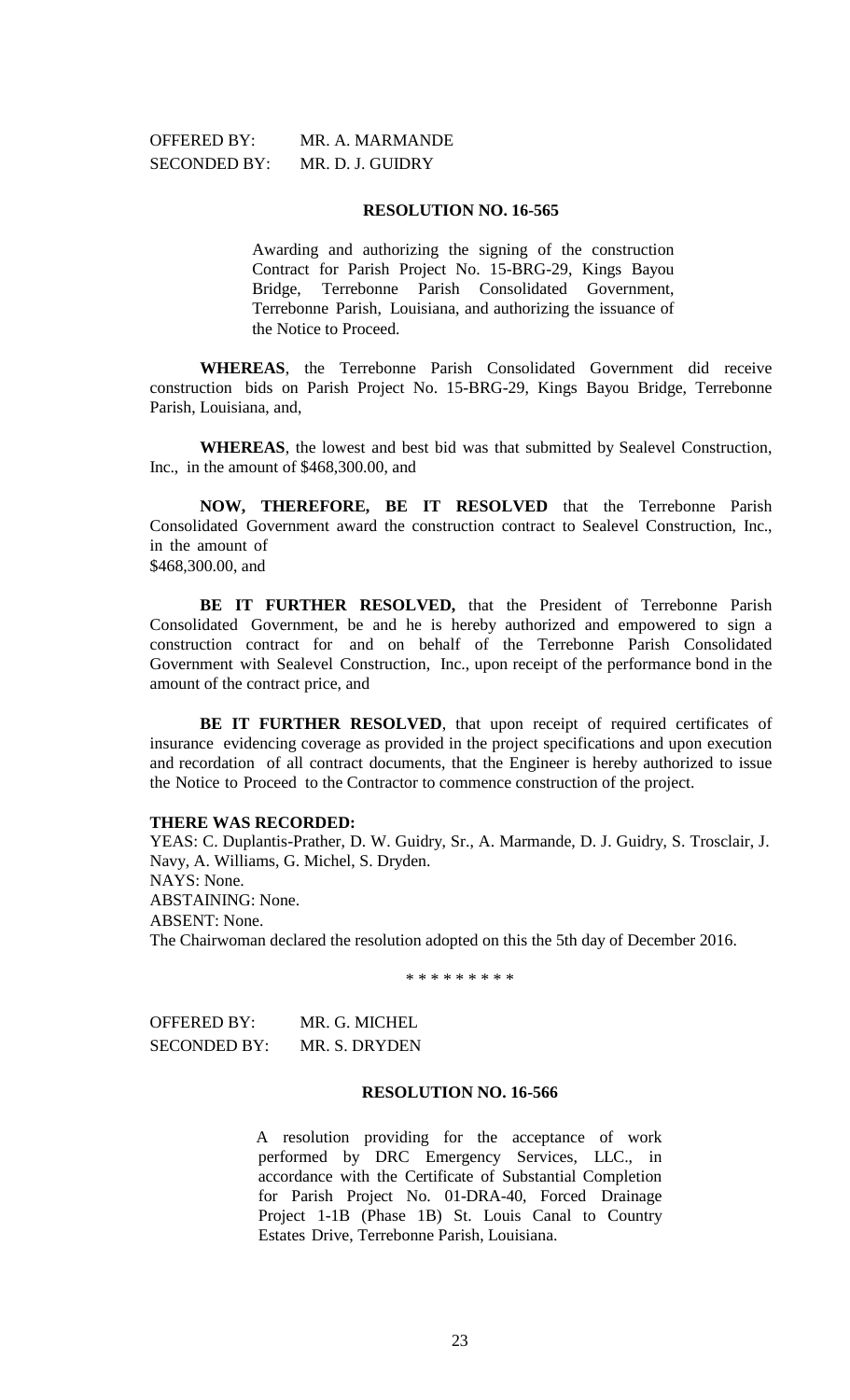OFFERED BY: MR. A. MARMANDE
SECONDED BY: MR. D. J. GUIDRY

**RESOLUTION NO. 16-565**

Awarding and authorizing the signing of the construction Contract for Parish Project No. 15-BRG-29, Kings Bayou Bridge, Terrebonne Parish Consolidated Government, Terrebonne Parish, Louisiana, and authorizing the issuance of the Notice to Proceed.

**WHEREAS**, the Terrebonne Parish Consolidated Government did receive construction bids on Parish Project No. 15-BRG-29, Kings Bayou Bridge, Terrebonne Parish, Louisiana, and,

**WHEREAS**, the lowest and best bid was that submitted by Sealevel Construction, Inc., in the amount of $468,300.00, and

**NOW, THEREFORE, BE IT RESOLVED** that the Terrebonne Parish Consolidated Government award the construction contract to Sealevel Construction, Inc., in the amount of $468,300.00, and

**BE IT FURTHER RESOLVED,** that the President of Terrebonne Parish Consolidated Government, be and he is hereby authorized and empowered to sign a construction contract for and on behalf of the Terrebonne Parish Consolidated Government with Sealevel Construction, Inc., upon receipt of the performance bond in the amount of the contract price, and

**BE IT FURTHER RESOLVED**, that upon receipt of required certificates of insurance evidencing coverage as provided in the project specifications and upon execution and recordation of all contract documents, that the Engineer is hereby authorized to issue the Notice to Proceed to the Contractor to commence construction of the project.

**THERE WAS RECORDED:**

YEAS: C. Duplantis-Prather, D. W. Guidry, Sr., A. Marmande, D. J. Guidry, S. Trosclair, J. Navy, A. Williams, G. Michel, S. Dryden.

NAYS: None.

ABSTAINING: None.

ABSENT: None.

The Chairwoman declared the resolution adopted on this the 5th day of December 2016.

* * * * * * * * *

OFFERED BY: MR. G. MICHEL
SECONDED BY: MR. S. DRYDEN

**RESOLUTION NO. 16-566**

A resolution providing for the acceptance of work performed by DRC Emergency Services, LLC., in accordance with the Certificate of Substantial Completion for Parish Project No. 01-DRA-40, Forced Drainage Project 1-1B (Phase 1B) St. Louis Canal to Country Estates Drive, Terrebonne Parish, Louisiana.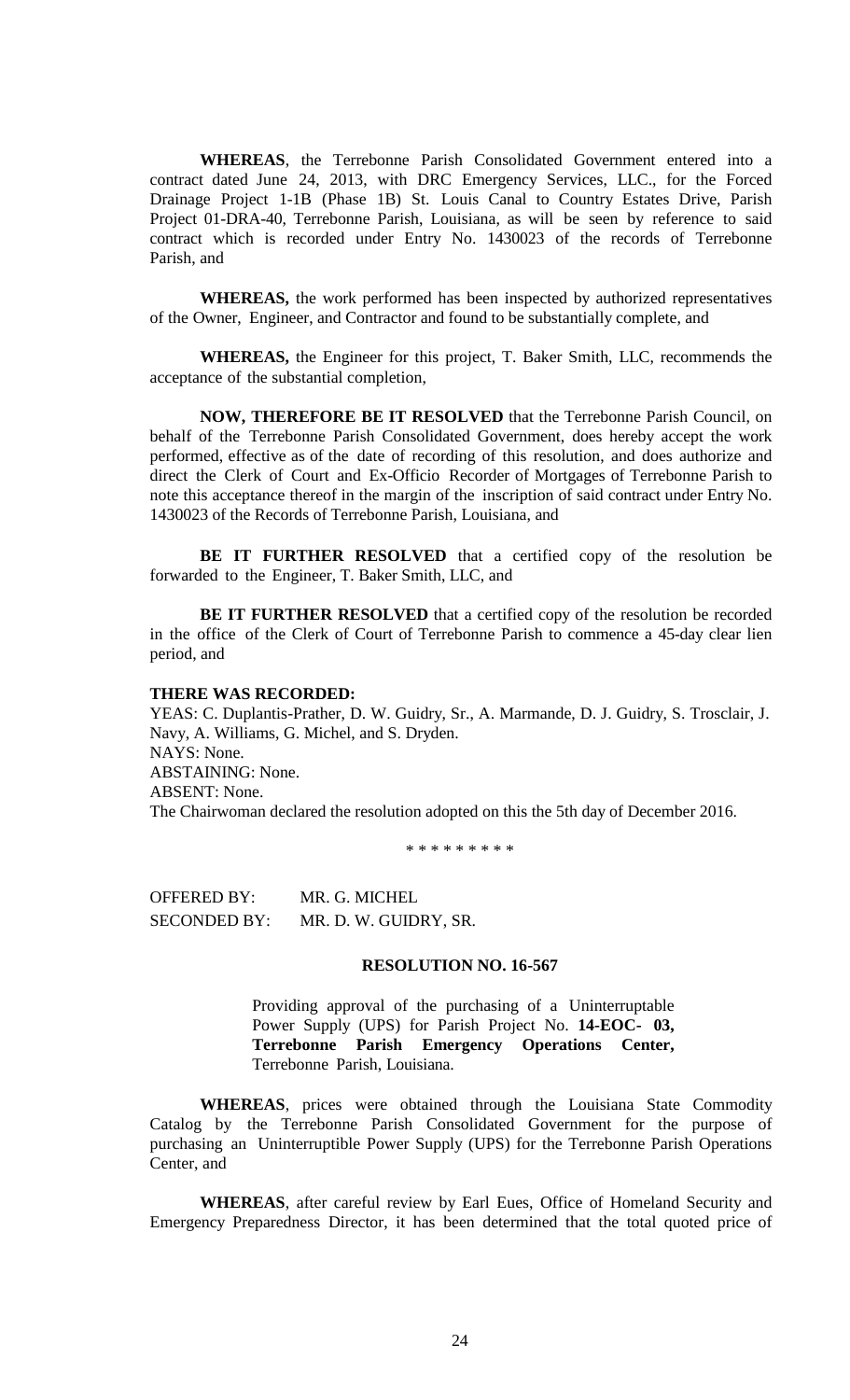**WHEREAS**, the Terrebonne Parish Consolidated Government entered into a contract dated June 24, 2013, with DRC Emergency Services, LLC., for the Forced Drainage Project 1-1B (Phase 1B) St. Louis Canal to Country Estates Drive, Parish Project 01-DRA-40, Terrebonne Parish, Louisiana, as will be seen by reference to said contract which is recorded under Entry No. 1430023 of the records of Terrebonne Parish, and

**WHEREAS,** the work performed has been inspected by authorized representatives of the Owner, Engineer, and Contractor and found to be substantially complete, and

**WHEREAS,** the Engineer for this project, T. Baker Smith, LLC, recommends the acceptance of the substantial completion,

**NOW, THEREFORE BE IT RESOLVED** that the Terrebonne Parish Council, on behalf of the Terrebonne Parish Consolidated Government, does hereby accept the work performed, effective as of the date of recording of this resolution, and does authorize and direct the Clerk of Court and Ex-Officio Recorder of Mortgages of Terrebonne Parish to note this acceptance thereof in the margin of the inscription of said contract under Entry No. 1430023 of the Records of Terrebonne Parish, Louisiana, and

**BE IT FURTHER RESOLVED** that a certified copy of the resolution be forwarded to the Engineer, T. Baker Smith, LLC, and

**BE IT FURTHER RESOLVED** that a certified copy of the resolution be recorded in the office of the Clerk of Court of Terrebonne Parish to commence a 45-day clear lien period, and

**THERE WAS RECORDED:**

YEAS: C. Duplantis-Prather, D. W. Guidry, Sr., A. Marmande, D. J. Guidry, S. Trosclair, J. Navy, A. Williams, G. Michel, and S. Dryden.
NAYS: None.
ABSTAINING: None.
ABSENT: None.
The Chairwoman declared the resolution adopted on this the 5th day of December 2016.

\* \* \* \* \* \* \* \* \*

OFFERED BY: MR. G. MICHEL
SECONDED BY: MR. D. W. GUIDRY, SR.

**RESOLUTION NO. 16-567**

Providing approval of the purchasing of a Uninterruptable Power Supply (UPS) for Parish Project No. **14-EOC- 03, Terrebonne Parish Emergency Operations Center,** Terrebonne Parish, Louisiana.

**WHEREAS**, prices were obtained through the Louisiana State Commodity Catalog by the Terrebonne Parish Consolidated Government for the purpose of purchasing an Uninterruptible Power Supply (UPS) for the Terrebonne Parish Operations Center, and

**WHEREAS**, after careful review by Earl Eues, Office of Homeland Security and Emergency Preparedness Director, it has been determined that the total quoted price of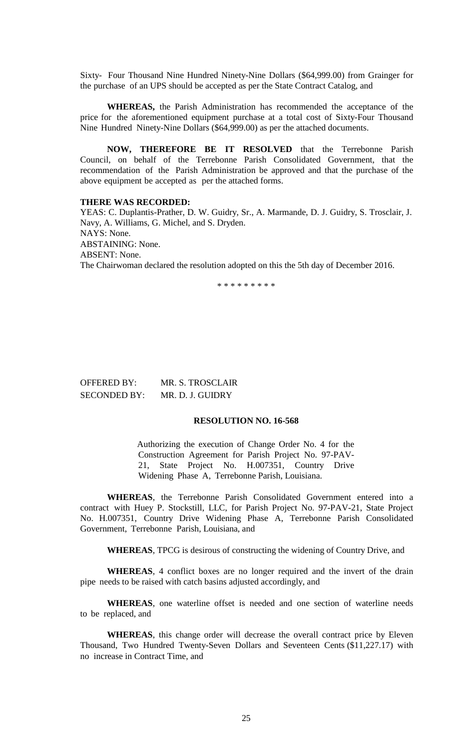Sixty- Four Thousand Nine Hundred Ninety-Nine Dollars ($64,999.00) from Grainger for the purchase of an UPS should be accepted as per the State Contract Catalog, and

**WHEREAS,** the Parish Administration has recommended the acceptance of the price for the aforementioned equipment purchase at a total cost of Sixty-Four Thousand Nine Hundred Ninety-Nine Dollars ($64,999.00) as per the attached documents.

**NOW, THEREFORE BE IT RESOLVED** that the Terrebonne Parish Council, on behalf of the Terrebonne Parish Consolidated Government, that the recommendation of the Parish Administration be approved and that the purchase of the above equipment be accepted as per the attached forms.

**THERE WAS RECORDED:**

YEAS: C. Duplantis-Prather, D. W. Guidry, Sr., A. Marmande, D. J. Guidry, S. Trosclair, J. Navy, A. Williams, G. Michel, and S. Dryden.

NAYS: None.

ABSTAINING: None.

ABSENT: None.

The Chairwoman declared the resolution adopted on this the 5th day of December 2016.

\* \* \* \* \* \* \* \* \*

OFFERED BY: MR. S. TROSCLAIR

SECONDED BY: MR. D. J. GUIDRY

**RESOLUTION NO. 16-568**

Authorizing the execution of Change Order No. 4 for the Construction Agreement for Parish Project No. 97-PAV-21, State Project No. H.007351, Country Drive Widening Phase A, Terrebonne Parish, Louisiana.

**WHEREAS**, the Terrebonne Parish Consolidated Government entered into a contract with Huey P. Stockstill, LLC, for Parish Project No. 97-PAV-21, State Project No. H.007351, Country Drive Widening Phase A, Terrebonne Parish Consolidated Government, Terrebonne Parish, Louisiana, and

**WHEREAS**, TPCG is desirous of constructing the widening of Country Drive, and

**WHEREAS**, 4 conflict boxes are no longer required and the invert of the drain pipe needs to be raised with catch basins adjusted accordingly, and

**WHEREAS**, one waterline offset is needed and one section of waterline needs to be replaced, and

**WHEREAS**, this change order will decrease the overall contract price by Eleven Thousand, Two Hundred Twenty-Seven Dollars and Seventeen Cents ($11,227.17) with no increase in Contract Time, and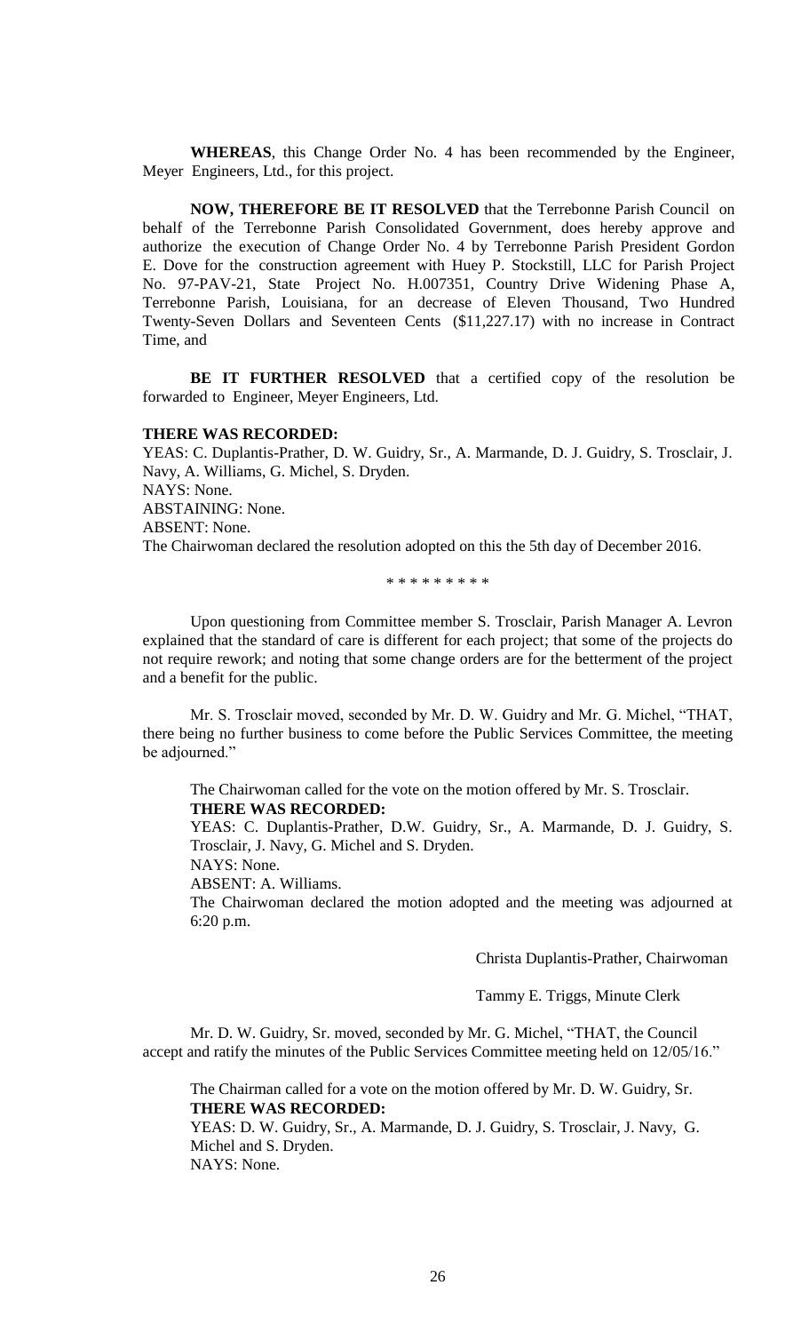**WHEREAS**, this Change Order No. 4 has been recommended by the Engineer, Meyer Engineers, Ltd., for this project.

**NOW, THEREFORE BE IT RESOLVED** that the Terrebonne Parish Council on behalf of the Terrebonne Parish Consolidated Government, does hereby approve and authorize the execution of Change Order No. 4 by Terrebonne Parish President Gordon E. Dove for the construction agreement with Huey P. Stockstill, LLC for Parish Project No. 97-PAV-21, State Project No. H.007351, Country Drive Widening Phase A, Terrebonne Parish, Louisiana, for an decrease of Eleven Thousand, Two Hundred Twenty-Seven Dollars and Seventeen Cents ($11,227.17) with no increase in Contract Time, and

**BE IT FURTHER RESOLVED** that a certified copy of the resolution be forwarded to Engineer, Meyer Engineers, Ltd.

**THERE WAS RECORDED:**
YEAS: C. Duplantis-Prather, D. W. Guidry, Sr., A. Marmande, D. J. Guidry, S. Trosclair, J. Navy, A. Williams, G. Michel, S. Dryden.
NAYS: None.
ABSTAINING: None.
ABSENT: None.
The Chairwoman declared the resolution adopted on this the 5th day of December 2016.

\* \* \* \* \* \* \* \* \*

Upon questioning from Committee member S. Trosclair, Parish Manager A. Levron explained that the standard of care is different for each project; that some of the projects do not require rework; and noting that some change orders are for the betterment of the project and a benefit for the public.

Mr. S. Trosclair moved, seconded by Mr. D. W. Guidry and Mr. G. Michel, "THAT, there being no further business to come before the Public Services Committee, the meeting be adjourned."

The Chairwoman called for the vote on the motion offered by Mr. S. Trosclair.
**THERE WAS RECORDED:**
YEAS: C. Duplantis-Prather, D.W. Guidry, Sr., A. Marmande, D. J. Guidry, S. Trosclair, J. Navy, G. Michel and S. Dryden.
NAYS: None.
ABSENT: A. Williams.
The Chairwoman declared the motion adopted and the meeting was adjourned at 6:20 p.m.

Christa Duplantis-Prather, Chairwoman

Tammy E. Triggs, Minute Clerk

Mr. D. W. Guidry, Sr. moved, seconded by Mr. G. Michel, "THAT, the Council accept and ratify the minutes of the Public Services Committee meeting held on 12/05/16."

The Chairman called for a vote on the motion offered by Mr. D. W. Guidry, Sr.
**THERE WAS RECORDED:**
YEAS: D. W. Guidry, Sr., A. Marmande, D. J. Guidry, S. Trosclair, J. Navy, G. Michel and S. Dryden.
NAYS: None.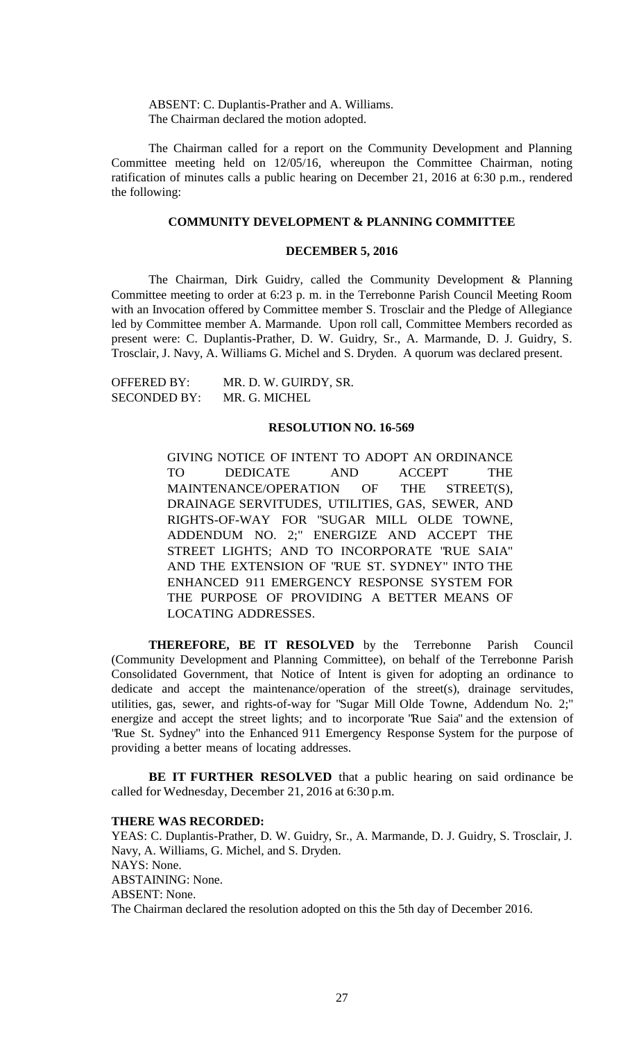ABSENT: C. Duplantis-Prather and A. Williams.
The Chairman declared the motion adopted.

The Chairman called for a report on the Community Development and Planning Committee meeting held on 12/05/16, whereupon the Committee Chairman, noting ratification of minutes calls a public hearing on December 21, 2016 at 6:30 p.m., rendered the following:

**COMMUNITY DEVELOPMENT & PLANNING COMMITTEE**

**DECEMBER 5, 2016**

The Chairman, Dirk Guidry, called the Community Development & Planning Committee meeting to order at 6:23 p. m. in the Terrebonne Parish Council Meeting Room with an Invocation offered by Committee member S. Trosclair and the Pledge of Allegiance led by Committee member A. Marmande. Upon roll call, Committee Members recorded as present were: C. Duplantis-Prather, D. W. Guidry, Sr., A. Marmande, D. J. Guidry, S. Trosclair, J. Navy, A. Williams G. Michel and S. Dryden. A quorum was declared present.

OFFERED BY: MR. D. W. GUIRDY, SR.
SECONDED BY: MR. G. MICHEL

**RESOLUTION NO. 16-569**

GIVING NOTICE OF INTENT TO ADOPT AN ORDINANCE TO DEDICATE AND ACCEPT THE MAINTENANCE/OPERATION OF THE STREET(S), DRAINAGE SERVITUDES, UTILITIES, GAS, SEWER, AND RIGHTS-OF-WAY FOR "SUGAR MILL OLDE TOWNE, ADDENDUM NO. 2;" ENERGIZE AND ACCEPT THE STREET LIGHTS; AND TO INCORPORATE "RUE SAIA" AND THE EXTENSION OF "RUE ST. SYDNEY" INTO THE ENHANCED 911 EMERGENCY RESPONSE SYSTEM FOR THE PURPOSE OF PROVIDING A BETTER MEANS OF LOCATING ADDRESSES.

**THEREFORE, BE IT RESOLVED** by the Terrebonne Parish Council (Community Development and Planning Committee), on behalf of the Terrebonne Parish Consolidated Government, that Notice of Intent is given for adopting an ordinance to dedicate and accept the maintenance/operation of the street(s), drainage servitudes, utilities, gas, sewer, and rights-of-way for "Sugar Mill Olde Towne, Addendum No. 2;" energize and accept the street lights; and to incorporate "Rue Saia" and the extension of "Rue St. Sydney" into the Enhanced 911 Emergency Response System for the purpose of providing a better means of locating addresses.

**BE IT FURTHER RESOLVED** that a public hearing on said ordinance be called for Wednesday, December 21, 2016 at 6:30 p.m.

**THERE WAS RECORDED:**
YEAS: C. Duplantis-Prather, D. W. Guidry, Sr., A. Marmande, D. J. Guidry, S. Trosclair, J. Navy, A. Williams, G. Michel, and S. Dryden.
NAYS: None.
ABSTAINING: None.
ABSENT: None.
The Chairman declared the resolution adopted on this the 5th day of December 2016.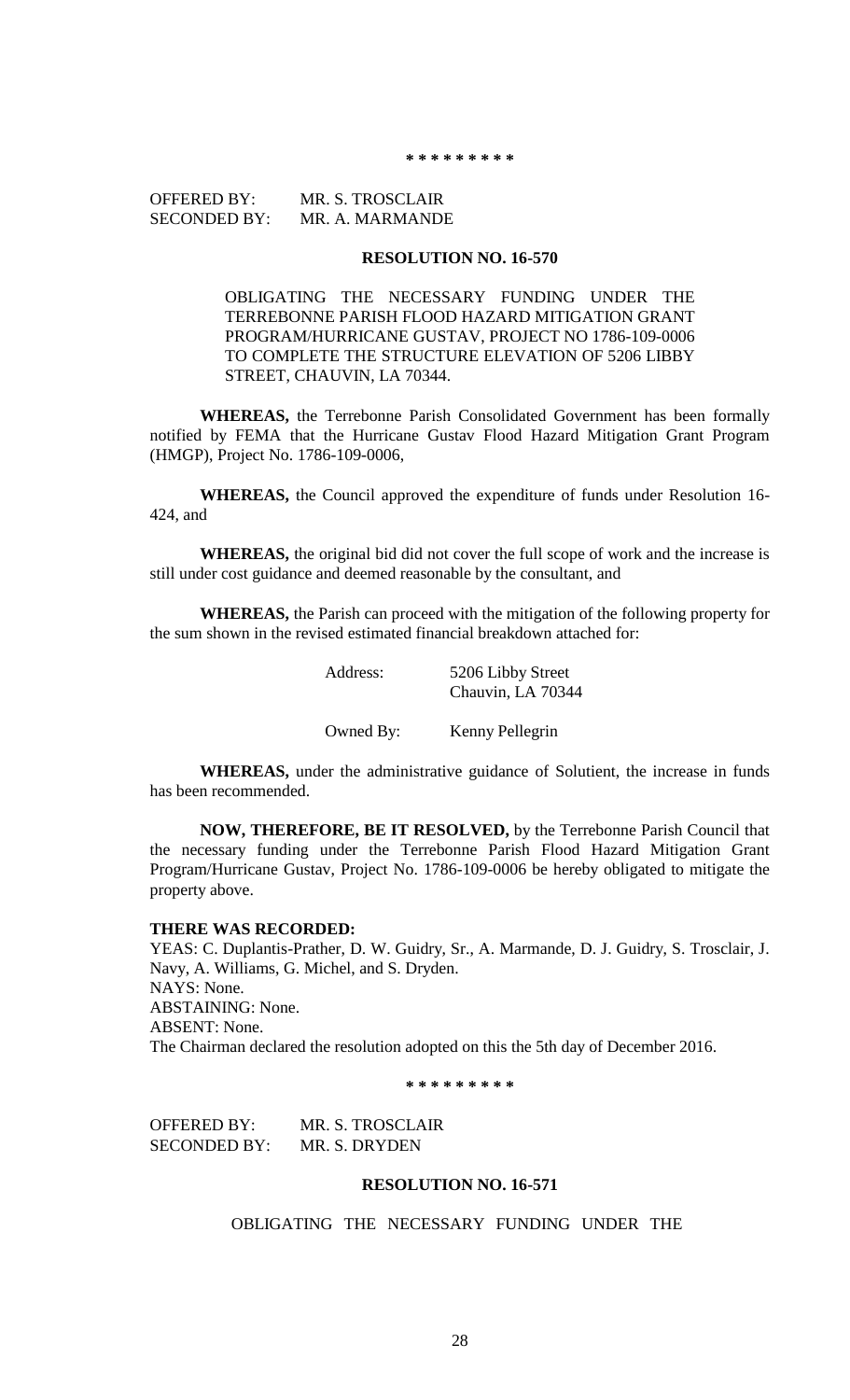\* \* \* \* \* \* \* \* \*

OFFERED BY: MR. S. TROSCLAIR
SECONDED BY: MR. A. MARMANDE

**RESOLUTION NO. 16-570**

OBLIGATING THE NECESSARY FUNDING UNDER THE TERREBONNE PARISH FLOOD HAZARD MITIGATION GRANT PROGRAM/HURRICANE GUSTAV, PROJECT NO 1786-109-0006 TO COMPLETE THE STRUCTURE ELEVATION OF 5206 LIBBY STREET, CHAUVIN, LA 70344.

**WHEREAS,** the Terrebonne Parish Consolidated Government has been formally notified by FEMA that the Hurricane Gustav Flood Hazard Mitigation Grant Program (HMGP), Project No. 1786-109-0006,

**WHEREAS,** the Council approved the expenditure of funds under Resolution 16-424, and

**WHEREAS,** the original bid did not cover the full scope of work and the increase is still under cost guidance and deemed reasonable by the consultant, and

**WHEREAS,** the Parish can proceed with the mitigation of the following property for the sum shown in the revised estimated financial breakdown attached for:

Address: 5206 Libby Street
Chauvin, LA 70344

Owned By: Kenny Pellegrin

**WHEREAS,** under the administrative guidance of Solutient, the increase in funds has been recommended.

**NOW, THEREFORE, BE IT RESOLVED,** by the Terrebonne Parish Council that the necessary funding under the Terrebonne Parish Flood Hazard Mitigation Grant Program/Hurricane Gustav, Project No. 1786-109-0006 be hereby obligated to mitigate the property above.

**THERE WAS RECORDED:**
YEAS: C. Duplantis-Prather, D. W. Guidry, Sr., A. Marmande, D. J. Guidry, S. Trosclair, J. Navy, A. Williams, G. Michel, and S. Dryden.
NAYS: None.
ABSTAINING: None.
ABSENT: None.
The Chairman declared the resolution adopted on this the 5th day of December 2016.

\* \* \* \* \* \* \* \* \*

OFFERED BY: MR. S. TROSCLAIR
SECONDED BY: MR. S. DRYDEN

**RESOLUTION NO. 16-571**

OBLIGATING THE NECESSARY FUNDING UNDER THE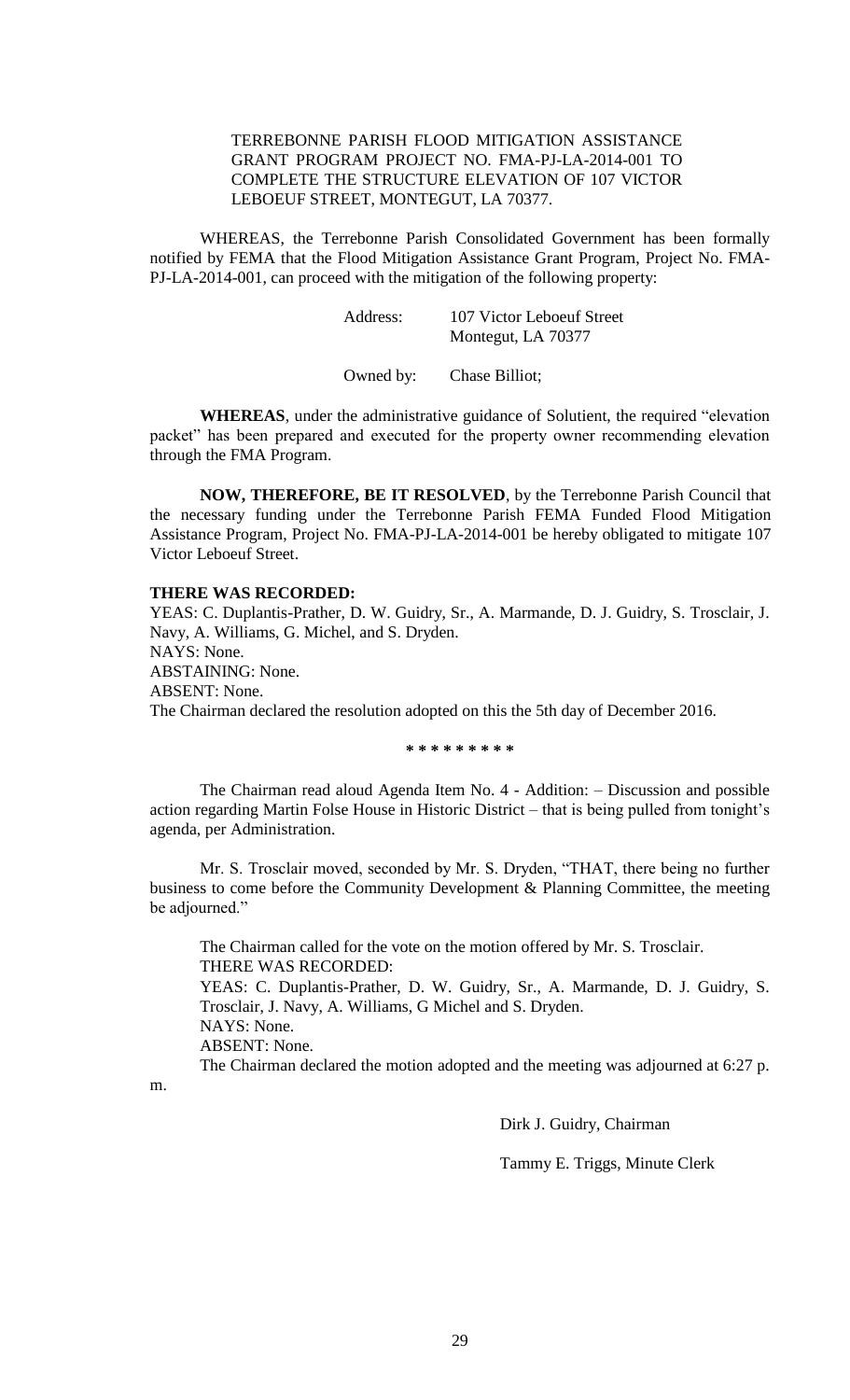TERREBONNE PARISH FLOOD MITIGATION ASSISTANCE GRANT PROGRAM PROJECT NO. FMA-PJ-LA-2014-001 TO COMPLETE THE STRUCTURE ELEVATION OF 107 VICTOR LEBOEUF STREET, MONTEGUT, LA 70377.

WHEREAS, the Terrebonne Parish Consolidated Government has been formally notified by FEMA that the Flood Mitigation Assistance Grant Program, Project No. FMA-PJ-LA-2014-001, can proceed with the mitigation of the following property:

Address: 107 Victor Leboeuf Street
Montegut, LA 70377

Owned by: Chase Billiot;

**WHEREAS**, under the administrative guidance of Solutient, the required "elevation packet" has been prepared and executed for the property owner recommending elevation through the FMA Program.

**NOW, THEREFORE, BE IT RESOLVED**, by the Terrebonne Parish Council that the necessary funding under the Terrebonne Parish FEMA Funded Flood Mitigation Assistance Program, Project No. FMA-PJ-LA-2014-001 be hereby obligated to mitigate 107 Victor Leboeuf Street.

**THERE WAS RECORDED:**
YEAS: C. Duplantis-Prather, D. W. Guidry, Sr., A. Marmande, D. J. Guidry, S. Trosclair, J. Navy, A. Williams, G. Michel, and S. Dryden.
NAYS: None.
ABSTAINING: None.
ABSENT: None.
The Chairman declared the resolution adopted on this the 5th day of December 2016.

**\* \* \* \* \* \* \* \* \***

The Chairman read aloud Agenda Item No. 4 - Addition: – Discussion and possible action regarding Martin Folse House in Historic District – that is being pulled from tonight's agenda, per Administration.

Mr. S. Trosclair moved, seconded by Mr. S. Dryden, "THAT, there being no further business to come before the Community Development & Planning Committee, the meeting be adjourned."

The Chairman called for the vote on the motion offered by Mr. S. Trosclair.
THERE WAS RECORDED:
YEAS: C. Duplantis-Prather, D. W. Guidry, Sr., A. Marmande, D. J. Guidry, S. Trosclair, J. Navy, A. Williams, G Michel and S. Dryden.
NAYS: None.
ABSENT: None.
The Chairman declared the motion adopted and the meeting was adjourned at 6:27 p. m.

Dirk J. Guidry, Chairman

Tammy E. Triggs, Minute Clerk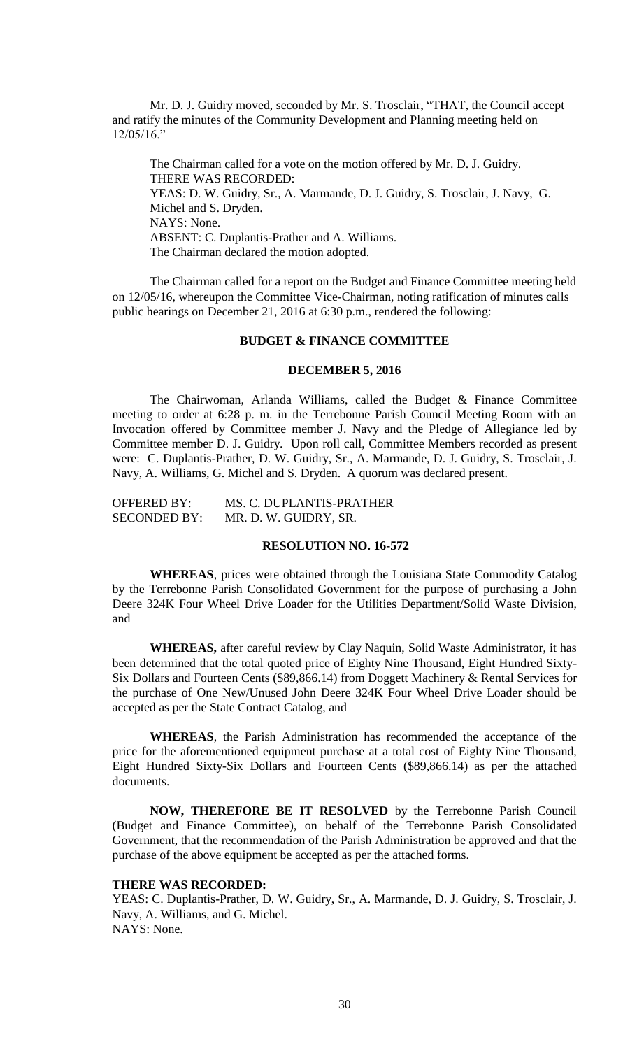Mr. D. J. Guidry moved, seconded by Mr. S. Trosclair, "THAT, the Council accept and ratify the minutes of the Community Development and Planning meeting held on 12/05/16."

The Chairman called for a vote on the motion offered by Mr. D. J. Guidry.
THERE WAS RECORDED:
YEAS: D. W. Guidry, Sr., A. Marmande, D. J. Guidry, S. Trosclair, J. Navy, G. Michel and S. Dryden.
NAYS: None.
ABSENT: C. Duplantis-Prather and A. Williams.
The Chairman declared the motion adopted.

The Chairman called for a report on the Budget and Finance Committee meeting held on 12/05/16, whereupon the Committee Vice-Chairman, noting ratification of minutes calls public hearings on December 21, 2016 at 6:30 p.m., rendered the following:

**BUDGET & FINANCE COMMITTEE**

**DECEMBER 5, 2016**

The Chairwoman, Arlanda Williams, called the Budget & Finance Committee meeting to order at 6:28 p. m. in the Terrebonne Parish Council Meeting Room with an Invocation offered by Committee member J. Navy and the Pledge of Allegiance led by Committee member D. J. Guidry. Upon roll call, Committee Members recorded as present were: C. Duplantis-Prather, D. W. Guidry, Sr., A. Marmande, D. J. Guidry, S. Trosclair, J. Navy, A. Williams, G. Michel and S. Dryden. A quorum was declared present.

OFFERED BY: MS. C. DUPLANTIS-PRATHER
SECONDED BY: MR. D. W. GUIDRY, SR.

**RESOLUTION NO. 16-572**

**WHEREAS**, prices were obtained through the Louisiana State Commodity Catalog by the Terrebonne Parish Consolidated Government for the purpose of purchasing a John Deere 324K Four Wheel Drive Loader for the Utilities Department/Solid Waste Division, and

**WHEREAS,** after careful review by Clay Naquin, Solid Waste Administrator, it has been determined that the total quoted price of Eighty Nine Thousand, Eight Hundred Sixty-Six Dollars and Fourteen Cents ($89,866.14) from Doggett Machinery & Rental Services for the purchase of One New/Unused John Deere 324K Four Wheel Drive Loader should be accepted as per the State Contract Catalog, and

**WHEREAS**, the Parish Administration has recommended the acceptance of the price for the aforementioned equipment purchase at a total cost of Eighty Nine Thousand, Eight Hundred Sixty-Six Dollars and Fourteen Cents ($89,866.14) as per the attached documents.

**NOW, THEREFORE BE IT RESOLVED** by the Terrebonne Parish Council (Budget and Finance Committee), on behalf of the Terrebonne Parish Consolidated Government, that the recommendation of the Parish Administration be approved and that the purchase of the above equipment be accepted as per the attached forms.

**THERE WAS RECORDED:**
YEAS: C. Duplantis-Prather, D. W. Guidry, Sr., A. Marmande, D. J. Guidry, S. Trosclair, J. Navy, A. Williams, and G. Michel.
NAYS: None.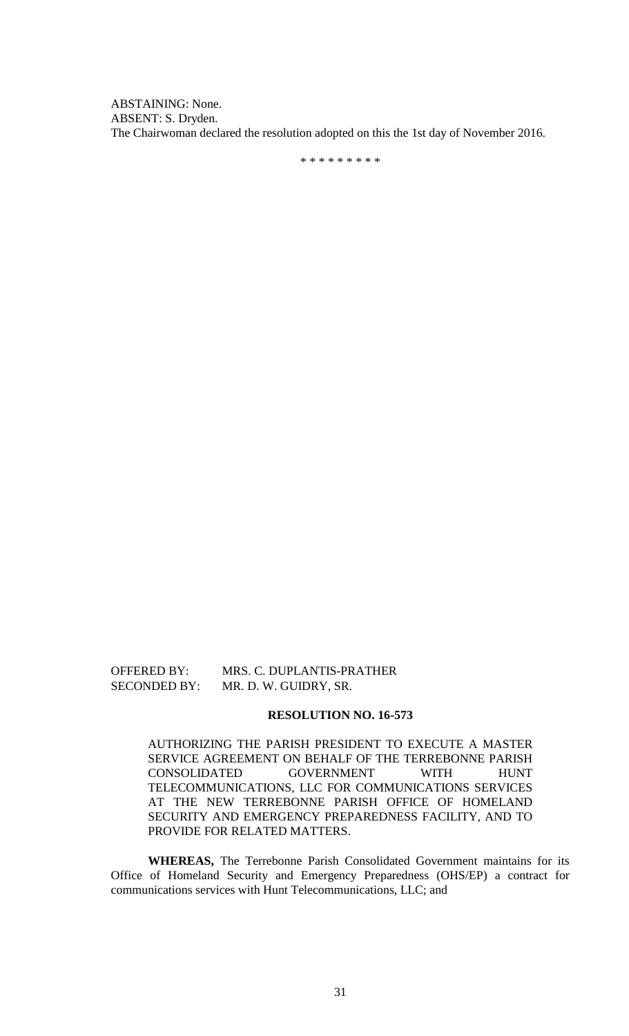ABSTAINING: None.
ABSENT: S. Dryden.
The Chairwoman declared the resolution adopted on this the 1st day of November 2016.

\* \* \* \* \* \* \* \* \*

OFFERED BY: MRS. C. DUPLANTIS-PRATHER
SECONDED BY: MR. D. W. GUIDRY, SR.

**RESOLUTION NO. 16-573**

AUTHORIZING THE PARISH PRESIDENT TO EXECUTE A MASTER SERVICE AGREEMENT ON BEHALF OF THE TERREBONNE PARISH CONSOLIDATED GOVERNMENT WITH HUNT TELECOMMUNICATIONS, LLC FOR COMMUNICATIONS SERVICES AT THE NEW TERREBONNE PARISH OFFICE OF HOMELAND SECURITY AND EMERGENCY PREPAREDNESS FACILITY, AND TO PROVIDE FOR RELATED MATTERS.

**WHEREAS,** The Terrebonne Parish Consolidated Government maintains for its Office of Homeland Security and Emergency Preparedness (OHS/EP) a contract for communications services with Hunt Telecommunications, LLC; and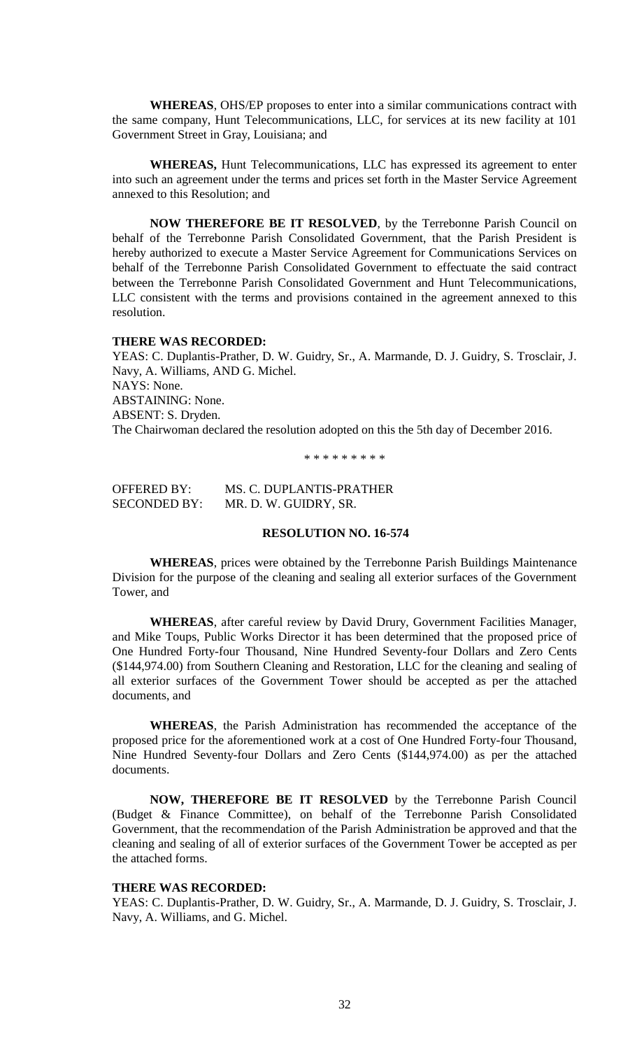**WHEREAS**, OHS/EP proposes to enter into a similar communications contract with the same company, Hunt Telecommunications, LLC, for services at its new facility at 101 Government Street in Gray, Louisiana; and

**WHEREAS,** Hunt Telecommunications, LLC has expressed its agreement to enter into such an agreement under the terms and prices set forth in the Master Service Agreement annexed to this Resolution; and

**NOW THEREFORE BE IT RESOLVED**, by the Terrebonne Parish Council on behalf of the Terrebonne Parish Consolidated Government, that the Parish President is hereby authorized to execute a Master Service Agreement for Communications Services on behalf of the Terrebonne Parish Consolidated Government to effectuate the said contract between the Terrebonne Parish Consolidated Government and Hunt Telecommunications, LLC consistent with the terms and provisions contained in the agreement annexed to this resolution.

**THERE WAS RECORDED:**

YEAS: C. Duplantis-Prather, D. W. Guidry, Sr., A. Marmande, D. J. Guidry, S. Trosclair, J. Navy, A. Williams, AND G. Michel.
NAYS: None.
ABSTAINING: None.
ABSENT: S. Dryden.
The Chairwoman declared the resolution adopted on this the 5th day of December 2016.

\* \* \* \* \* \* \* \* \*

OFFERED BY: MS. C. DUPLANTIS-PRATHER
SECONDED BY: MR. D. W. GUIDRY, SR.

**RESOLUTION NO. 16-574**

**WHEREAS**, prices were obtained by the Terrebonne Parish Buildings Maintenance Division for the purpose of the cleaning and sealing all exterior surfaces of the Government Tower, and

**WHEREAS**, after careful review by David Drury, Government Facilities Manager, and Mike Toups, Public Works Director it has been determined that the proposed price of One Hundred Forty-four Thousand, Nine Hundred Seventy-four Dollars and Zero Cents ($144,974.00) from Southern Cleaning and Restoration, LLC for the cleaning and sealing of all exterior surfaces of the Government Tower should be accepted as per the attached documents, and

**WHEREAS**, the Parish Administration has recommended the acceptance of the proposed price for the aforementioned work at a cost of One Hundred Forty-four Thousand, Nine Hundred Seventy-four Dollars and Zero Cents ($144,974.00) as per the attached documents.

**NOW, THEREFORE BE IT RESOLVED** by the Terrebonne Parish Council (Budget & Finance Committee), on behalf of the Terrebonne Parish Consolidated Government, that the recommendation of the Parish Administration be approved and that the cleaning and sealing of all of exterior surfaces of the Government Tower be accepted as per the attached forms.

**THERE WAS RECORDED:**

YEAS: C. Duplantis-Prather, D. W. Guidry, Sr., A. Marmande, D. J. Guidry, S. Trosclair, J. Navy, A. Williams, and G. Michel.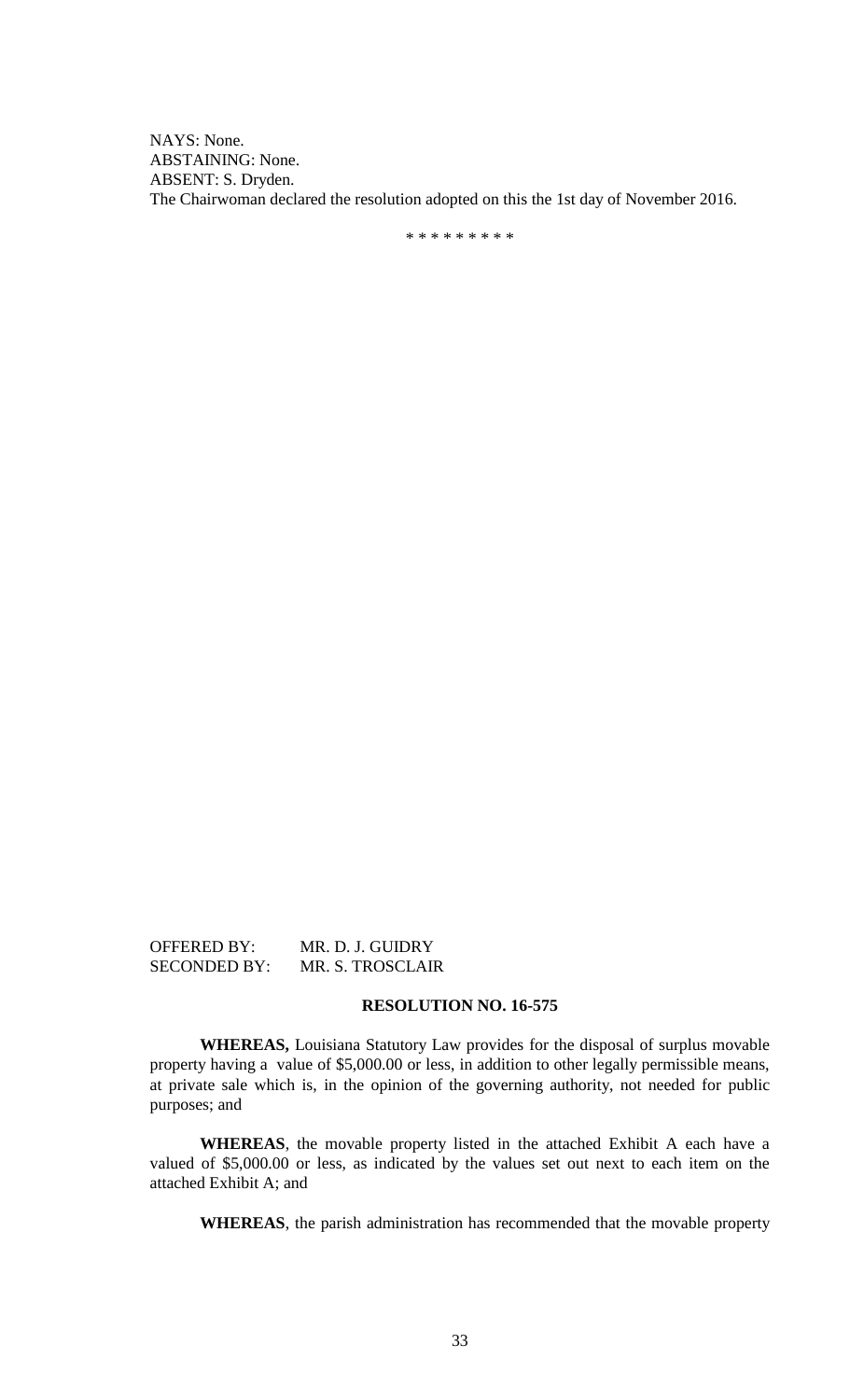NAYS: None.
ABSTAINING: None.
ABSENT: S. Dryden.
The Chairwoman declared the resolution adopted on this the 1st day of November 2016.

\* \* \* \* \* \* \* \* \*

OFFERED BY: MR. D. J. GUIDRY
SECONDED BY: MR. S. TROSCLAIR

**RESOLUTION NO. 16-575**

**WHEREAS,** Louisiana Statutory Law provides for the disposal of surplus movable property having a value of $5,000.00 or less, in addition to other legally permissible means, at private sale which is, in the opinion of the governing authority, not needed for public purposes; and

**WHEREAS**, the movable property listed in the attached Exhibit A each have a valued of $5,000.00 or less, as indicated by the values set out next to each item on the attached Exhibit A; and

**WHEREAS**, the parish administration has recommended that the movable property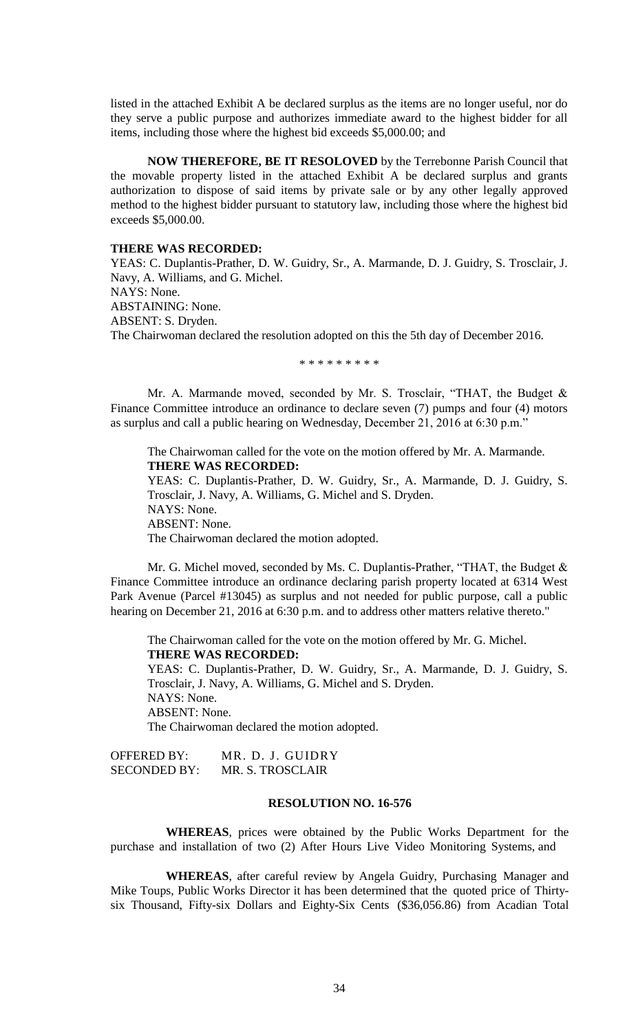listed in the attached Exhibit A be declared surplus as the items are no longer useful, nor do they serve a public purpose and authorizes immediate award to the highest bidder for all items, including those where the highest bid exceeds $5,000.00; and

**NOW THEREFORE, BE IT RESOLOVED** by the Terrebonne Parish Council that the movable property listed in the attached Exhibit A be declared surplus and grants authorization to dispose of said items by private sale or by any other legally approved method to the highest bidder pursuant to statutory law, including those where the highest bid exceeds $5,000.00.

**THERE WAS RECORDED:**

YEAS: C. Duplantis-Prather, D. W. Guidry, Sr., A. Marmande, D. J. Guidry, S. Trosclair, J. Navy, A. Williams, and G. Michel.
NAYS: None.
ABSTAINING: None.
ABSENT: S. Dryden.
The Chairwoman declared the resolution adopted on this the 5th day of December 2016.

\* \* \* \* \* \* \* \* \*

Mr. A. Marmande moved, seconded by Mr. S. Trosclair, "THAT, the Budget & Finance Committee introduce an ordinance to declare seven (7) pumps and four (4) motors as surplus and call a public hearing on Wednesday, December 21, 2016 at 6:30 p.m."

The Chairwoman called for the vote on the motion offered by Mr. A. Marmande.
**THERE WAS RECORDED:**
YEAS: C. Duplantis-Prather, D. W. Guidry, Sr., A. Marmande, D. J. Guidry, S. Trosclair, J. Navy, A. Williams, G. Michel and S. Dryden.
NAYS: None.
ABSENT: None.
The Chairwoman declared the motion adopted.

Mr. G. Michel moved, seconded by Ms. C. Duplantis-Prather, "THAT, the Budget & Finance Committee introduce an ordinance declaring parish property located at 6314 West Park Avenue (Parcel #13045) as surplus and not needed for public purpose, call a public hearing on December 21, 2016 at 6:30 p.m. and to address other matters relative thereto."

The Chairwoman called for the vote on the motion offered by Mr. G. Michel.
**THERE WAS RECORDED:**
YEAS: C. Duplantis-Prather, D. W. Guidry, Sr., A. Marmande, D. J. Guidry, S. Trosclair, J. Navy, A. Williams, G. Michel and S. Dryden.
NAYS: None.
ABSENT: None.
The Chairwoman declared the motion adopted.

OFFERED BY: MR. D. J. GUIDRY
SECONDED BY: MR. S. TROSCLAIR

**RESOLUTION NO. 16-576**

**WHEREAS**, prices were obtained by the Public Works Department for the purchase and installation of two (2) After Hours Live Video Monitoring Systems, and

**WHEREAS**, after careful review by Angela Guidry, Purchasing Manager and Mike Toups, Public Works Director it has been determined that the quoted price of Thirty-six Thousand, Fifty-six Dollars and Eighty-Six Cents ($36,056.86) from Acadian Total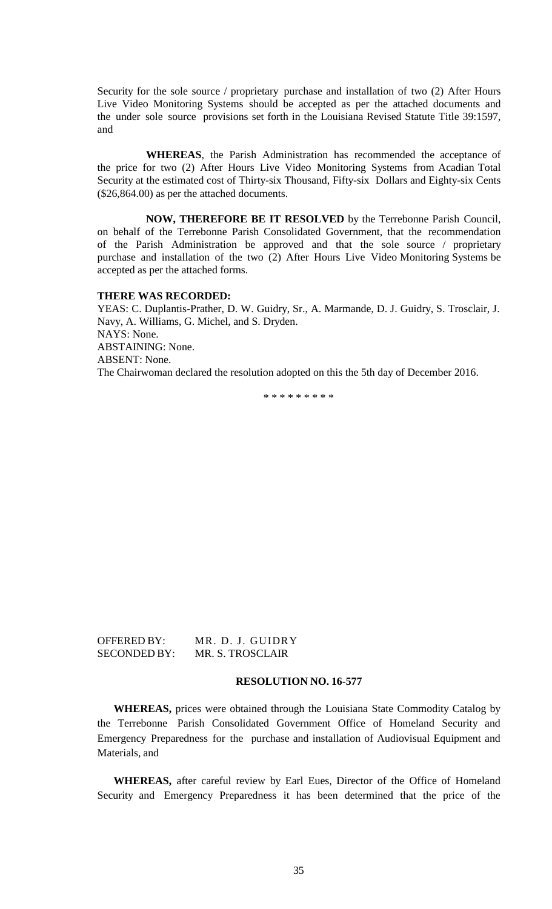Security for the sole source / proprietary purchase and installation of two (2) After Hours Live Video Monitoring Systems should be accepted as per the attached documents and the under sole source provisions set forth in the Louisiana Revised Statute Title 39:1597, and

**WHEREAS**, the Parish Administration has recommended the acceptance of the price for two (2) After Hours Live Video Monitoring Systems from Acadian Total Security at the estimated cost of Thirty-six Thousand, Fifty-six Dollars and Eighty-six Cents ($26,864.00) as per the attached documents.

**NOW, THEREFORE BE IT RESOLVED** by the Terrebonne Parish Council, on behalf of the Terrebonne Parish Consolidated Government, that the recommendation of the Parish Administration be approved and that the sole source / proprietary purchase and installation of the two (2) After Hours Live Video Monitoring Systems be accepted as per the attached forms.

**THERE WAS RECORDED:**

YEAS: C. Duplantis-Prather, D. W. Guidry, Sr., A. Marmande, D. J. Guidry, S. Trosclair, J. Navy, A. Williams, G. Michel, and S. Dryden.

NAYS: None.

ABSTAINING: None.

ABSENT: None.

The Chairwoman declared the resolution adopted on this the 5th day of December 2016.

\* \* \* \* \* \* \* \* \*

OFFERED BY: MR. D. J. GUIDRY

SECONDED BY: MR. S. TROSCLAIR

**RESOLUTION NO. 16-577**

**WHEREAS,** prices were obtained through the Louisiana State Commodity Catalog by the Terrebonne Parish Consolidated Government Office of Homeland Security and Emergency Preparedness for the purchase and installation of Audiovisual Equipment and Materials, and

**WHEREAS,** after careful review by Earl Eues, Director of the Office of Homeland Security and Emergency Preparedness it has been determined that the price of the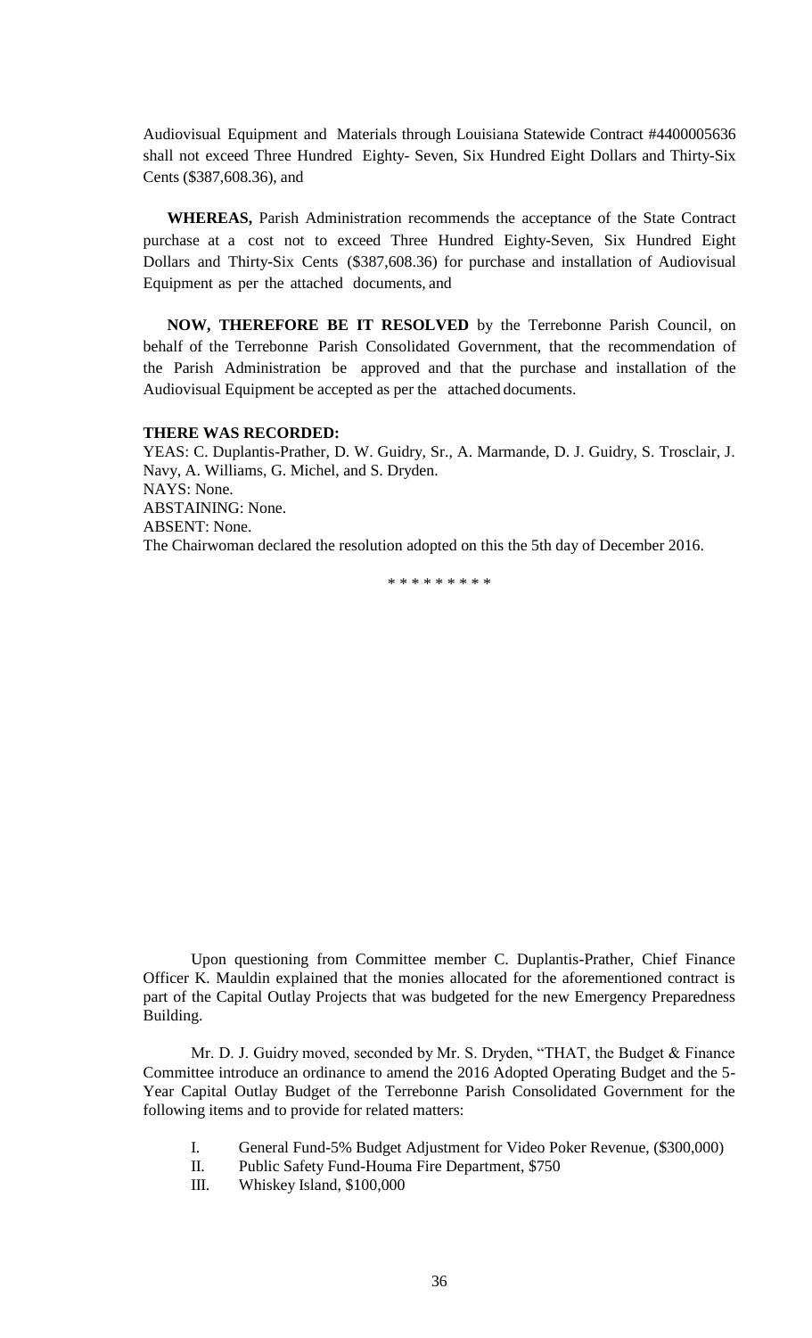Audiovisual Equipment and Materials through Louisiana Statewide Contract #4400005636 shall not exceed Three Hundred Eighty- Seven, Six Hundred Eight Dollars and Thirty-Six Cents ($387,608.36), and

**WHEREAS,** Parish Administration recommends the acceptance of the State Contract purchase at a cost not to exceed Three Hundred Eighty-Seven, Six Hundred Eight Dollars and Thirty-Six Cents ($387,608.36) for purchase and installation of Audiovisual Equipment as per the attached documents, and

**NOW, THEREFORE BE IT RESOLVED** by the Terrebonne Parish Council, on behalf of the Terrebonne Parish Consolidated Government, that the recommendation of the Parish Administration be approved and that the purchase and installation of the Audiovisual Equipment be accepted as per the attached documents.

**THERE WAS RECORDED:**
YEAS: C. Duplantis-Prather, D. W. Guidry, Sr., A. Marmande, D. J. Guidry, S. Trosclair, J. Navy, A. Williams, G. Michel, and S. Dryden.
NAYS: None.
ABSTAINING: None.
ABSENT: None.
The Chairwoman declared the resolution adopted on this the 5th day of December 2016.

\* \* \* \* \* \* \* \* \*

Upon questioning from Committee member C. Duplantis-Prather, Chief Finance Officer K. Mauldin explained that the monies allocated for the aforementioned contract is part of the Capital Outlay Projects that was budgeted for the new Emergency Preparedness Building.

Mr. D. J. Guidry moved, seconded by Mr. S. Dryden, "THAT, the Budget & Finance Committee introduce an ordinance to amend the 2016 Adopted Operating Budget and the 5-Year Capital Outlay Budget of the Terrebonne Parish Consolidated Government for the following items and to provide for related matters:

I. General Fund-5% Budget Adjustment for Video Poker Revenue, ($300,000)
II. Public Safety Fund-Houma Fire Department, $750
III. Whiskey Island, $100,000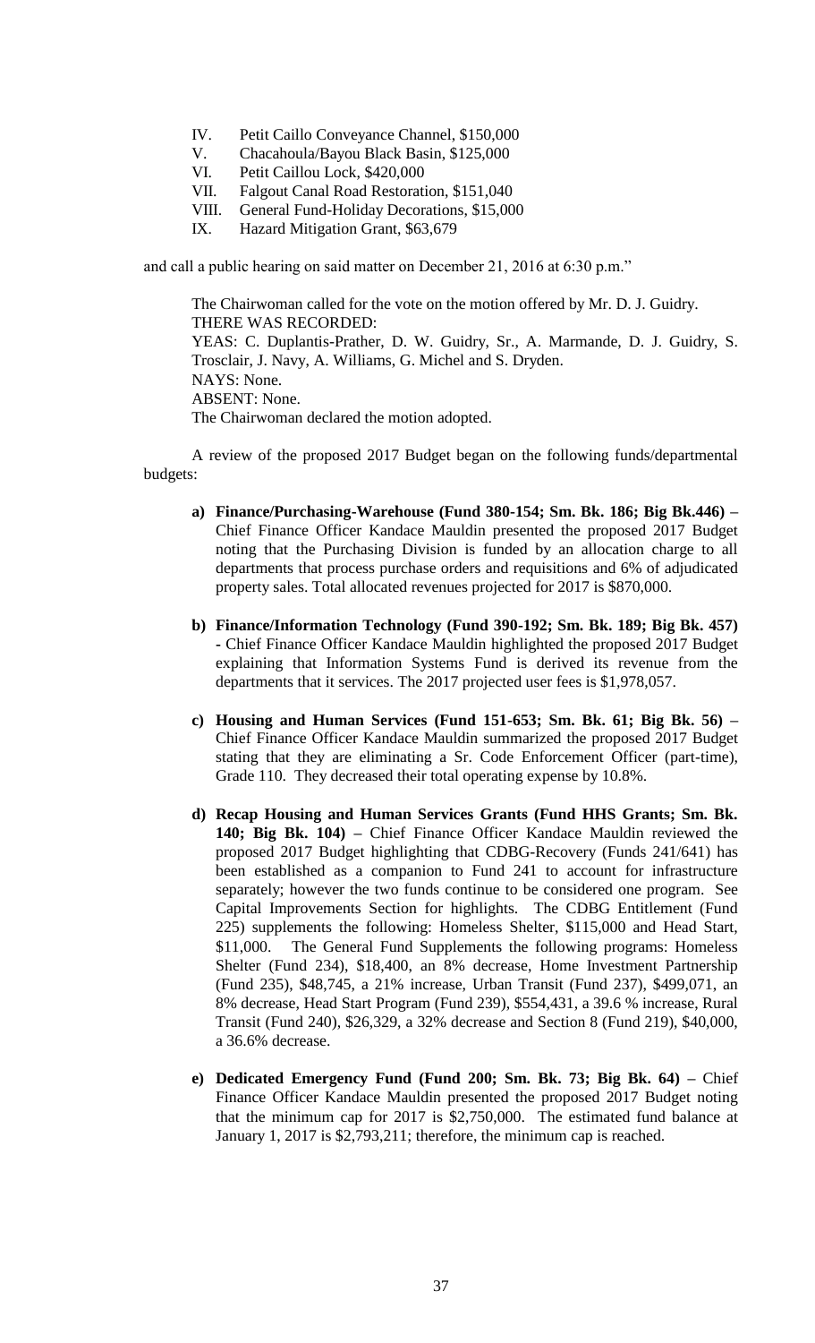IV. Petit Caillo Conveyance Channel, $150,000
V. Chacahoula/Bayou Black Basin, $125,000
VI. Petit Caillou Lock, $420,000
VII. Falgout Canal Road Restoration, $151,040
VIII. General Fund-Holiday Decorations, $15,000
IX. Hazard Mitigation Grant, $63,679

and call a public hearing on said matter on December 21, 2016 at 6:30 p.m."

The Chairwoman called for the vote on the motion offered by Mr. D. J. Guidry.
THERE WAS RECORDED:
YEAS: C. Duplantis-Prather, D. W. Guidry, Sr., A. Marmande, D. J. Guidry, S. Trosclair, J. Navy, A. Williams, G. Michel and S. Dryden.
NAYS: None.
ABSENT: None.
The Chairwoman declared the motion adopted.

A review of the proposed 2017 Budget began on the following funds/departmental budgets:

- **a) Finance/Purchasing-Warehouse (Fund 380-154; Sm. Bk. 186; Big Bk.446) –** Chief Finance Officer Kandace Mauldin presented the proposed 2017 Budget noting that the Purchasing Division is funded by an allocation charge to all departments that process purchase orders and requisitions and 6% of adjudicated property sales. Total allocated revenues projected for 2017 is $870,000.

- **b) Finance/Information Technology (Fund 390-192; Sm. Bk. 189; Big Bk. 457) -** Chief Finance Officer Kandace Mauldin highlighted the proposed 2017 Budget explaining that Information Systems Fund is derived its revenue from the departments that it services. The 2017 projected user fees is $1,978,057.

- **c) Housing and Human Services (Fund 151-653; Sm. Bk. 61; Big Bk. 56) –** Chief Finance Officer Kandace Mauldin summarized the proposed 2017 Budget stating that they are eliminating a Sr. Code Enforcement Officer (part-time), Grade 110. They decreased their total operating expense by 10.8%.

- **d) Recap Housing and Human Services Grants (Fund HHS Grants; Sm. Bk. 140; Big Bk. 104) –** Chief Finance Officer Kandace Mauldin reviewed the proposed 2017 Budget highlighting that CDBG-Recovery (Funds 241/641) has been established as a companion to Fund 241 to account for infrastructure separately; however the two funds continue to be considered one program. See Capital Improvements Section for highlights. The CDBG Entitlement (Fund 225) supplements the following: Homeless Shelter, $115,000 and Head Start, $11,000. The General Fund Supplements the following programs: Homeless Shelter (Fund 234), $18,400, an 8% decrease, Home Investment Partnership (Fund 235), $48,745, a 21% increase, Urban Transit (Fund 237), $499,071, an 8% decrease, Head Start Program (Fund 239), $554,431, a 39.6 % increase, Rural Transit (Fund 240), $26,329, a 32% decrease and Section 8 (Fund 219), $40,000, a 36.6% decrease.

- **e) Dedicated Emergency Fund (Fund 200; Sm. Bk. 73; Big Bk. 64) –** Chief Finance Officer Kandace Mauldin presented the proposed 2017 Budget noting that the minimum cap for 2017 is $2,750,000. The estimated fund balance at January 1, 2017 is $2,793,211; therefore, the minimum cap is reached.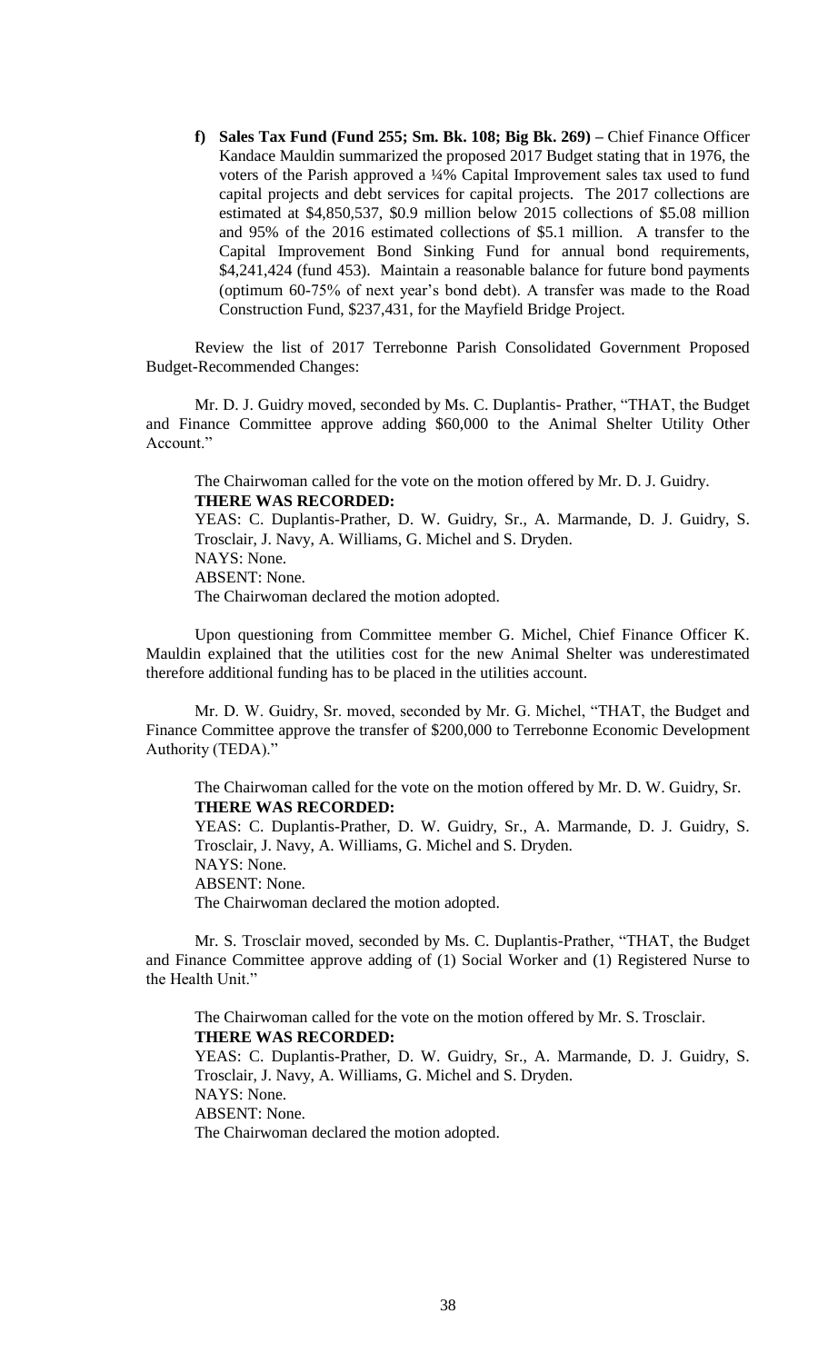f) **Sales Tax Fund (Fund 255; Sm. Bk. 108; Big Bk. 269) –** Chief Finance Officer Kandace Mauldin summarized the proposed 2017 Budget stating that in 1976, the voters of the Parish approved a ¼% Capital Improvement sales tax used to fund capital projects and debt services for capital projects. The 2017 collections are estimated at $4,850,537, $0.9 million below 2015 collections of $5.08 million and 95% of the 2016 estimated collections of $5.1 million. A transfer to the Capital Improvement Bond Sinking Fund for annual bond requirements, $4,241,424 (fund 453). Maintain a reasonable balance for future bond payments (optimum 60-75% of next year's bond debt). A transfer was made to the Road Construction Fund, $237,431, for the Mayfield Bridge Project.

Review the list of 2017 Terrebonne Parish Consolidated Government Proposed Budget-Recommended Changes:

Mr. D. J. Guidry moved, seconded by Ms. C. Duplantis- Prather, "THAT, the Budget and Finance Committee approve adding $60,000 to the Animal Shelter Utility Other Account."

The Chairwoman called for the vote on the motion offered by Mr. D. J. Guidry.
**THERE WAS RECORDED:**
YEAS: C. Duplantis-Prather, D. W. Guidry, Sr., A. Marmande, D. J. Guidry, S. Trosclair, J. Navy, A. Williams, G. Michel and S. Dryden.
NAYS: None.
ABSENT: None.
The Chairwoman declared the motion adopted.

Upon questioning from Committee member G. Michel, Chief Finance Officer K. Mauldin explained that the utilities cost for the new Animal Shelter was underestimated therefore additional funding has to be placed in the utilities account.

Mr. D. W. Guidry, Sr. moved, seconded by Mr. G. Michel, "THAT, the Budget and Finance Committee approve the transfer of $200,000 to Terrebonne Economic Development Authority (TEDA)."

The Chairwoman called for the vote on the motion offered by Mr. D. W. Guidry, Sr.
**THERE WAS RECORDED:**
YEAS: C. Duplantis-Prather, D. W. Guidry, Sr., A. Marmande, D. J. Guidry, S. Trosclair, J. Navy, A. Williams, G. Michel and S. Dryden.
NAYS: None.
ABSENT: None.
The Chairwoman declared the motion adopted.

Mr. S. Trosclair moved, seconded by Ms. C. Duplantis-Prather, "THAT, the Budget and Finance Committee approve adding of (1) Social Worker and (1) Registered Nurse to the Health Unit."

The Chairwoman called for the vote on the motion offered by Mr. S. Trosclair.
**THERE WAS RECORDED:**
YEAS: C. Duplantis-Prather, D. W. Guidry, Sr., A. Marmande, D. J. Guidry, S. Trosclair, J. Navy, A. Williams, G. Michel and S. Dryden.
NAYS: None.
ABSENT: None.
The Chairwoman declared the motion adopted.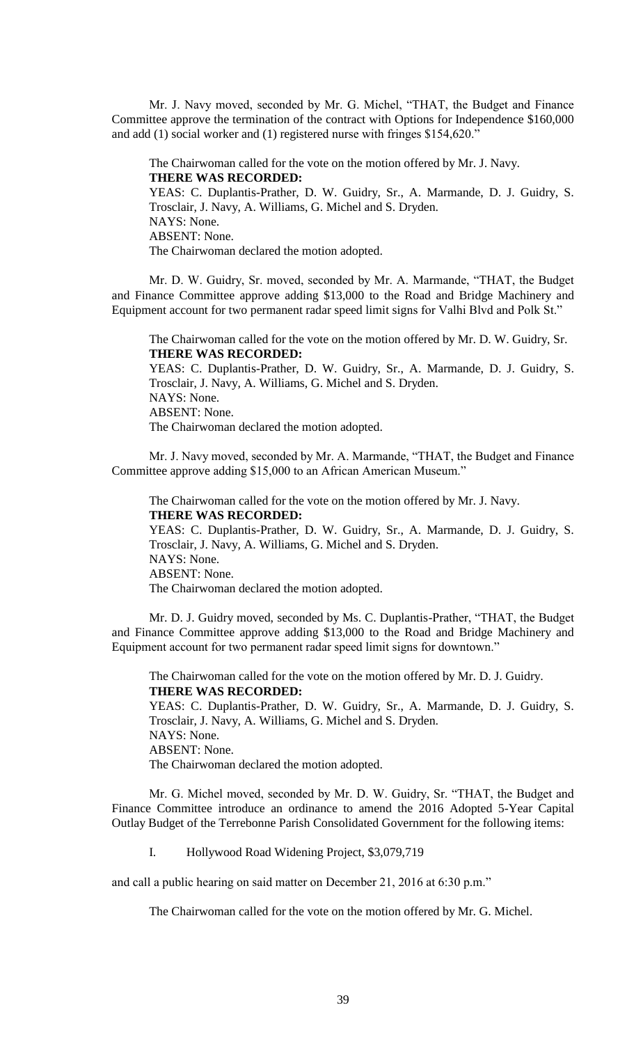Mr. J. Navy moved, seconded by Mr. G. Michel, "THAT, the Budget and Finance Committee approve the termination of the contract with Options for Independence $160,000 and add (1) social worker and (1) registered nurse with fringes $154,620."

The Chairwoman called for the vote on the motion offered by Mr. J. Navy.
**THERE WAS RECORDED:**
YEAS: C. Duplantis-Prather, D. W. Guidry, Sr., A. Marmande, D. J. Guidry, S. Trosclair, J. Navy, A. Williams, G. Michel and S. Dryden.
NAYS: None.
ABSENT: None.
The Chairwoman declared the motion adopted.

Mr. D. W. Guidry, Sr. moved, seconded by Mr. A. Marmande, "THAT, the Budget and Finance Committee approve adding $13,000 to the Road and Bridge Machinery and Equipment account for two permanent radar speed limit signs for Valhi Blvd and Polk St."

The Chairwoman called for the vote on the motion offered by Mr. D. W. Guidry, Sr.
**THERE WAS RECORDED:**
YEAS: C. Duplantis-Prather, D. W. Guidry, Sr., A. Marmande, D. J. Guidry, S. Trosclair, J. Navy, A. Williams, G. Michel and S. Dryden.
NAYS: None.
ABSENT: None.
The Chairwoman declared the motion adopted.

Mr. J. Navy moved, seconded by Mr. A. Marmande, "THAT, the Budget and Finance Committee approve adding $15,000 to an African American Museum."

The Chairwoman called for the vote on the motion offered by Mr. J. Navy.
**THERE WAS RECORDED:**
YEAS: C. Duplantis-Prather, D. W. Guidry, Sr., A. Marmande, D. J. Guidry, S. Trosclair, J. Navy, A. Williams, G. Michel and S. Dryden.
NAYS: None.
ABSENT: None.
The Chairwoman declared the motion adopted.

Mr. D. J. Guidry moved, seconded by Ms. C. Duplantis-Prather, "THAT, the Budget and Finance Committee approve adding $13,000 to the Road and Bridge Machinery and Equipment account for two permanent radar speed limit signs for downtown."

The Chairwoman called for the vote on the motion offered by Mr. D. J. Guidry.
**THERE WAS RECORDED:**
YEAS: C. Duplantis-Prather, D. W. Guidry, Sr., A. Marmande, D. J. Guidry, S. Trosclair, J. Navy, A. Williams, G. Michel and S. Dryden.
NAYS: None.
ABSENT: None.
The Chairwoman declared the motion adopted.

Mr. G. Michel moved, seconded by Mr. D. W. Guidry, Sr. "THAT, the Budget and Finance Committee introduce an ordinance to amend the 2016 Adopted 5-Year Capital Outlay Budget of the Terrebonne Parish Consolidated Government for the following items:

I. Hollywood Road Widening Project, $3,079,719

and call a public hearing on said matter on December 21, 2016 at 6:30 p.m."

The Chairwoman called for the vote on the motion offered by Mr. G. Michel.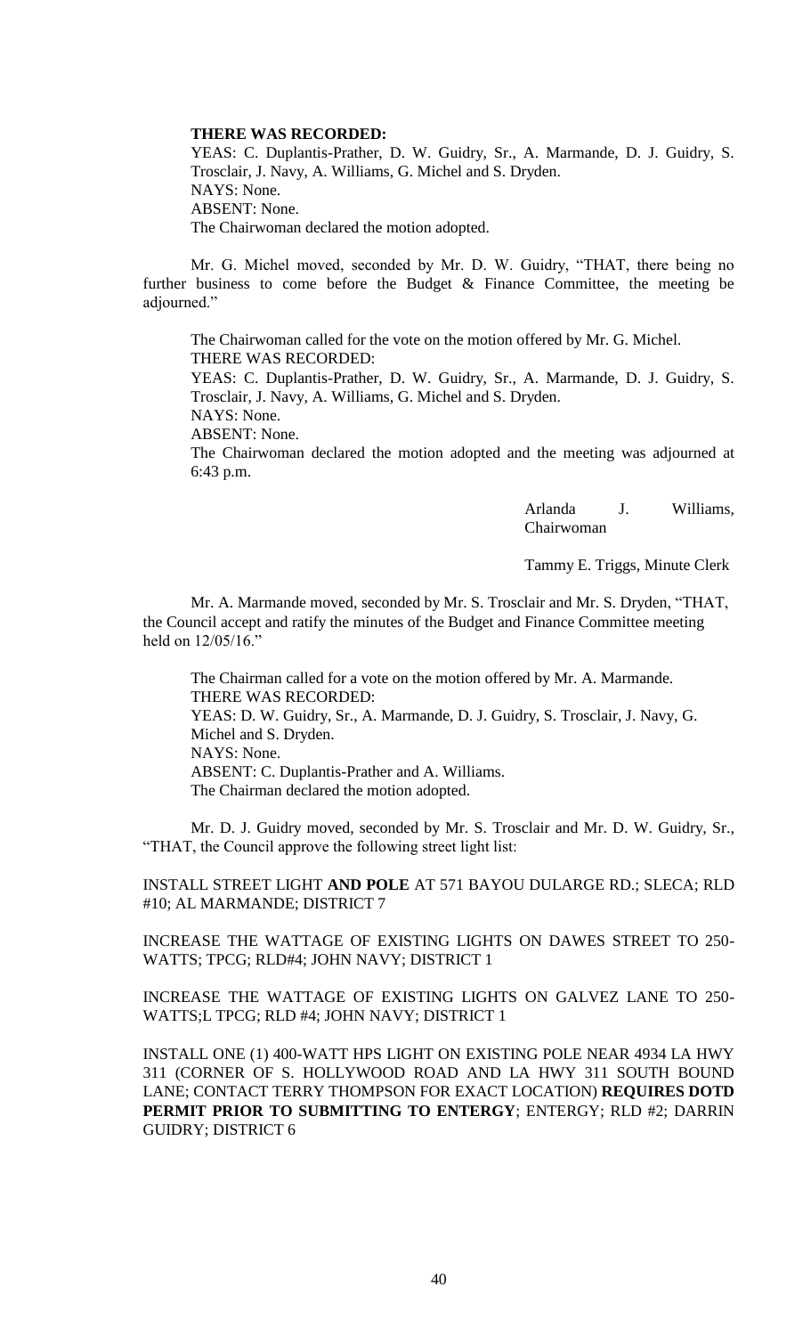**THERE WAS RECORDED:**

YEAS: C. Duplantis-Prather, D. W. Guidry, Sr., A. Marmande, D. J. Guidry, S. Trosclair, J. Navy, A. Williams, G. Michel and S. Dryden.

NAYS: None.

ABSENT: None.

The Chairwoman declared the motion adopted.

Mr. G. Michel moved, seconded by Mr. D. W. Guidry, "THAT, there being no further business to come before the Budget & Finance Committee, the meeting be adjourned."

The Chairwoman called for the vote on the motion offered by Mr. G. Michel.

THERE WAS RECORDED:

YEAS: C. Duplantis-Prather, D. W. Guidry, Sr., A. Marmande, D. J. Guidry, S. Trosclair, J. Navy, A. Williams, G. Michel and S. Dryden.

NAYS: None.

ABSENT: None.

The Chairwoman declared the motion adopted and the meeting was adjourned at 6:43 p.m.

Arlanda J. Williams, Chairwoman

Tammy E. Triggs, Minute Clerk

Mr. A. Marmande moved, seconded by Mr. S. Trosclair and Mr. S. Dryden, "THAT, the Council accept and ratify the minutes of the Budget and Finance Committee meeting held on 12/05/16."

The Chairman called for a vote on the motion offered by Mr. A. Marmande.

THERE WAS RECORDED:

YEAS: D. W. Guidry, Sr., A. Marmande, D. J. Guidry, S. Trosclair, J. Navy, G. Michel and S. Dryden.

NAYS: None.

ABSENT: C. Duplantis-Prather and A. Williams.

The Chairman declared the motion adopted.

Mr. D. J. Guidry moved, seconded by Mr. S. Trosclair and Mr. D. W. Guidry, Sr., "THAT, the Council approve the following street light list:

INSTALL STREET LIGHT **AND POLE** AT 571 BAYOU DULARGE RD.; SLECA; RLD #10; AL MARMANDE; DISTRICT 7

INCREASE THE WATTAGE OF EXISTING LIGHTS ON DAWES STREET TO 250-WATTS; TPCG; RLD#4; JOHN NAVY; DISTRICT 1

INCREASE THE WATTAGE OF EXISTING LIGHTS ON GALVEZ LANE TO 250-WATTS;L TPCG; RLD #4; JOHN NAVY; DISTRICT 1

INSTALL ONE (1) 400-WATT HPS LIGHT ON EXISTING POLE NEAR 4934 LA HWY 311 (CORNER OF S. HOLLYWOOD ROAD AND LA HWY 311 SOUTH BOUND LANE; CONTACT TERRY THOMPSON FOR EXACT LOCATION) **REQUIRES DOTD PERMIT PRIOR TO SUBMITTING TO ENTERGY**; ENTERGY; RLD #2; DARRIN GUIDRY; DISTRICT 6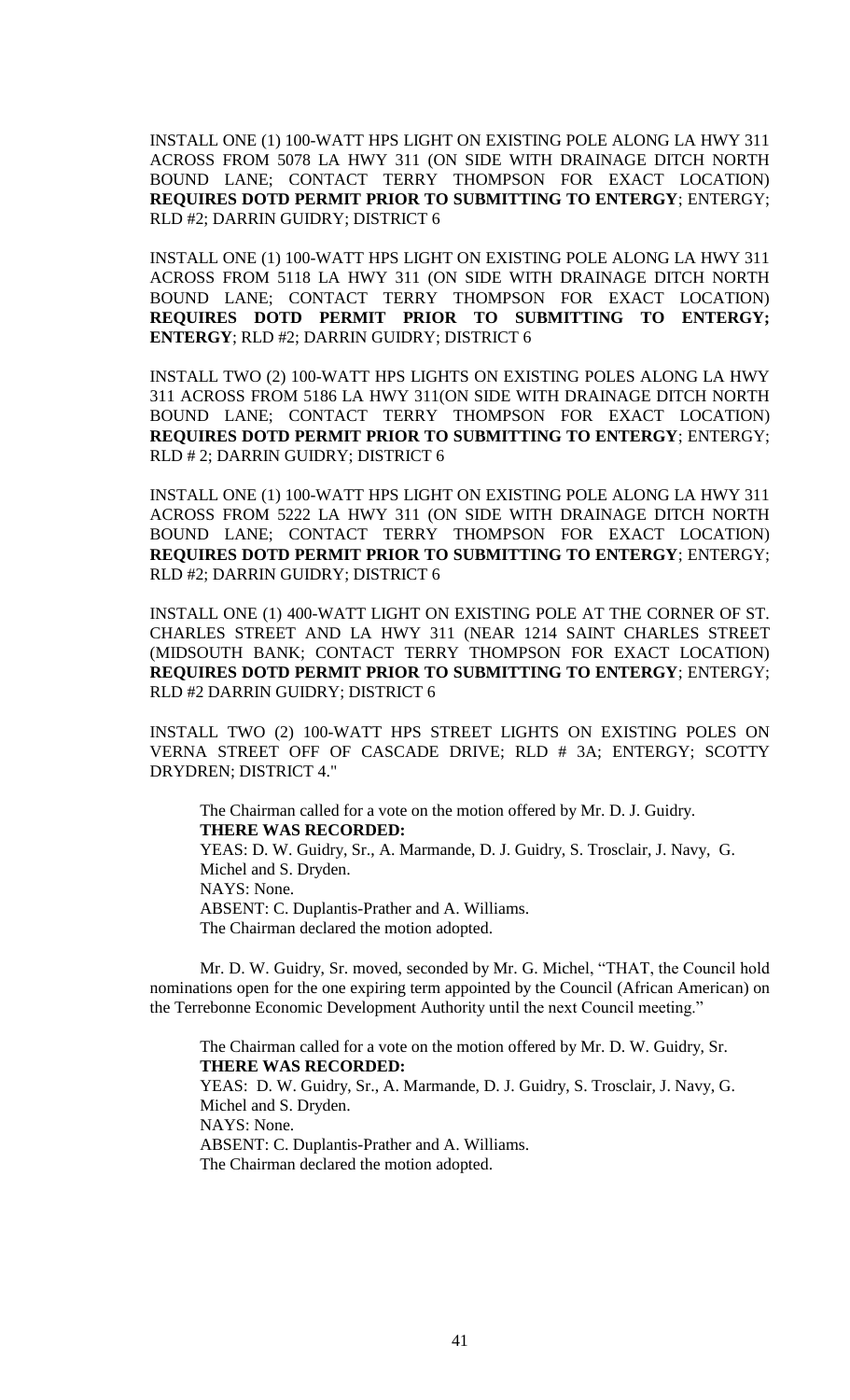INSTALL ONE (1) 100-WATT HPS LIGHT ON EXISTING POLE ALONG LA HWY 311 ACROSS FROM 5078 LA HWY 311 (ON SIDE WITH DRAINAGE DITCH NORTH BOUND LANE; CONTACT TERRY THOMPSON FOR EXACT LOCATION) **REQUIRES DOTD PERMIT PRIOR TO SUBMITTING TO ENTERGY**; ENTERGY; RLD #2; DARRIN GUIDRY; DISTRICT 6

INSTALL ONE (1) 100-WATT HPS LIGHT ON EXISTING POLE ALONG LA HWY 311 ACROSS FROM 5118 LA HWY 311 (ON SIDE WITH DRAINAGE DITCH NORTH BOUND LANE; CONTACT TERRY THOMPSON FOR EXACT LOCATION) **REQUIRES DOTD PERMIT PRIOR TO SUBMITTING TO ENTERGY; ENTERGY**; RLD #2; DARRIN GUIDRY; DISTRICT 6

INSTALL TWO (2) 100-WATT HPS LIGHTS ON EXISTING POLES ALONG LA HWY 311 ACROSS FROM 5186 LA HWY 311(ON SIDE WITH DRAINAGE DITCH NORTH BOUND LANE; CONTACT TERRY THOMPSON FOR EXACT LOCATION) **REQUIRES DOTD PERMIT PRIOR TO SUBMITTING TO ENTERGY**; ENTERGY; RLD # 2; DARRIN GUIDRY; DISTRICT 6

INSTALL ONE (1) 100-WATT HPS LIGHT ON EXISTING POLE ALONG LA HWY 311 ACROSS FROM 5222 LA HWY 311 (ON SIDE WITH DRAINAGE DITCH NORTH BOUND LANE; CONTACT TERRY THOMPSON FOR EXACT LOCATION) **REQUIRES DOTD PERMIT PRIOR TO SUBMITTING TO ENTERGY**; ENTERGY; RLD #2; DARRIN GUIDRY; DISTRICT 6

INSTALL ONE (1) 400-WATT LIGHT ON EXISTING POLE AT THE CORNER OF ST. CHARLES STREET AND LA HWY 311 (NEAR 1214 SAINT CHARLES STREET (MIDSOUTH BANK; CONTACT TERRY THOMPSON FOR EXACT LOCATION) **REQUIRES DOTD PERMIT PRIOR TO SUBMITTING TO ENTERGY**; ENTERGY; RLD #2 DARRIN GUIDRY; DISTRICT 6

INSTALL TWO (2) 100-WATT HPS STREET LIGHTS ON EXISTING POLES ON VERNA STREET OFF OF CASCADE DRIVE; RLD # 3A; ENTERGY; SCOTTY DRYDREN; DISTRICT 4."

The Chairman called for a vote on the motion offered by Mr. D. J. Guidry.
**THERE WAS RECORDED:**
YEAS: D. W. Guidry, Sr., A. Marmande, D. J. Guidry, S. Trosclair, J. Navy, G. Michel and S. Dryden.
NAYS: None.
ABSENT: C. Duplantis-Prather and A. Williams.
The Chairman declared the motion adopted.

Mr. D. W. Guidry, Sr. moved, seconded by Mr. G. Michel, "THAT, the Council hold nominations open for the one expiring term appointed by the Council (African American) on the Terrebonne Economic Development Authority until the next Council meeting."

The Chairman called for a vote on the motion offered by Mr. D. W. Guidry, Sr.
**THERE WAS RECORDED:**
YEAS: D. W. Guidry, Sr., A. Marmande, D. J. Guidry, S. Trosclair, J. Navy, G. Michel and S. Dryden.
NAYS: None.
ABSENT: C. Duplantis-Prather and A. Williams.
The Chairman declared the motion adopted.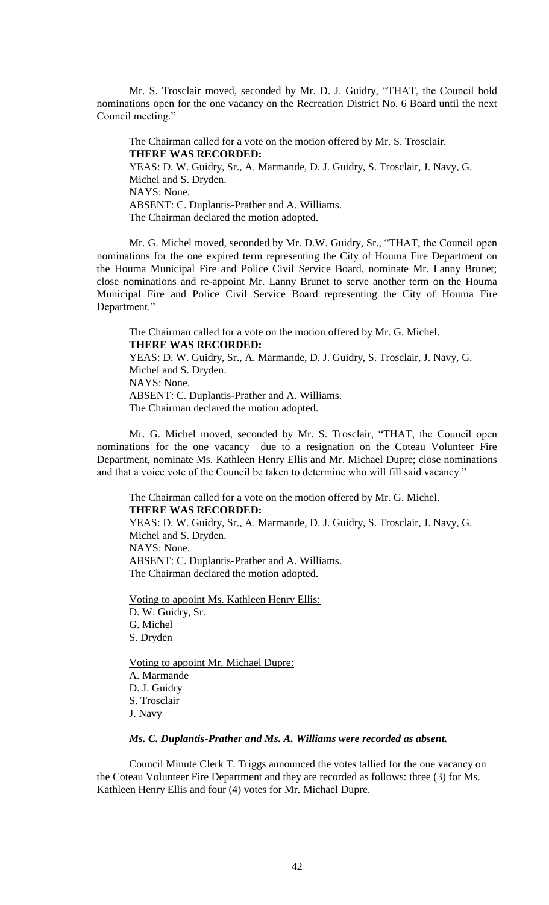Mr. S. Trosclair moved, seconded by Mr. D. J. Guidry, "THAT, the Council hold nominations open for the one vacancy on the Recreation District No. 6 Board until the next Council meeting."

The Chairman called for a vote on the motion offered by Mr. S. Trosclair.
**THERE WAS RECORDED:**
YEAS: D. W. Guidry, Sr., A. Marmande, D. J. Guidry, S. Trosclair, J. Navy, G. Michel and S. Dryden.
NAYS: None.
ABSENT: C. Duplantis-Prather and A. Williams.
The Chairman declared the motion adopted.

Mr. G. Michel moved, seconded by Mr. D.W. Guidry, Sr., "THAT, the Council open nominations for the one expired term representing the City of Houma Fire Department on the Houma Municipal Fire and Police Civil Service Board, nominate Mr. Lanny Brunet; close nominations and re-appoint Mr. Lanny Brunet to serve another term on the Houma Municipal Fire and Police Civil Service Board representing the City of Houma Fire Department."

The Chairman called for a vote on the motion offered by Mr. G. Michel.
**THERE WAS RECORDED:**
YEAS: D. W. Guidry, Sr., A. Marmande, D. J. Guidry, S. Trosclair, J. Navy, G. Michel and S. Dryden.
NAYS: None.
ABSENT: C. Duplantis-Prather and A. Williams.
The Chairman declared the motion adopted.

Mr. G. Michel moved, seconded by Mr. S. Trosclair, "THAT, the Council open nominations for the one vacancy due to a resignation on the Coteau Volunteer Fire Department, nominate Ms. Kathleen Henry Ellis and Mr. Michael Dupre; close nominations and that a voice vote of the Council be taken to determine who will fill said vacancy."

The Chairman called for a vote on the motion offered by Mr. G. Michel.
**THERE WAS RECORDED:**
YEAS: D. W. Guidry, Sr., A. Marmande, D. J. Guidry, S. Trosclair, J. Navy, G. Michel and S. Dryden.
NAYS: None.
ABSENT: C. Duplantis-Prather and A. Williams.
The Chairman declared the motion adopted.

Voting to appoint Ms. Kathleen Henry Ellis:
D. W. Guidry, Sr.
G. Michel
S. Dryden

Voting to appoint Mr. Michael Dupre:
A. Marmande
D. J. Guidry
S. Trosclair
J. Navy

***Ms. C. Duplantis-Prather and Ms. A. Williams were recorded as absent.***

Council Minute Clerk T. Triggs announced the votes tallied for the one vacancy on the Coteau Volunteer Fire Department and they are recorded as follows: three (3) for Ms. Kathleen Henry Ellis and four (4) votes for Mr. Michael Dupre.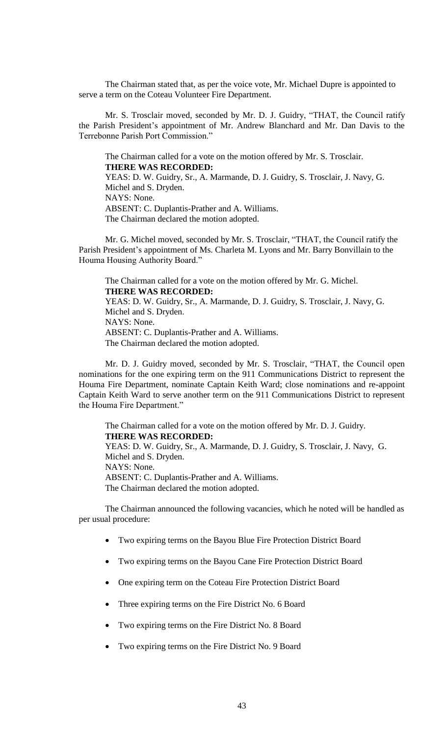The Chairman stated that, as per the voice vote, Mr. Michael Dupre is appointed to serve a term on the Coteau Volunteer Fire Department.

Mr. S. Trosclair moved, seconded by Mr. D. J. Guidry, "THAT, the Council ratify the Parish President's appointment of Mr. Andrew Blanchard and Mr. Dan Davis to the Terrebonne Parish Port Commission."

The Chairman called for a vote on the motion offered by Mr. S. Trosclair.
**THERE WAS RECORDED:**
YEAS: D. W. Guidry, Sr., A. Marmande, D. J. Guidry, S. Trosclair, J. Navy, G. Michel and S. Dryden.
NAYS: None.
ABSENT: C. Duplantis-Prather and A. Williams.
The Chairman declared the motion adopted.

Mr. G. Michel moved, seconded by Mr. S. Trosclair, "THAT, the Council ratify the Parish President's appointment of Ms. Charleta M. Lyons and Mr. Barry Bonvillain to the Houma Housing Authority Board."

The Chairman called for a vote on the motion offered by Mr. G. Michel.
**THERE WAS RECORDED:**
YEAS: D. W. Guidry, Sr., A. Marmande, D. J. Guidry, S. Trosclair, J. Navy, G. Michel and S. Dryden.
NAYS: None.
ABSENT: C. Duplantis-Prather and A. Williams.
The Chairman declared the motion adopted.

Mr. D. J. Guidry moved, seconded by Mr. S. Trosclair, "THAT, the Council open nominations for the one expiring term on the 911 Communications District to represent the Houma Fire Department, nominate Captain Keith Ward; close nominations and re-appoint Captain Keith Ward to serve another term on the 911 Communications District to represent the Houma Fire Department."

The Chairman called for a vote on the motion offered by Mr. D. J. Guidry.
**THERE WAS RECORDED:**
YEAS: D. W. Guidry, Sr., A. Marmande, D. J. Guidry, S. Trosclair, J. Navy, G. Michel and S. Dryden.
NAYS: None.
ABSENT: C. Duplantis-Prather and A. Williams.
The Chairman declared the motion adopted.

The Chairman announced the following vacancies, which he noted will be handled as per usual procedure:

- Two expiring terms on the Bayou Blue Fire Protection District Board
- Two expiring terms on the Bayou Cane Fire Protection District Board
- One expiring term on the Coteau Fire Protection District Board
- Three expiring terms on the Fire District No. 6 Board
- Two expiring terms on the Fire District No. 8 Board
- Two expiring terms on the Fire District No. 9 Board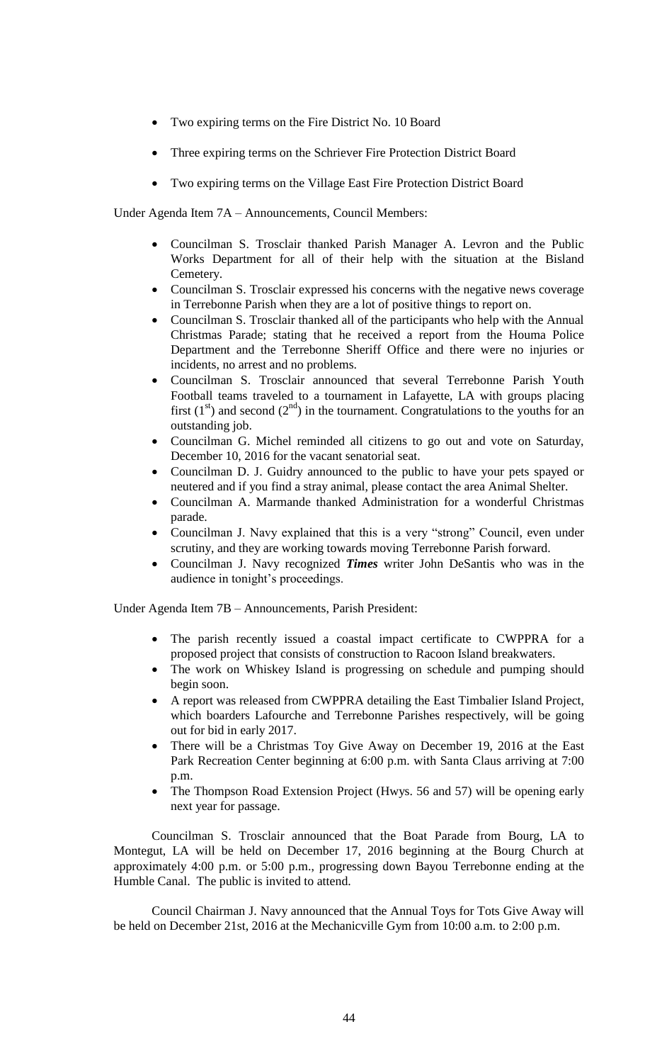- Two expiring terms on the Fire District No. 10 Board
- Three expiring terms on the Schriever Fire Protection District Board
- Two expiring terms on the Village East Fire Protection District Board

Under Agenda Item 7A – Announcements, Council Members:

- Councilman S. Trosclair thanked Parish Manager A. Levron and the Public Works Department for all of their help with the situation at the Bisland Cemetery.
- Councilman S. Trosclair expressed his concerns with the negative news coverage in Terrebonne Parish when they are a lot of positive things to report on.
- Councilman S. Trosclair thanked all of the participants who help with the Annual Christmas Parade; stating that he received a report from the Houma Police Department and the Terrebonne Sheriff Office and there were no injuries or incidents, no arrest and no problems.
- Councilman S. Trosclair announced that several Terrebonne Parish Youth Football teams traveled to a tournament in Lafayette, LA with groups placing first (1st) and second (2nd) in the tournament. Congratulations to the youths for an outstanding job.
- Councilman G. Michel reminded all citizens to go out and vote on Saturday, December 10, 2016 for the vacant senatorial seat.
- Councilman D. J. Guidry announced to the public to have your pets spayed or neutered and if you find a stray animal, please contact the area Animal Shelter.
- Councilman A. Marmande thanked Administration for a wonderful Christmas parade.
- Councilman J. Navy explained that this is a very "strong" Council, even under scrutiny, and they are working towards moving Terrebonne Parish forward.
- Councilman J. Navy recognized ***Times*** writer John DeSantis who was in the audience in tonight's proceedings.

Under Agenda Item 7B – Announcements, Parish President:

- The parish recently issued a coastal impact certificate to CWPPRA for a proposed project that consists of construction to Racoon Island breakwaters.
- The work on Whiskey Island is progressing on schedule and pumping should begin soon.
- A report was released from CWPPRA detailing the East Timbalier Island Project, which boarders Lafourche and Terrebonne Parishes respectively, will be going out for bid in early 2017.
- There will be a Christmas Toy Give Away on December 19, 2016 at the East Park Recreation Center beginning at 6:00 p.m. with Santa Claus arriving at 7:00 p.m.
- The Thompson Road Extension Project (Hwys. 56 and 57) will be opening early next year for passage.

Councilman S. Trosclair announced that the Boat Parade from Bourg, LA to Montegut, LA will be held on December 17, 2016 beginning at the Bourg Church at approximately 4:00 p.m. or 5:00 p.m., progressing down Bayou Terrebonne ending at the Humble Canal. The public is invited to attend.

Council Chairman J. Navy announced that the Annual Toys for Tots Give Away will be held on December 21st, 2016 at the Mechanicville Gym from 10:00 a.m. to 2:00 p.m.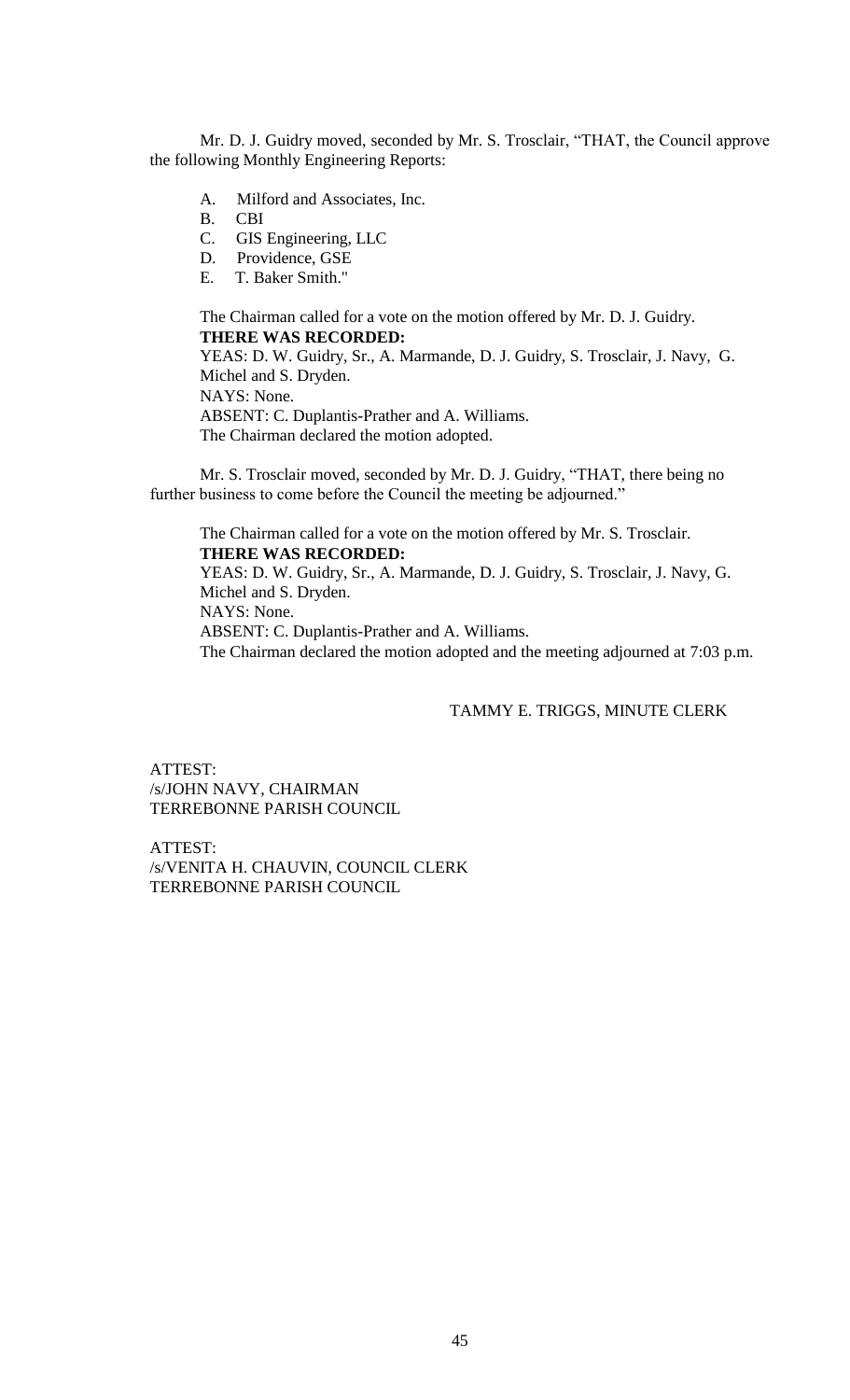Mr. D. J. Guidry moved, seconded by Mr. S. Trosclair, "THAT, the Council approve the following Monthly Engineering Reports:

A. Milford and Associates, Inc.
B. CBI
C. GIS Engineering, LLC
D. Providence, GSE
E. T. Baker Smith."

The Chairman called for a vote on the motion offered by Mr. D. J. Guidry.
**THERE WAS RECORDED:**
YEAS: D. W. Guidry, Sr., A. Marmande, D. J. Guidry, S. Trosclair, J. Navy, G. Michel and S. Dryden.
NAYS: None.
ABSENT: C. Duplantis-Prather and A. Williams.
The Chairman declared the motion adopted.

Mr. S. Trosclair moved, seconded by Mr. D. J. Guidry, "THAT, there being no further business to come before the Council the meeting be adjourned."

The Chairman called for a vote on the motion offered by Mr. S. Trosclair.
**THERE WAS RECORDED:**
YEAS: D. W. Guidry, Sr., A. Marmande, D. J. Guidry, S. Trosclair, J. Navy, G. Michel and S. Dryden.
NAYS: None.
ABSENT: C. Duplantis-Prather and A. Williams.
The Chairman declared the motion adopted and the meeting adjourned at 7:03 p.m.

TAMMY E. TRIGGS, MINUTE CLERK

ATTEST:
/s/JOHN NAVY, CHAIRMAN
TERREBONNE PARISH COUNCIL

ATTEST:
/s/VENITA H. CHAUVIN, COUNCIL CLERK
TERREBONNE PARISH COUNCIL